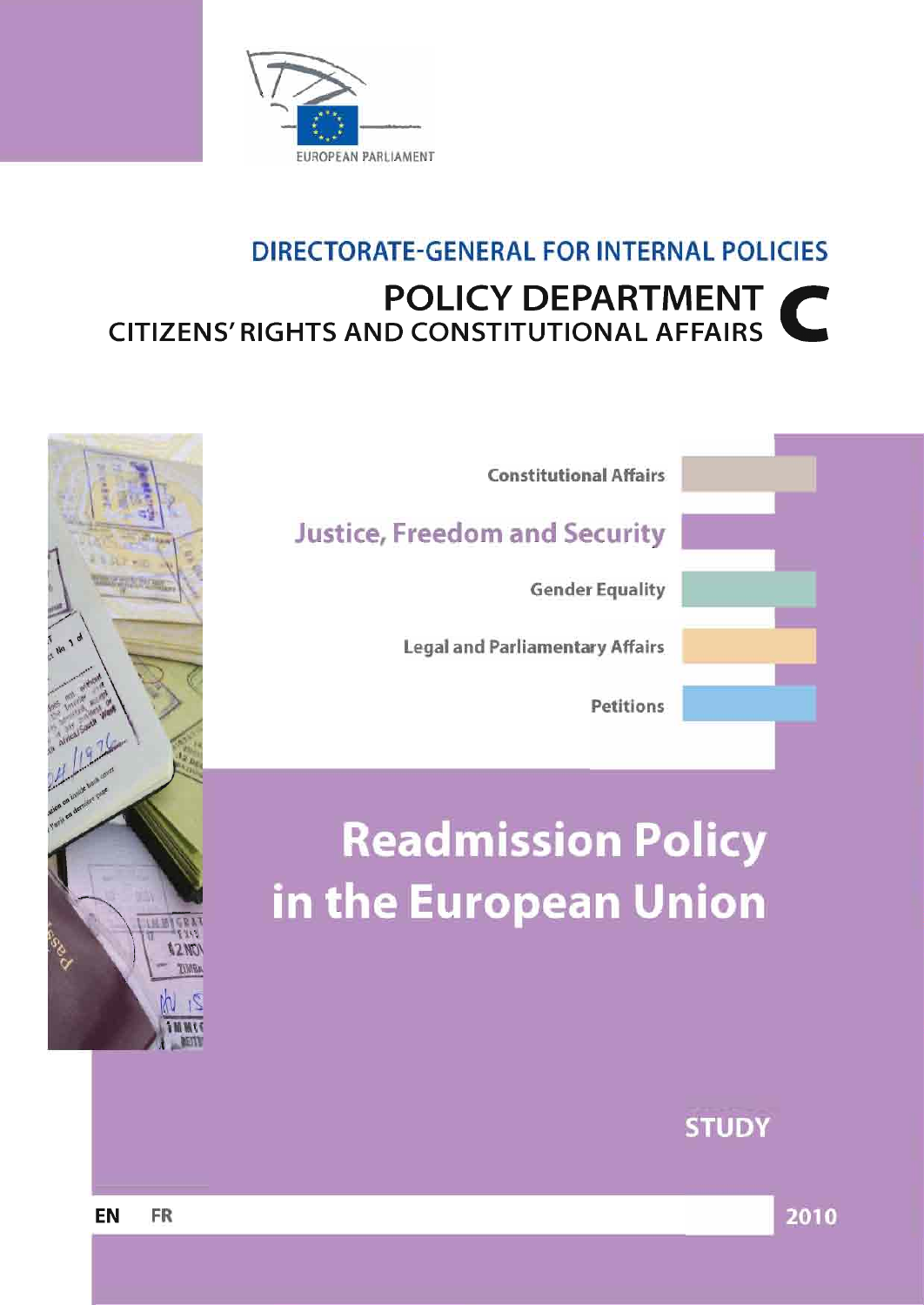EUROPEAN PARLIAMENT

DIRECTORATE-GENERAL FOR INTERNAL POLICIES

POLICY DEPARTMENT C

CITIZENS' RIGHTS AND CONSTITUTIONAL AFFAIRS

Constitutional Affairs

Justice, Freedom and Security

Gender Equality

Legal and Parliamentary Affairs

Petitions

# Readmission Policy in the European Union

STUDY

EN FR

2010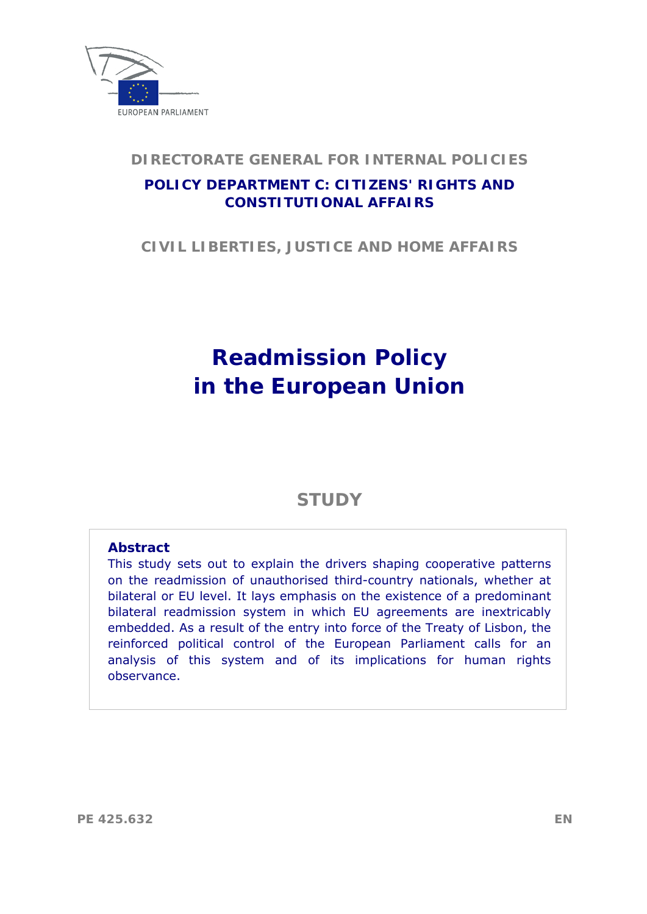EUROPEAN PARLIAMENT

**DIRECTORATE GENERAL FOR INTERNAL POLICIES**

**POLICY DEPARTMENT C: CITIZENS' RIGHTS AND CONSTITUTIONAL AFFAIRS**

**CIVIL LIBERTIES, JUSTICE AND HOME AFFAIRS**

# Readmission Policy in the European Union

## STUDY

**Abstract**

This study sets out to explain the drivers shaping cooperative patterns on the readmission of unauthorised third-country nationals, whether at bilateral or EU level. It lays emphasis on the existence of a predominant bilateral readmission system in which EU agreements are inextricably embedded. As a result of the entry into force of the Treaty of Lisbon, the reinforced political control of the European Parliament calls for an analysis of this system and of its implications for human rights observance.

PE 425.632 EN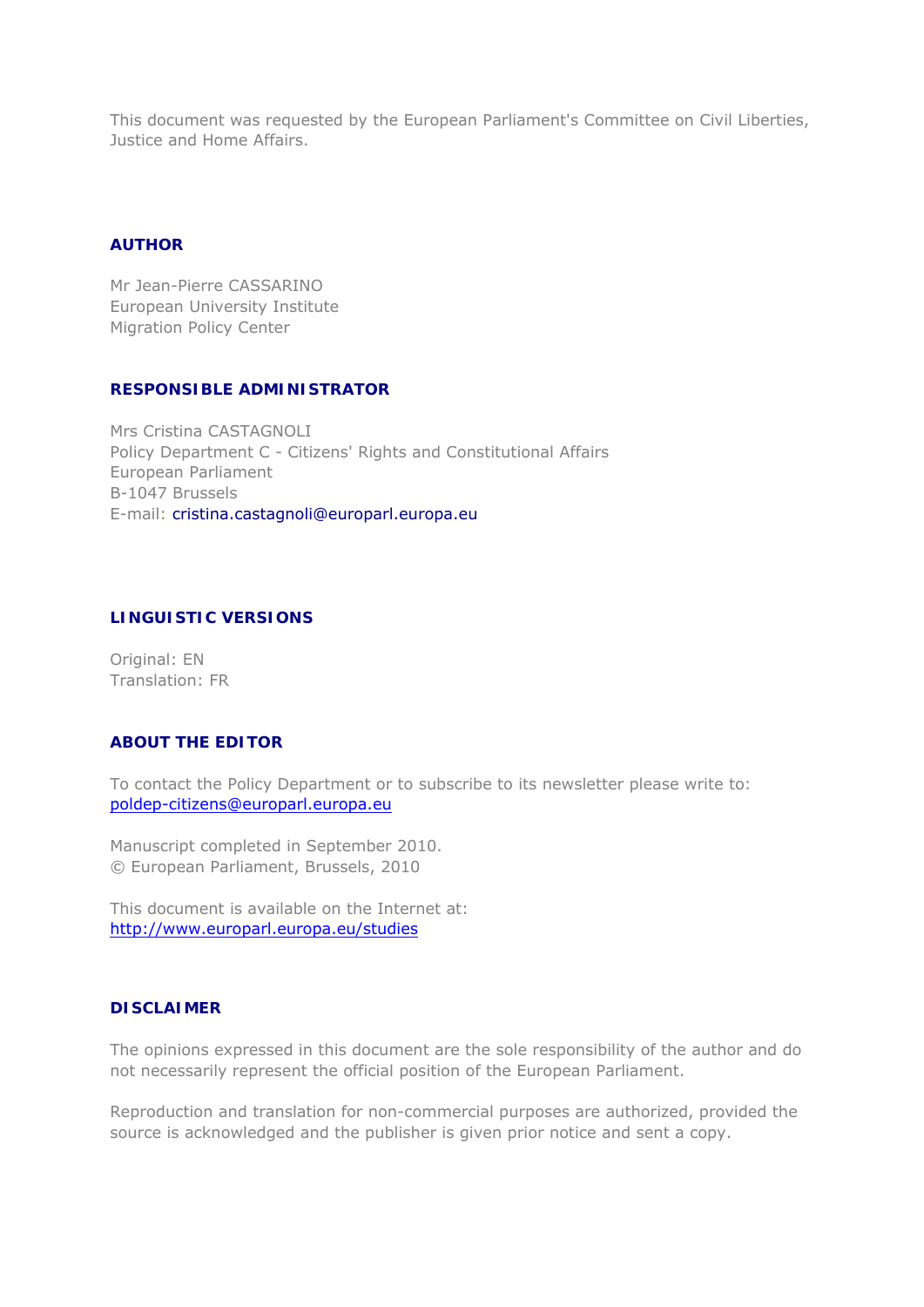This document was requested by the European Parliament's Committee on Civil Liberties, Justice and Home Affairs.

## AUTHOR

Mr Jean-Pierre CASSARINO
European University Institute
Migration Policy Center

## RESPONSIBLE ADMINISTRATOR

Mrs Cristina CASTAGNOLI
Policy Department C - Citizens' Rights and Constitutional Affairs
European Parliament
B-1047 Brussels
E-mail: cristina.castagnoli@europarl.europa.eu

## LINGUISTIC VERSIONS

Original: EN
Translation: FR

## ABOUT THE EDITOR

To contact the Policy Department or to subscribe to its newsletter please write to:
poldep-citizens@europarl.europa.eu

Manuscript completed in September 2010.
© European Parliament, Brussels, 2010

This document is available on the Internet at:
http://www.europarl.europa.eu/studies

## DISCLAIMER

The opinions expressed in this document are the sole responsibility of the author and do not necessarily represent the official position of the European Parliament.

Reproduction and translation for non-commercial purposes are authorized, provided the source is acknowledged and the publisher is given prior notice and sent a copy.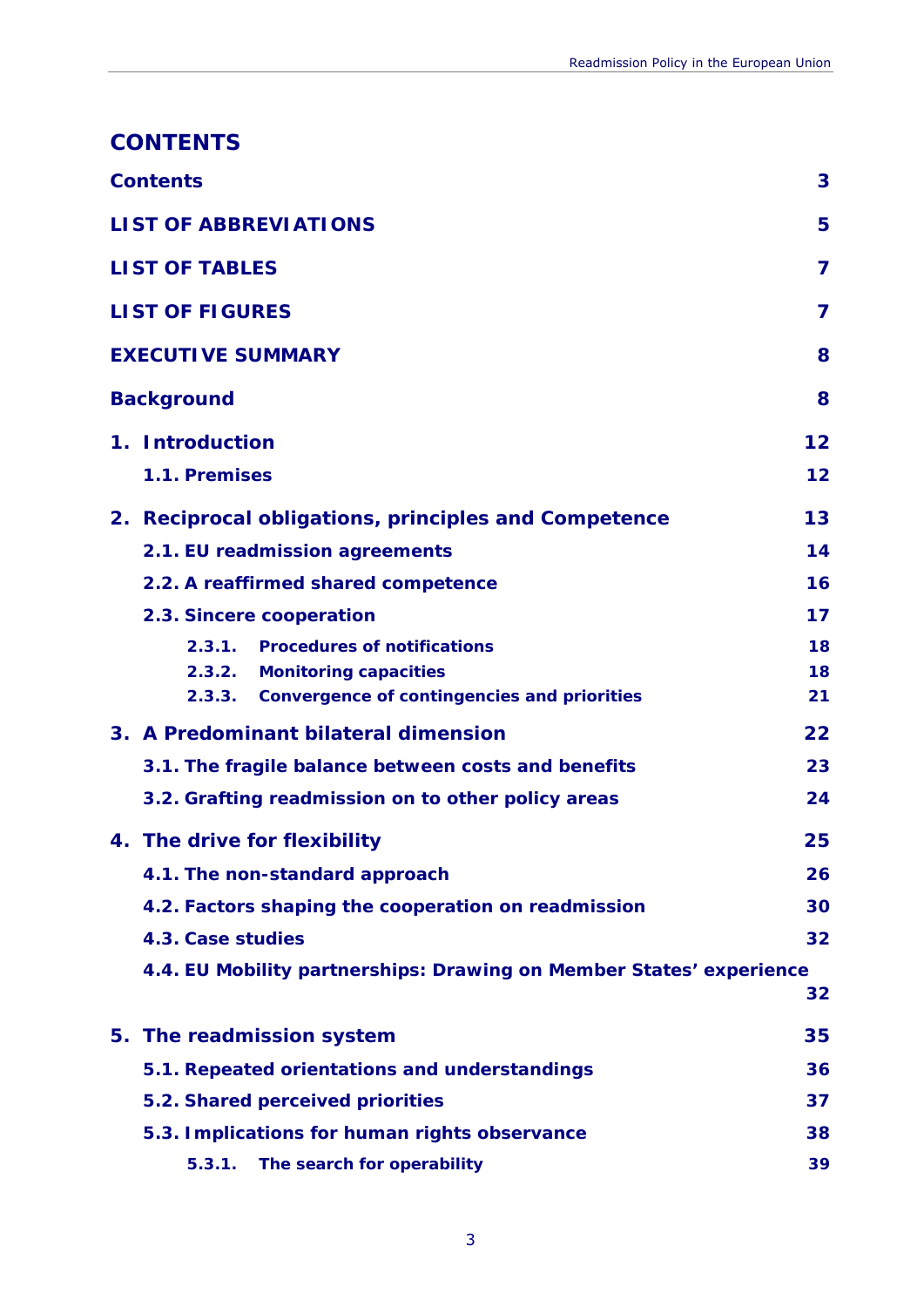# CONTENTS

**Contents** 3

**LIST OF ABBREVIATIONS** 5

**LIST OF TABLES** 7

**LIST OF FIGURES** 7

**EXECUTIVE SUMMARY** 8

**Background** 8

**1. Introduction** 12

- **1.1. Premises** 12

**2. Reciprocal obligations, principles and Competence** 13

- **2.1. EU readmission agreements** 14
- **2.2. A reaffirmed shared competence** 16
- **2.3. Sincere cooperation** 17
  - **2.3.1. Procedures of notifications** 18
  - **2.3.2. Monitoring capacities** 18
  - **2.3.3. Convergence of contingencies and priorities** 21

**3. A Predominant bilateral dimension** 22

- **3.1. The fragile balance between costs and benefits** 23
- **3.2. Grafting readmission on to other policy areas** 24

**4. The drive for flexibility** 25

- **4.1. The non-standard approach** 26
- **4.2. Factors shaping the cooperation on readmission** 30
- **4.3. Case studies** 32
- **4.4. EU Mobility partnerships: Drawing on Member States' experience** 32

**5. The readmission system** 35

- **5.1. Repeated orientations and understandings** 36
- **5.2. Shared perceived priorities** 37
- **5.3. Implications for human rights observance** 38
  - **5.3.1. The search for operability** 39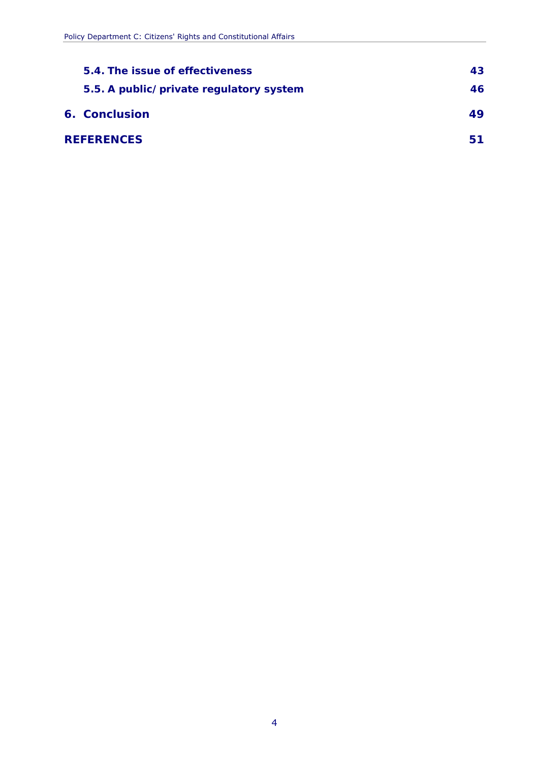**5.4. The issue of effectiveness** 43

**5.5. A public/private regulatory system** 46

**6. Conclusion** 49

**REFERENCES** 51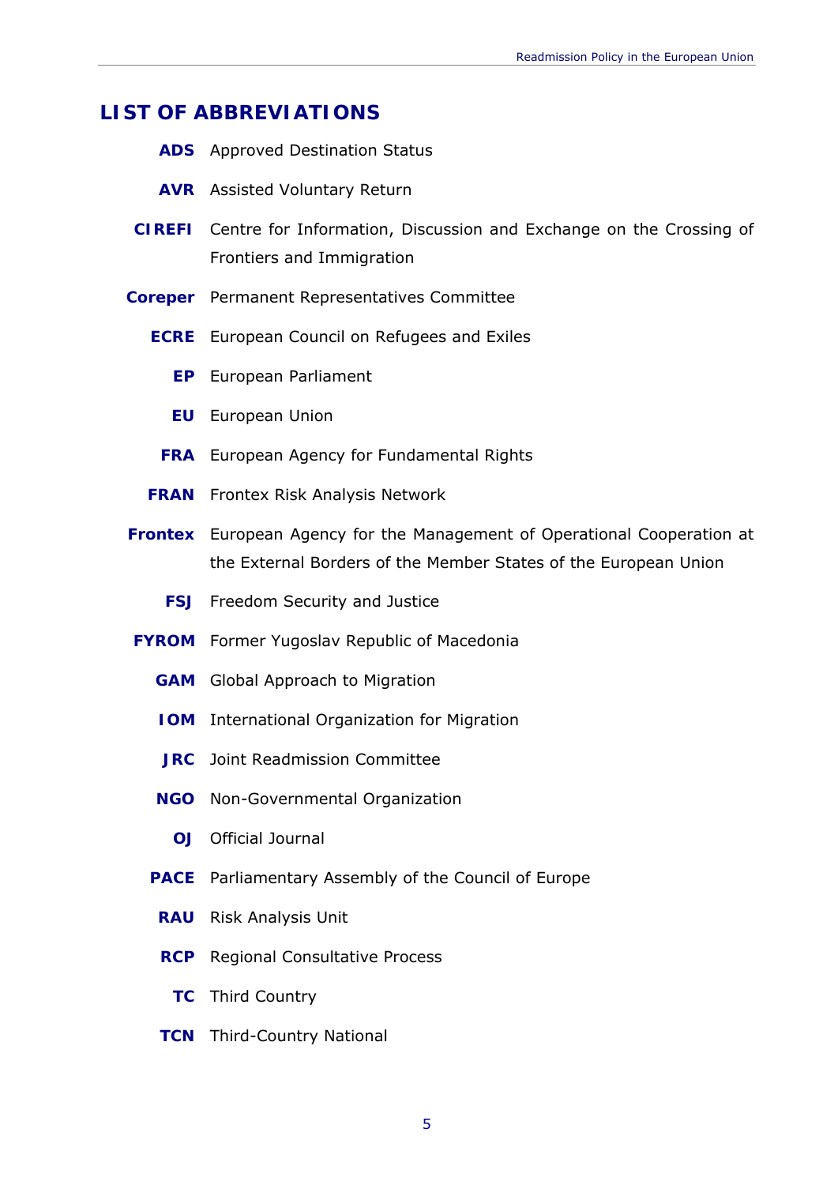## LIST OF ABBREVIATIONS

**ADS** Approved Destination Status

**AVR** Assisted Voluntary Return

**CIREFI** Centre for Information, Discussion and Exchange on the Crossing of Frontiers and Immigration

**Coreper** Permanent Representatives Committee

**ECRE** European Council on Refugees and Exiles

**EP** European Parliament

**EU** European Union

**FRA** European Agency for Fundamental Rights

**FRAN** Frontex Risk Analysis Network

**Frontex** European Agency for the Management of Operational Cooperation at the External Borders of the Member States of the European Union

**FSJ** Freedom Security and Justice

**FYROM** Former Yugoslav Republic of Macedonia

**GAM** Global Approach to Migration

**IOM** International Organization for Migration

**JRC** Joint Readmission Committee

**NGO** Non-Governmental Organization

**OJ** Official Journal

**PACE** Parliamentary Assembly of the Council of Europe

**RAU** Risk Analysis Unit

**RCP** Regional Consultative Process

**TC** Third Country

**TCN** Third-Country National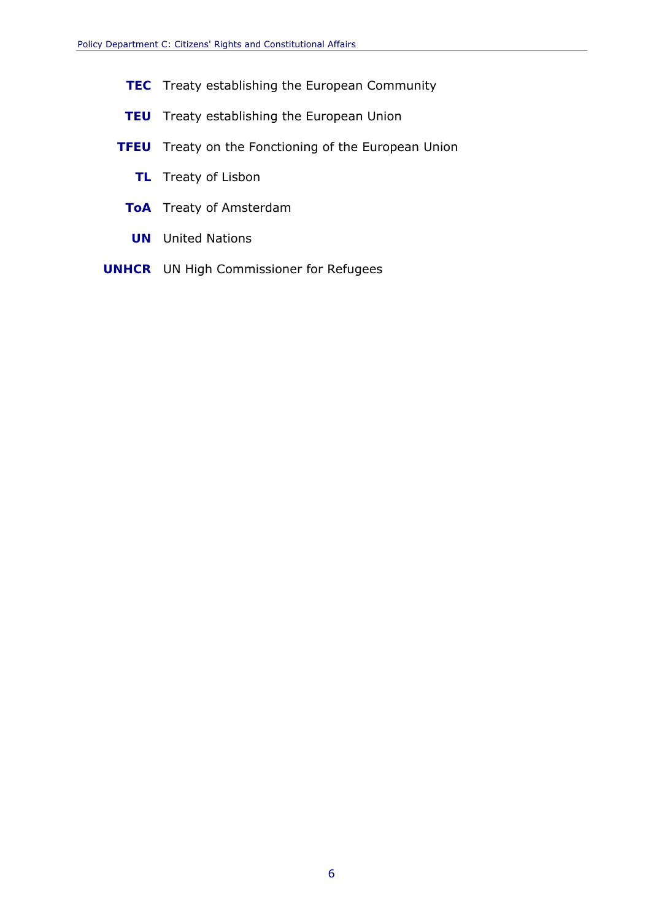**TEC** Treaty establishing the European Community

**TEU** Treaty establishing the European Union

**TFEU** Treaty on the Fonctioning of the European Union

**TL** Treaty of Lisbon

**ToA** Treaty of Amsterdam

**UN** United Nations

**UNHCR** UN High Commissioner for Refugees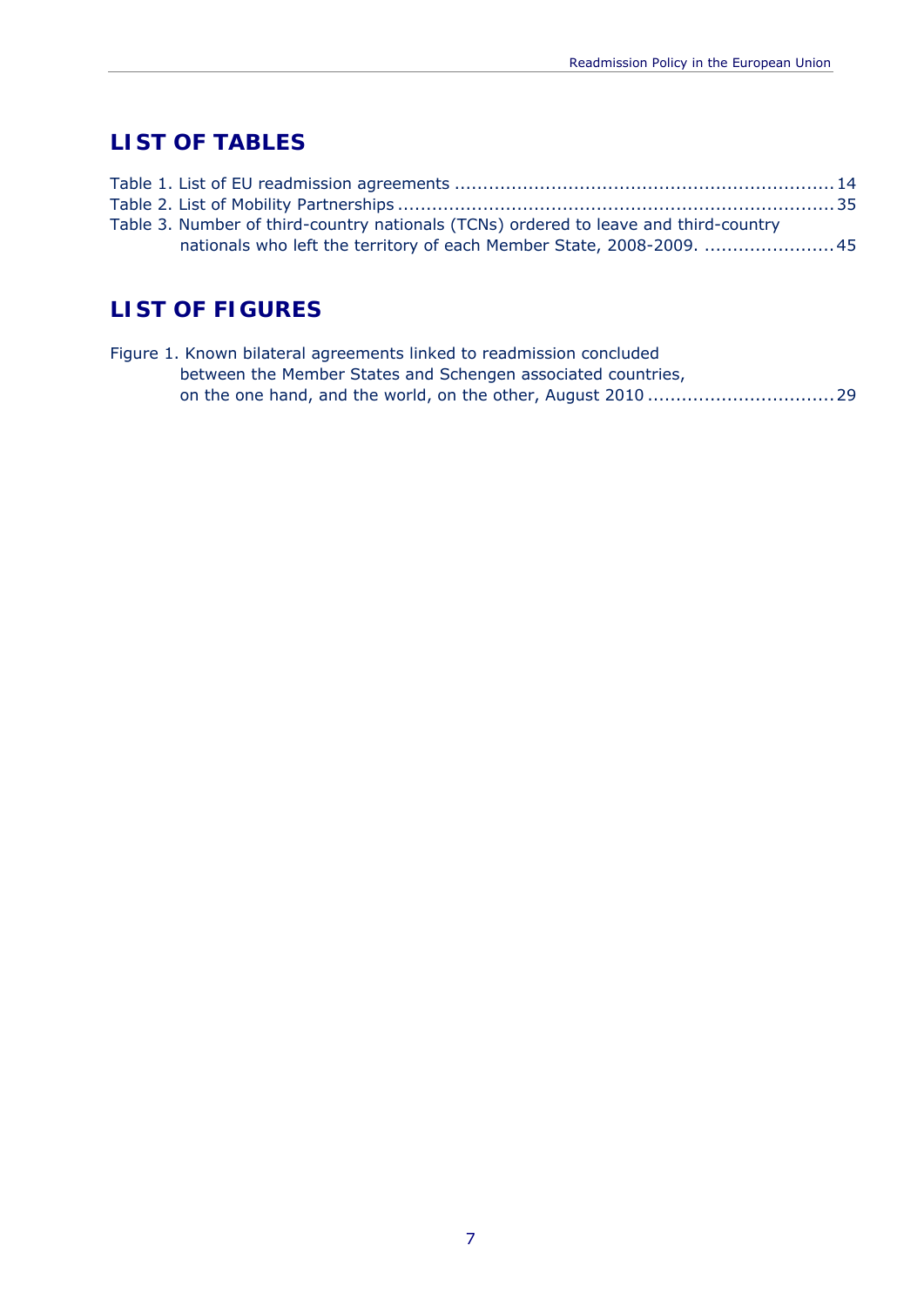## LIST OF TABLES

Table 1. List of EU readmission agreements .................................................................. 14
Table 2. List of Mobility Partnerships ............................................................................ 35
Table 3. Number of third-country nationals (TCNs) ordered to leave and third-country nationals who left the territory of each Member State, 2008-2009. ...................... 45

## LIST OF FIGURES

Figure 1. Known bilateral agreements linked to readmission concluded between the Member States and Schengen associated countries, on the one hand, and the world, on the other, August 2010 ................................ 29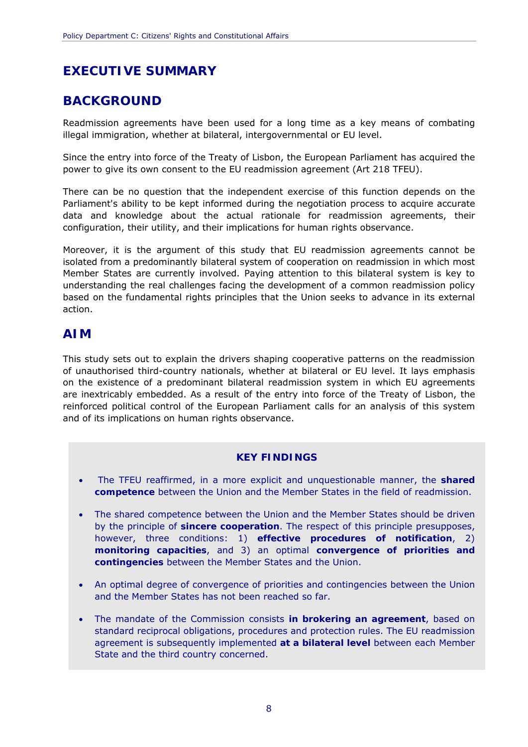# EXECUTIVE SUMMARY

## BACKGROUND

Readmission agreements have been used for a long time as a key means of combating illegal immigration, whether at bilateral, intergovernmental or EU level.

Since the entry into force of the Treaty of Lisbon, the European Parliament has acquired the power to give its own consent to the EU readmission agreement (Art 218 TFEU).

There can be no question that the independent exercise of this function depends on the Parliament's ability to be kept informed during the negotiation process to acquire accurate data and knowledge about the actual rationale for readmission agreements, their configuration, their utility, and their implications for human rights observance.

Moreover, it is the argument of this study that EU readmission agreements cannot be isolated from a predominantly bilateral system of cooperation on readmission in which most Member States are currently involved. Paying attention to this bilateral system is key to understanding the real challenges facing the development of a common readmission policy based on the fundamental rights principles that the Union seeks to advance in its external action.

## AIM

This study sets out to explain the drivers shaping cooperative patterns on the readmission of unauthorised third-country nationals, whether at bilateral or EU level. It lays emphasis on the existence of a predominant bilateral readmission system in which EU agreements are inextricably embedded. As a result of the entry into force of the Treaty of Lisbon, the reinforced political control of the European Parliament calls for an analysis of this system and of its implications on human rights observance.

**KEY FINDINGS**

- The TFEU reaffirmed, in a more explicit and unquestionable manner, the **shared competence** between the Union and the Member States in the field of readmission.
- The shared competence between the Union and the Member States should be driven by the principle of **sincere cooperation**. The respect of this principle presupposes, however, three conditions: 1) **effective procedures of notification**, 2) **monitoring capacities**, and 3) an optimal **convergence of priorities and contingencies** between the Member States and the Union.
- An optimal degree of convergence of priorities and contingencies between the Union and the Member States has not been reached so far.
- The mandate of the Commission consists **in brokering an agreement**, based on standard reciprocal obligations, procedures and protection rules. The EU readmission agreement is subsequently implemented **at a bilateral level** between each Member State and the third country concerned.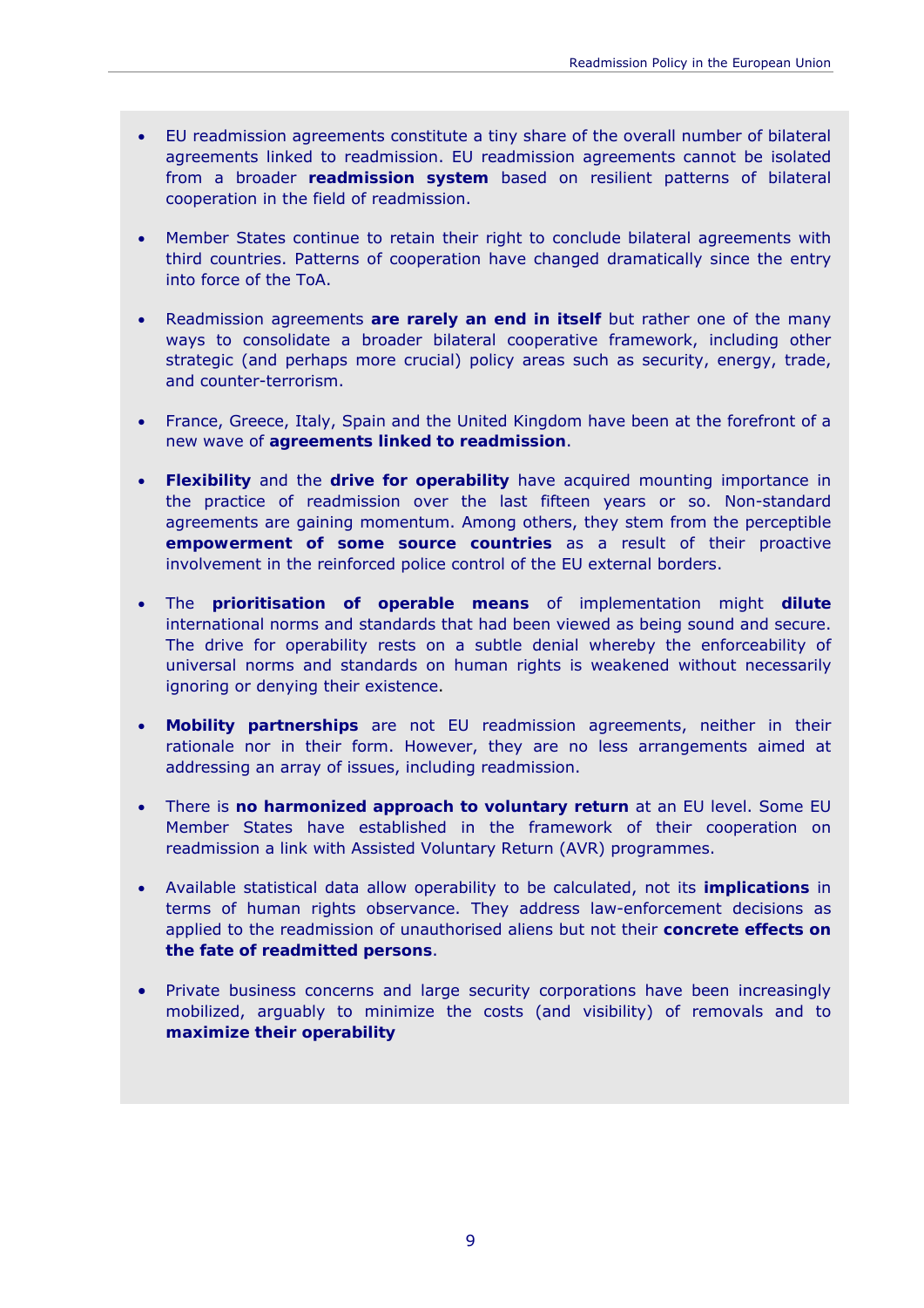- EU readmission agreements constitute a tiny share of the overall number of bilateral agreements linked to readmission. EU readmission agreements cannot be isolated from a broader **readmission system** based on resilient patterns of bilateral cooperation in the field of readmission.

- Member States continue to retain their right to conclude bilateral agreements with third countries. Patterns of cooperation have changed dramatically since the entry into force of the ToA.

- Readmission agreements **are rarely an end in itself** but rather one of the many ways to consolidate a broader bilateral cooperative framework, including other strategic (and perhaps more crucial) policy areas such as security, energy, trade, and counter-terrorism.

- France, Greece, Italy, Spain and the United Kingdom have been at the forefront of a new wave of **agreements linked to readmission**.

- **Flexibility** and the **drive for operability** have acquired mounting importance in the practice of readmission over the last fifteen years or so. Non-standard agreements are gaining momentum. Among others, they stem from the perceptible **empowerment of some source countries** as a result of their proactive involvement in the reinforced police control of the EU external borders.

- The **prioritisation of operable means** of implementation might **dilute** international norms and standards that had been viewed as being sound and secure. The drive for operability rests on a subtle denial whereby the enforceability of universal norms and standards on human rights is weakened without necessarily ignoring or denying their existence.

- **Mobility partnerships** are not EU readmission agreements, neither in their rationale nor in their form. However, they are no less arrangements aimed at addressing an array of issues, including readmission.

- There is **no harmonized approach to voluntary return** at an EU level. Some EU Member States have established in the framework of their cooperation on readmission a link with Assisted Voluntary Return (AVR) programmes.

- Available statistical data allow operability to be calculated, not its **implications** in terms of human rights observance. They address law-enforcement decisions as applied to the readmission of unauthorised aliens but not their **concrete effects on the fate of readmitted persons**.

- Private business concerns and large security corporations have been increasingly mobilized, arguably to minimize the costs (and visibility) of removals and to **maximize their operability**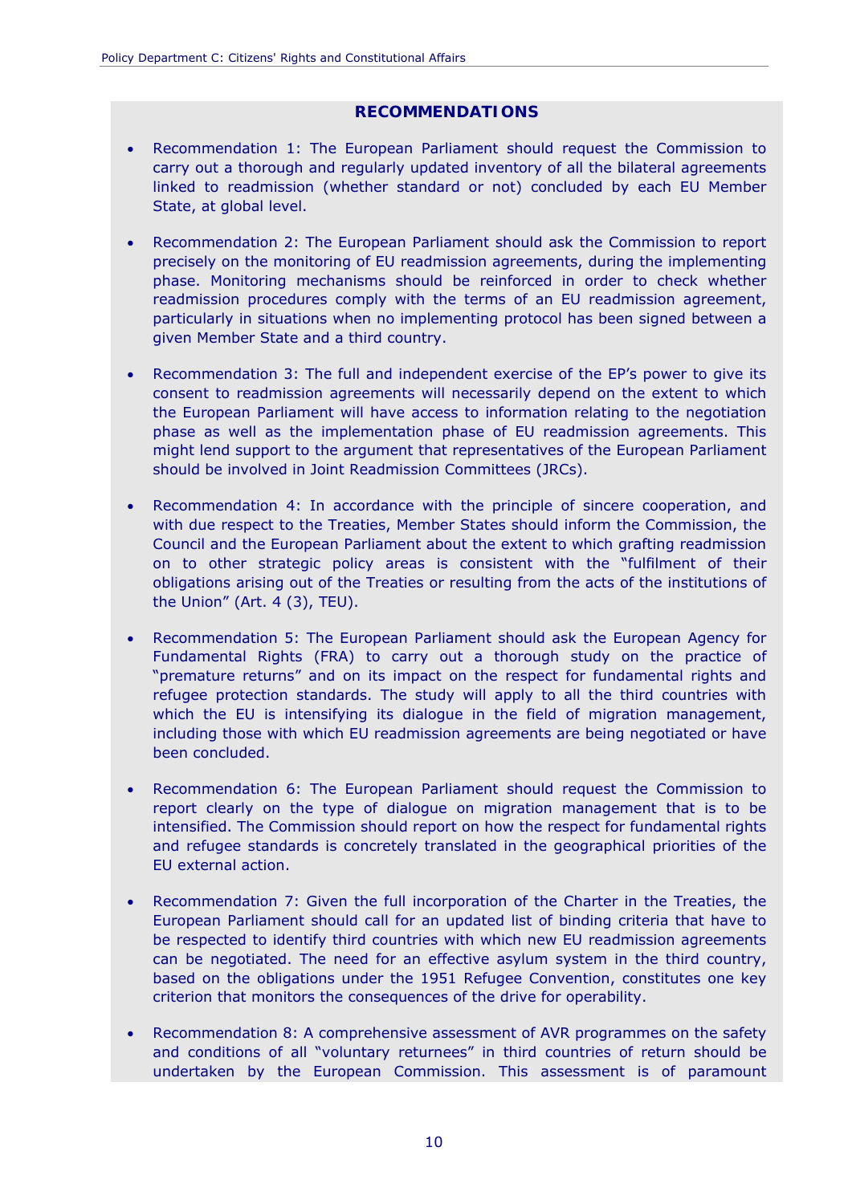## RECOMMENDATIONS

- Recommendation 1: The European Parliament should request the Commission to carry out a thorough and regularly updated inventory of all the bilateral agreements linked to readmission (whether standard or not) concluded by each EU Member State, at global level.

- Recommendation 2: The European Parliament should ask the Commission to report precisely on the monitoring of EU readmission agreements, during the implementing phase. Monitoring mechanisms should be reinforced in order to check whether readmission procedures comply with the terms of an EU readmission agreement, particularly in situations when no implementing protocol has been signed between a given Member State and a third country.

- Recommendation 3: The full and independent exercise of the EP's power to give its consent to readmission agreements will necessarily depend on the extent to which the European Parliament will have access to information relating to the negotiation phase as well as the implementation phase of EU readmission agreements. This might lend support to the argument that representatives of the European Parliament should be involved in Joint Readmission Committees (JRCs).

- Recommendation 4: In accordance with the principle of sincere cooperation, and with due respect to the Treaties, Member States should inform the Commission, the Council and the European Parliament about the extent to which grafting readmission on to other strategic policy areas is consistent with the "fulfilment of their obligations arising out of the Treaties or resulting from the acts of the institutions of the Union" (Art. 4 (3), TEU).

- Recommendation 5: The European Parliament should ask the European Agency for Fundamental Rights (FRA) to carry out a thorough study on the practice of "premature returns" and on its impact on the respect for fundamental rights and refugee protection standards. The study will apply to all the third countries with which the EU is intensifying its dialogue in the field of migration management, including those with which EU readmission agreements are being negotiated or have been concluded.

- Recommendation 6: The European Parliament should request the Commission to report clearly on the type of dialogue on migration management that is to be intensified. The Commission should report on how the respect for fundamental rights and refugee standards is concretely translated in the geographical priorities of the EU external action.

- Recommendation 7: Given the full incorporation of the Charter in the Treaties, the European Parliament should call for an updated list of binding criteria that have to be respected to identify third countries with which new EU readmission agreements can be negotiated. The need for an effective asylum system in the third country, based on the obligations under the 1951 Refugee Convention, constitutes one key criterion that monitors the consequences of the drive for operability.

- Recommendation 8: A comprehensive assessment of AVR programmes on the safety and conditions of all "voluntary returnees" in third countries of return should be undertaken by the European Commission. This assessment is of paramount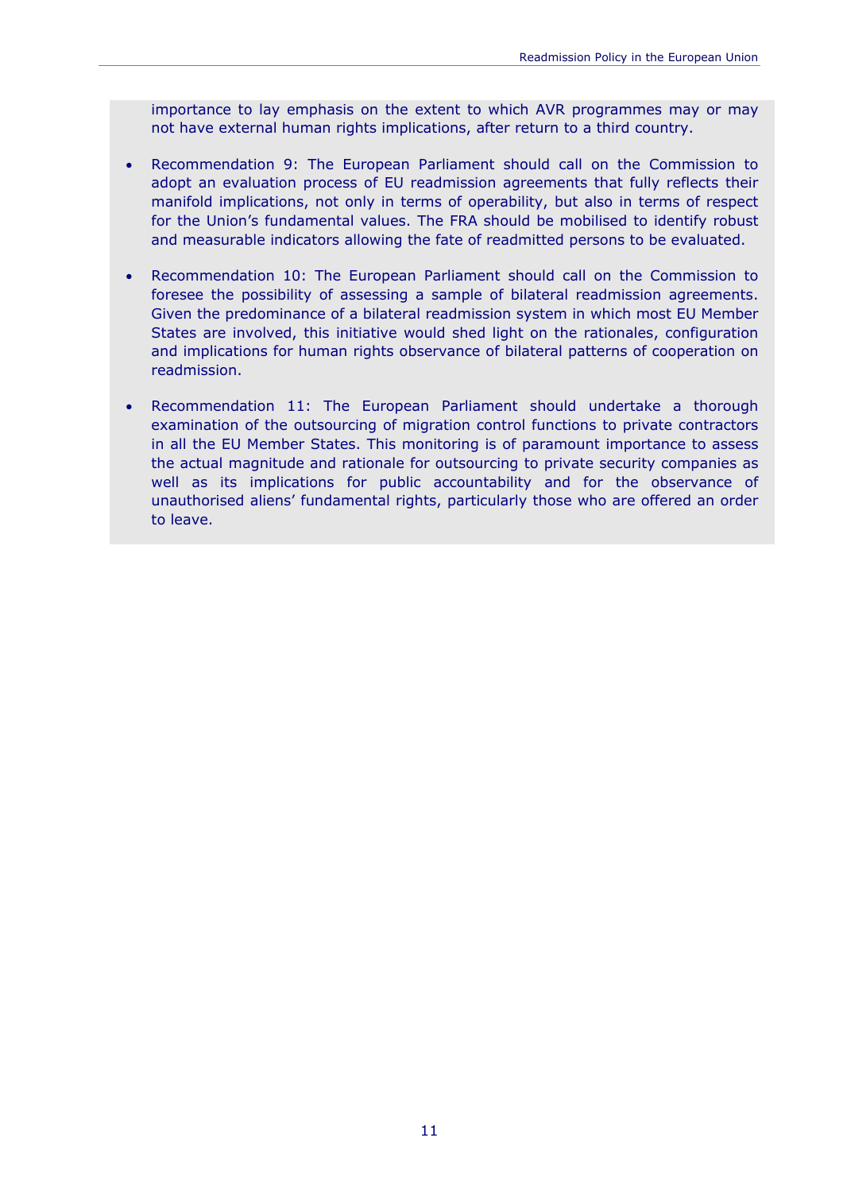importance to lay emphasis on the extent to which AVR programmes may or may not have external human rights implications, after return to a third country.

- Recommendation 9: The European Parliament should call on the Commission to adopt an evaluation process of EU readmission agreements that fully reflects their manifold implications, not only in terms of operability, but also in terms of respect for the Union's fundamental values. The FRA should be mobilised to identify robust and measurable indicators allowing the fate of readmitted persons to be evaluated.

- Recommendation 10: The European Parliament should call on the Commission to foresee the possibility of assessing a sample of bilateral readmission agreements. Given the predominance of a bilateral readmission system in which most EU Member States are involved, this initiative would shed light on the rationales, configuration and implications for human rights observance of bilateral patterns of cooperation on readmission.

- Recommendation 11: The European Parliament should undertake a thorough examination of the outsourcing of migration control functions to private contractors in all the EU Member States. This monitoring is of paramount importance to assess the actual magnitude and rationale for outsourcing to private security companies as well as its implications for public accountability and for the observance of unauthorised aliens' fundamental rights, particularly those who are offered an order to leave.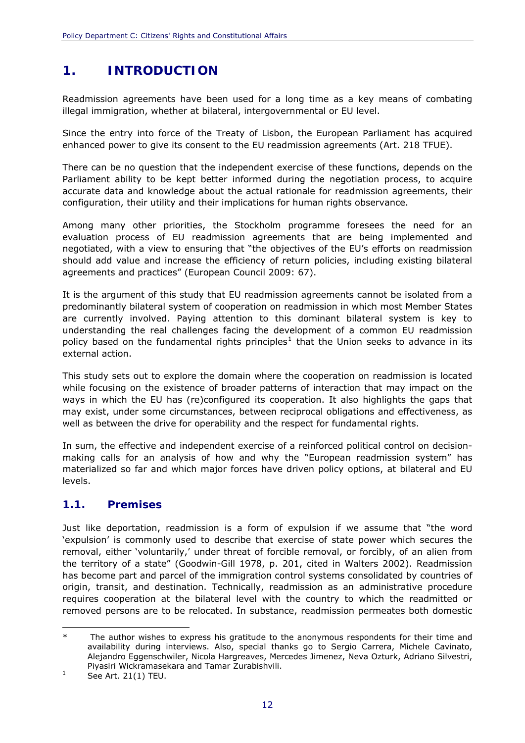# 1. INTRODUCTION

Readmission agreements have been used for a long time as a key means of combating illegal immigration, whether at bilateral, intergovernmental or EU level.

Since the entry into force of the Treaty of Lisbon, the European Parliament has acquired enhanced power to give its consent to the EU readmission agreements (Art. 218 TFUE).

There can be no question that the independent exercise of these functions, depends on the Parliament ability to be kept better informed during the negotiation process, to acquire accurate data and knowledge about the actual rationale for readmission agreements, their configuration, their utility and their implications for human rights observance.

Among many other priorities, the Stockholm programme foresees the need for an evaluation process of EU readmission agreements that are being implemented and negotiated, with a view to ensuring that "the objectives of the EU's efforts on readmission should add value and increase the efficiency of return policies, including existing bilateral agreements and practices" (European Council 2009: 67).

It is the argument of this study that EU readmission agreements cannot be isolated from a predominantly bilateral system of cooperation on readmission in which most Member States are currently involved. Paying attention to this dominant bilateral system is key to understanding the real challenges facing the development of a common EU readmission policy based on the fundamental rights principles[1] that the Union seeks to advance in its external action.

This study sets out to explore the domain where the cooperation on readmission is located while focusing on the existence of broader patterns of interaction that may impact on the ways in which the EU has (re)configured its cooperation. It also highlights the gaps that may exist, under some circumstances, between reciprocal obligations and effectiveness, as well as between the drive for operability and the respect for fundamental rights.

In sum, the effective and independent exercise of a reinforced political control on decision-making calls for an analysis of how and why the "European readmission system" has materialized so far and which major forces have driven policy options, at bilateral and EU levels.

## 1.1. Premises

Just like deportation, readmission is a form of expulsion if we assume that "the word 'expulsion' is commonly used to describe that exercise of state power which secures the removal, either 'voluntarily,' under threat of forcible removal, or forcibly, of an alien from the territory of a state" (Goodwin-Gill 1978, p. 201, cited in Walters 2002). Readmission has become part and parcel of the immigration control systems consolidated by countries of origin, transit, and destination. Technically, readmission as an administrative procedure requires cooperation at the bilateral level with the country to which the readmitted or removed persons are to be relocated. In substance, readmission permeates both domestic

---

\* The author wishes to express his gratitude to the anonymous respondents for their time and availability during interviews. Also, special thanks go to Sergio Carrera, Michele Cavinato, Alejandro Eggenschwiler, Nicola Hargreaves, Mercedes Jimenez, Neva Ozturk, Adriano Silvestri, Piyasiri Wickramasekara and Tamar Zurabishvili.

[1] See Art. 21(1) TEU.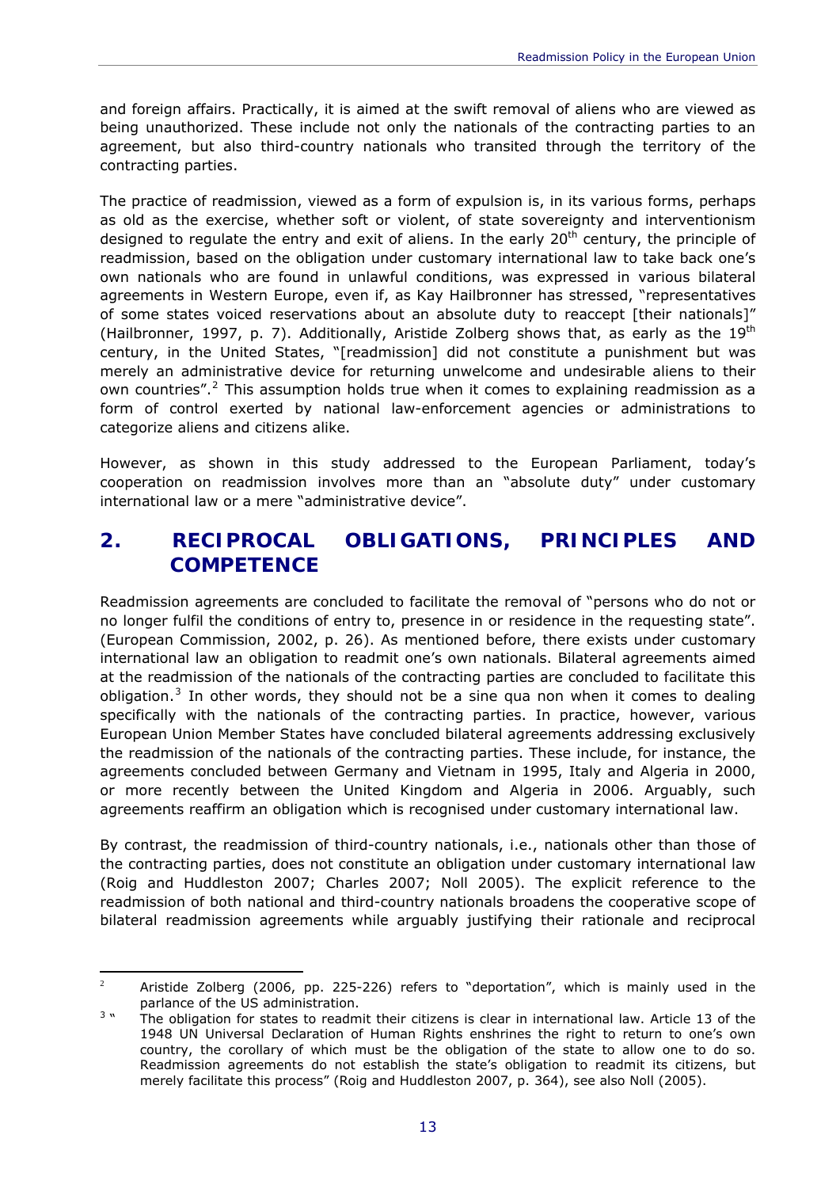and foreign affairs. Practically, it is aimed at the swift removal of aliens who are viewed as being unauthorized. These include not only the nationals of the contracting parties to an agreement, but also third-country nationals who transited through the territory of the contracting parties.

The practice of readmission, viewed as a form of expulsion is, in its various forms, perhaps as old as the exercise, whether soft or violent, of state sovereignty and interventionism designed to regulate the entry and exit of aliens. In the early 20th century, the principle of readmission, based on the obligation under customary international law to take back one's own nationals who are found in unlawful conditions, was expressed in various bilateral agreements in Western Europe, even if, as Kay Hailbronner has stressed, "representatives of some states voiced reservations about an absolute duty to reaccept [their nationals]" (Hailbronner, 1997, p. 7). Additionally, Aristide Zolberg shows that, as early as the 19th century, in the United States, "[readmission] did not constitute a punishment but was merely an administrative device for returning unwelcome and undesirable aliens to their own countries".[2] This assumption holds true when it comes to explaining readmission as a form of control exerted by national law-enforcement agencies or administrations to categorize aliens and citizens alike.

However, as shown in this study addressed to the European Parliament, today's cooperation on readmission involves more than an "absolute duty" under customary international law or a mere "administrative device".

## 2. RECIPROCAL OBLIGATIONS, PRINCIPLES AND COMPETENCE

Readmission agreements are concluded to facilitate the removal of "persons who do not or no longer fulfil the conditions of entry to, presence in or residence in the requesting state". (European Commission, 2002, p. 26). As mentioned before, there exists under customary international law an obligation to readmit one's own nationals. Bilateral agreements aimed at the readmission of the nationals of the contracting parties are concluded to facilitate this obligation.[3] In other words, they should not be a sine qua non when it comes to dealing specifically with the nationals of the contracting parties. In practice, however, various European Union Member States have concluded bilateral agreements addressing exclusively the readmission of the nationals of the contracting parties. These include, for instance, the agreements concluded between Germany and Vietnam in 1995, Italy and Algeria in 2000, or more recently between the United Kingdom and Algeria in 2006. Arguably, such agreements reaffirm an obligation which is recognised under customary international law.

By contrast, the readmission of third-country nationals, i.e., nationals other than those of the contracting parties, does not constitute an obligation under customary international law (Roig and Huddleston 2007; Charles 2007; Noll 2005). The explicit reference to the readmission of both national and third-country nationals broadens the cooperative scope of bilateral readmission agreements while arguably justifying their rationale and reciprocal

---

[2] Aristide Zolberg (2006, pp. 225-226) refers to "deportation", which is mainly used in the parlance of the US administration.

[3] "The obligation for states to readmit their citizens is clear in international law. Article 13 of the 1948 UN Universal Declaration of Human Rights enshrines the right to return to one's own country, the corollary of which must be the obligation of the state to allow one to do so. Readmission agreements do not establish the state's obligation to readmit its citizens, but merely facilitate this process" (Roig and Huddleston 2007, p. 364), see also Noll (2005).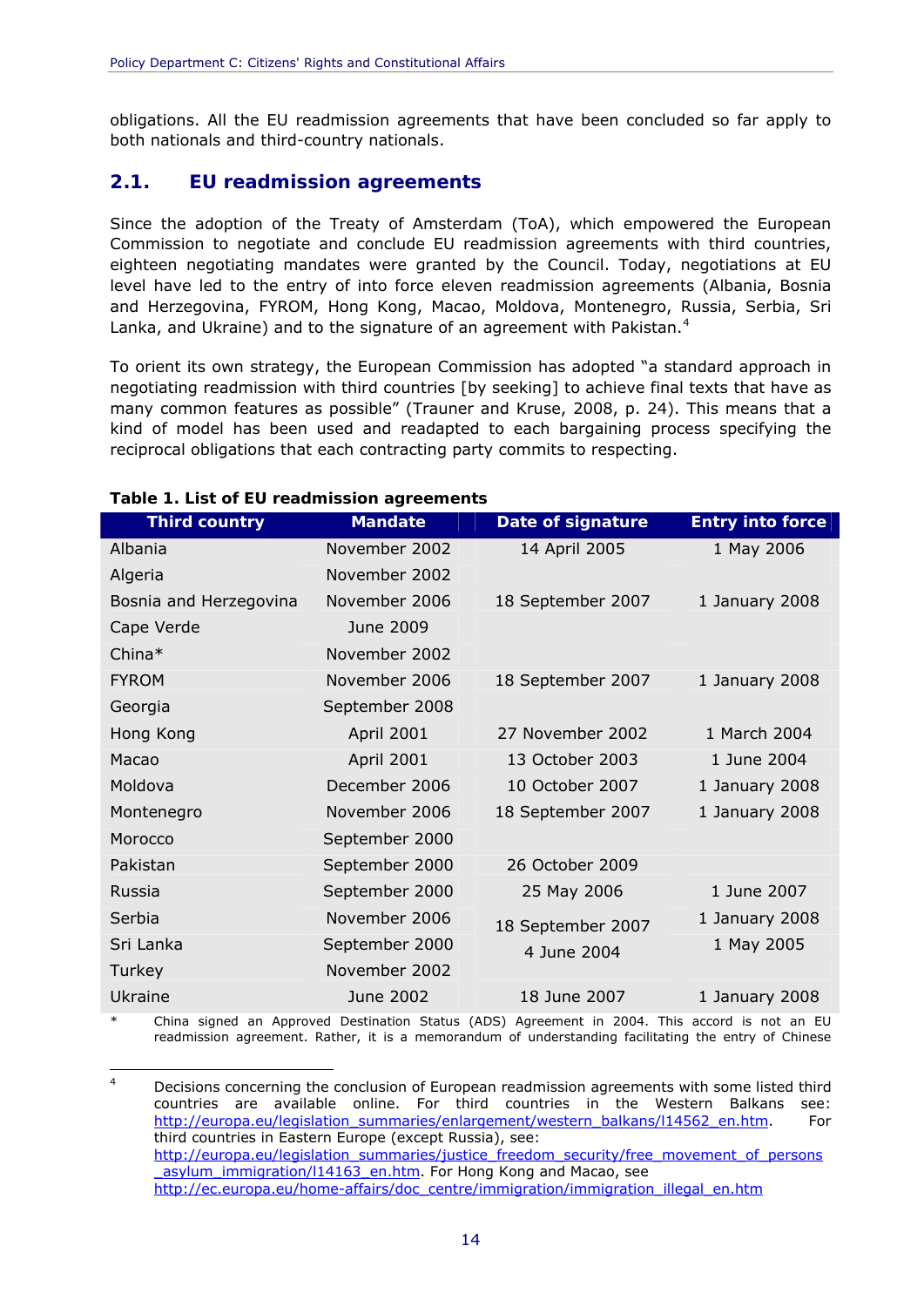obligations. All the EU readmission agreements that have been concluded so far apply to both nationals and third-country nationals.

## 2.1. EU readmission agreements

Since the adoption of the Treaty of Amsterdam (ToA), which empowered the European Commission to negotiate and conclude EU readmission agreements with third countries, eighteen negotiating mandates were granted by the Council. Today, negotiations at EU level have led to the entry of into force eleven readmission agreements (Albania, Bosnia and Herzegovina, FYROM, Hong Kong, Macao, Moldova, Montenegro, Russia, Serbia, Sri Lanka, and Ukraine) and to the signature of an agreement with Pakistan.[4]

To orient its own strategy, the European Commission has adopted "a standard approach in negotiating readmission with third countries [by seeking] to achieve final texts that have as many common features as possible" (Trauner and Kruse, 2008, p. 24). This means that a kind of model has been used and readapted to each bargaining process specifying the reciprocal obligations that each contracting party commits to respecting.

**Table 1. List of EU readmission agreements**

| Third country | Mandate | Date of signature | Entry into force |
|---|---|---|---|
| Albania | November 2002 | 14 April 2005 | 1 May 2006 |
| Algeria | November 2002 | | |
| Bosnia and Herzegovina | November 2006 | 18 September 2007 | 1 January 2008 |
| Cape Verde | June 2009 | | |
| China* | November 2002 | | |
| FYROM | November 2006 | 18 September 2007 | 1 January 2008 |
| Georgia | September 2008 | | |
| Hong Kong | April 2001 | 27 November 2002 | 1 March 2004 |
| Macao | April 2001 | 13 October 2003 | 1 June 2004 |
| Moldova | December 2006 | 10 October 2007 | 1 January 2008 |
| Montenegro | November 2006 | 18 September 2007 | 1 January 2008 |
| Morocco | September 2000 | | |
| Pakistan | September 2000 | 26 October 2009 | |
| Russia | September 2000 | 25 May 2006 | 1 June 2007 |
| Serbia | November 2006 | 18 September 2007 | 1 January 2008 |
| Sri Lanka | September 2000 | 4 June 2004 | 1 May 2005 |
| Turkey | November 2002 | | |
| Ukraine | June 2002 | 18 June 2007 | 1 January 2008 |

\* China signed an Approved Destination Status (ADS) Agreement in 2004. This accord is not an EU readmission agreement. Rather, it is a memorandum of understanding facilitating the entry of Chinese

---

[4] Decisions concerning the conclusion of European readmission agreements with some listed third countries are available online. For third countries in the Western Balkans see: http://europa.eu/legislation_summaries/enlargement/western_balkans/l14562_en.htm. For third countries in Eastern Europe (except Russia), see: http://europa.eu/legislation_summaries/justice_freedom_security/free_movement_of_persons_asylum_immigration/l14163_en.htm. For Hong Kong and Macao, see http://ec.europa.eu/home-affairs/doc_centre/immigration/immigration_illegal_en.htm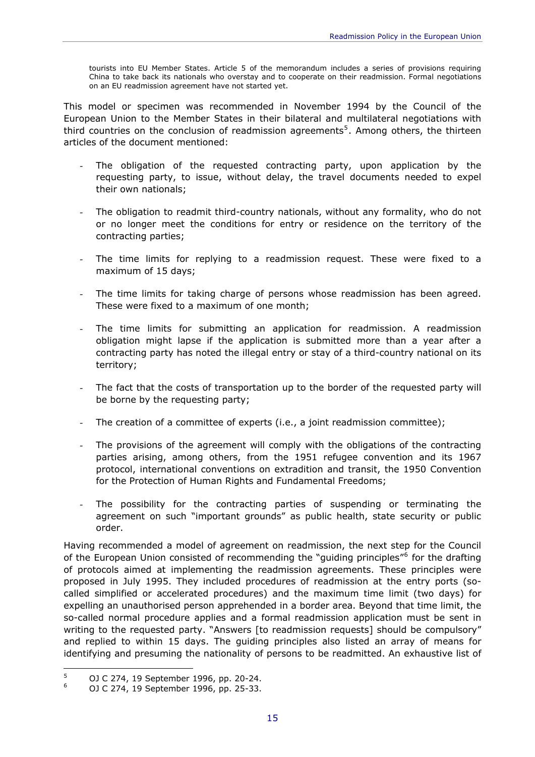tourists into EU Member States. Article 5 of the memorandum includes a series of provisions requiring China to take back its nationals who overstay and to cooperate on their readmission. Formal negotiations on an EU readmission agreement have not started yet.

This model or specimen was recommended in November 1994 by the Council of the European Union to the Member States in their bilateral and multilateral negotiations with third countries on the conclusion of readmission agreements[5]. Among others, the thirteen articles of the document mentioned:

- The obligation of the requested contracting party, upon application by the requesting party, to issue, without delay, the travel documents needed to expel their own nationals;
- The obligation to readmit third-country nationals, without any formality, who do not or no longer meet the conditions for entry or residence on the territory of the contracting parties;
- The time limits for replying to a readmission request. These were fixed to a maximum of 15 days;
- The time limits for taking charge of persons whose readmission has been agreed. These were fixed to a maximum of one month;
- The time limits for submitting an application for readmission. A readmission obligation might lapse if the application is submitted more than a year after a contracting party has noted the illegal entry or stay of a third-country national on its territory;
- The fact that the costs of transportation up to the border of the requested party will be borne by the requesting party;
- The creation of a committee of experts (i.e., a joint readmission committee);
- The provisions of the agreement will comply with the obligations of the contracting parties arising, among others, from the 1951 refugee convention and its 1967 protocol, international conventions on extradition and transit, the 1950 Convention for the Protection of Human Rights and Fundamental Freedoms;
- The possibility for the contracting parties of suspending or terminating the agreement on such "important grounds" as public health, state security or public order.

Having recommended a model of agreement on readmission, the next step for the Council of the European Union consisted of recommending the "guiding principles"[6] for the drafting of protocols aimed at implementing the readmission agreements. These principles were proposed in July 1995. They included procedures of readmission at the entry ports (so-called simplified or accelerated procedures) and the maximum time limit (two days) for expelling an unauthorised person apprehended in a border area. Beyond that time limit, the so-called normal procedure applies and a formal readmission application must be sent in writing to the requested party. "Answers [to readmission requests] should be compulsory" and replied to within 15 days. The guiding principles also listed an array of means for identifying and presuming the nationality of persons to be readmitted. An exhaustive list of

---

[5] OJ C 274, 19 September 1996, pp. 20-24.

[6] OJ C 274, 19 September 1996, pp. 25-33.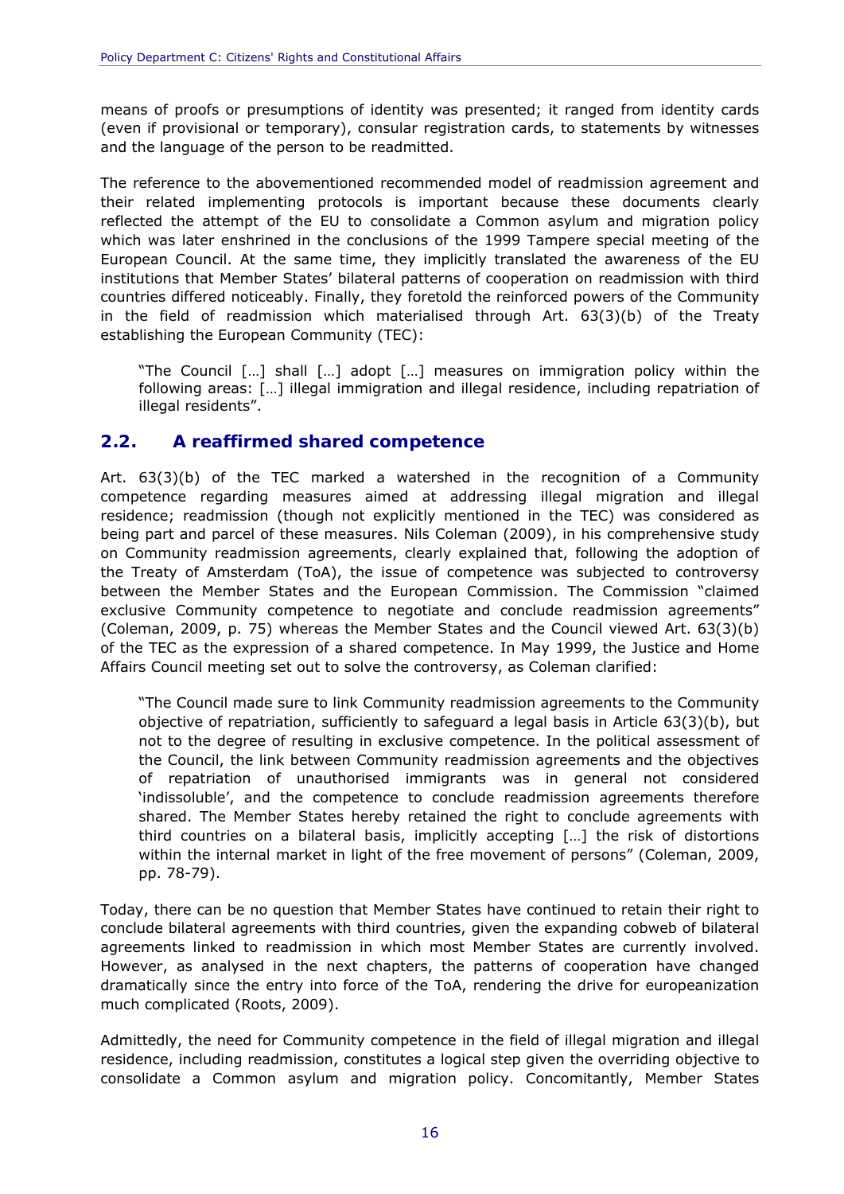means of proofs or presumptions of identity was presented; it ranged from identity cards (even if provisional or temporary), consular registration cards, to statements by witnesses and the language of the person to be readmitted.

The reference to the abovementioned recommended model of readmission agreement and their related implementing protocols is important because these documents clearly reflected the attempt of the EU to consolidate a Common asylum and migration policy which was later enshrined in the conclusions of the 1999 Tampere special meeting of the European Council. At the same time, they implicitly translated the awareness of the EU institutions that Member States' bilateral patterns of cooperation on readmission with third countries differed noticeably. Finally, they foretold the reinforced powers of the Community in the field of readmission which materialised through Art. 63(3)(b) of the Treaty establishing the European Community (TEC):

> "The Council […] shall […] adopt […] measures on immigration policy within the following areas: […] illegal immigration and illegal residence, including repatriation of illegal residents".

## 2.2. A reaffirmed shared competence

Art. 63(3)(b) of the TEC marked a watershed in the recognition of a Community competence regarding measures aimed at addressing illegal migration and illegal residence; readmission (though not explicitly mentioned in the TEC) was considered as being part and parcel of these measures. Nils Coleman (2009), in his comprehensive study on Community readmission agreements, clearly explained that, following the adoption of the Treaty of Amsterdam (ToA), the issue of competence was subjected to controversy between the Member States and the European Commission. The Commission "claimed exclusive Community competence to negotiate and conclude readmission agreements" (Coleman, 2009, p. 75) whereas the Member States and the Council viewed Art. 63(3)(b) of the TEC as the expression of a shared competence. In May 1999, the Justice and Home Affairs Council meeting set out to solve the controversy, as Coleman clarified:

> "The Council made sure to link Community readmission agreements to the Community objective of repatriation, sufficiently to safeguard a legal basis in Article 63(3)(b), but not to the degree of resulting in exclusive competence. In the political assessment of the Council, the link between Community readmission agreements and the objectives of repatriation of unauthorised immigrants was in general not considered 'indissoluble', and the competence to conclude readmission agreements therefore shared. The Member States hereby retained the right to conclude agreements with third countries on a bilateral basis, implicitly accepting […] the risk of distortions within the internal market in light of the free movement of persons" (Coleman, 2009, pp. 78-79).

Today, there can be no question that Member States have continued to retain their right to conclude bilateral agreements with third countries, given the expanding cobweb of bilateral agreements linked to readmission in which most Member States are currently involved. However, as analysed in the next chapters, the patterns of cooperation have changed dramatically since the entry into force of the ToA, rendering the drive for europeanization much complicated (Roots, 2009).

Admittedly, the need for Community competence in the field of illegal migration and illegal residence, including readmission, constitutes a logical step given the overriding objective to consolidate a Common asylum and migration policy. Concomitantly, Member States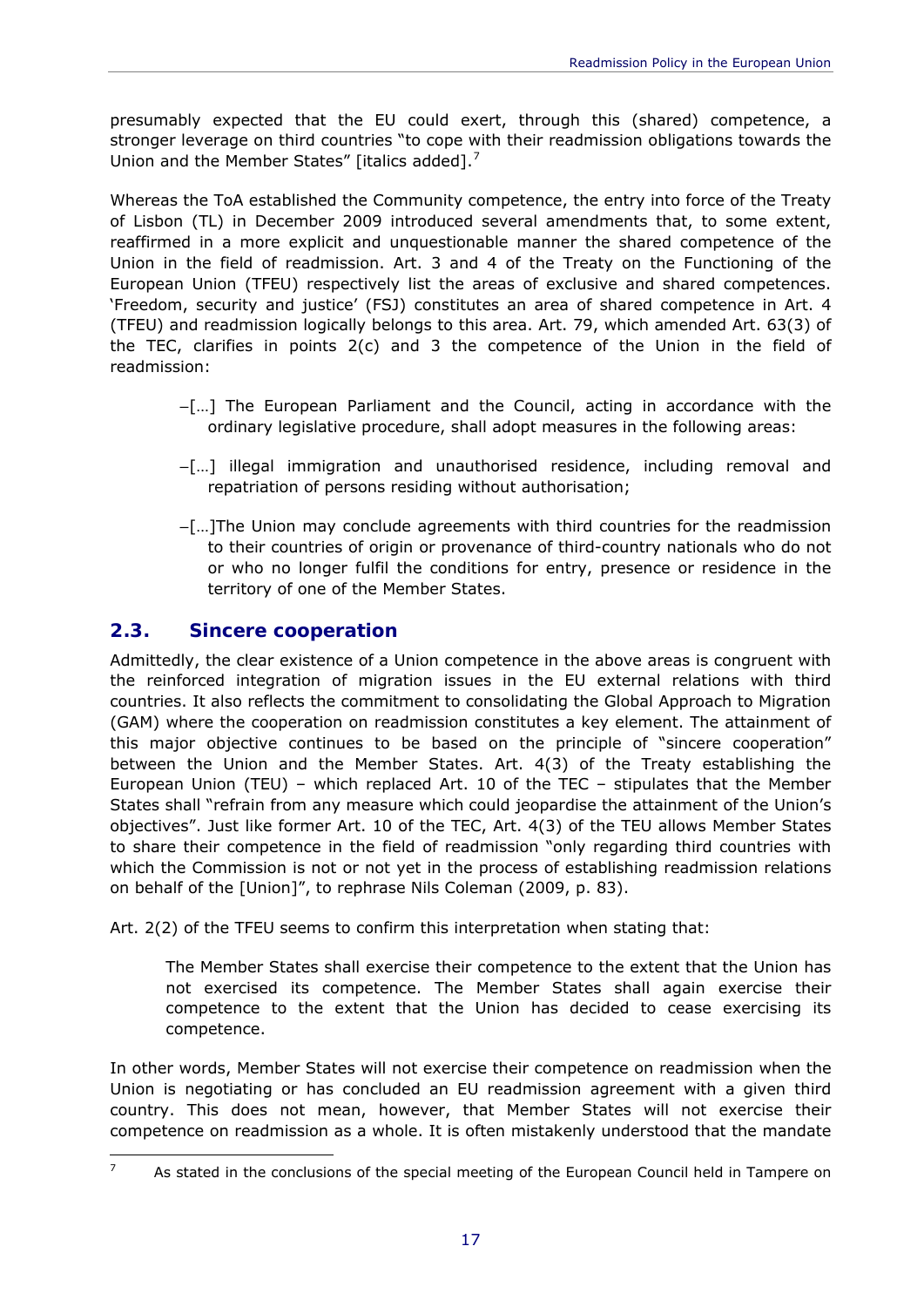presumably expected that the EU could exert, through this (shared) competence, a stronger leverage on third countries "to cope with their readmission obligations towards the Union and the Member States" [italics added].[7]

Whereas the ToA established the Community competence, the entry into force of the Treaty of Lisbon (TL) in December 2009 introduced several amendments that, to some extent, reaffirmed in a more explicit and unquestionable manner the shared competence of the Union in the field of readmission. Art. 3 and 4 of the Treaty on the Functioning of the European Union (TFEU) respectively list the areas of exclusive and shared competences. 'Freedom, security and justice' (FSJ) constitutes an area of shared competence in Art. 4 (TFEU) and readmission logically belongs to this area. Art. 79, which amended Art. 63(3) of the TEC, clarifies in points 2(c) and 3 the competence of the Union in the field of readmission:

> –[…] The European Parliament and the Council, acting in accordance with the ordinary legislative procedure, shall adopt measures in the following areas:
>
> –[…] illegal immigration and unauthorised residence, including removal and repatriation of persons residing without authorisation;
>
> –[…]The Union may conclude agreements with third countries for the readmission to their countries of origin or provenance of third-country nationals who do not or who no longer fulfil the conditions for entry, presence or residence in the territory of one of the Member States.

## 2.3. Sincere cooperation

Admittedly, the clear existence of a Union competence in the above areas is congruent with the reinforced integration of migration issues in the EU external relations with third countries. It also reflects the commitment to consolidating the Global Approach to Migration (GAM) where the cooperation on readmission constitutes a key element. The attainment of this major objective continues to be based on the principle of "sincere cooperation" between the Union and the Member States. Art. 4(3) of the Treaty establishing the European Union (TEU) – which replaced Art. 10 of the TEC – stipulates that the Member States shall "refrain from any measure which could jeopardise the attainment of the Union's objectives". Just like former Art. 10 of the TEC, Art. 4(3) of the TEU allows Member States to share their competence in the field of readmission "only regarding third countries with which the Commission is not or not yet in the process of establishing readmission relations on behalf of the [Union]", to rephrase Nils Coleman (2009, p. 83).

Art. 2(2) of the TFEU seems to confirm this interpretation when stating that:

> The Member States shall exercise their competence to the extent that the Union has not exercised its competence. The Member States shall again exercise their competence to the extent that the Union has decided to cease exercising its competence.

In other words, Member States will not exercise their competence on readmission when the Union is negotiating or has concluded an EU readmission agreement with a given third country. This does not mean, however, that Member States will not exercise their competence on readmission as a whole. It is often mistakenly understood that the mandate

[7] As stated in the conclusions of the special meeting of the European Council held in Tampere on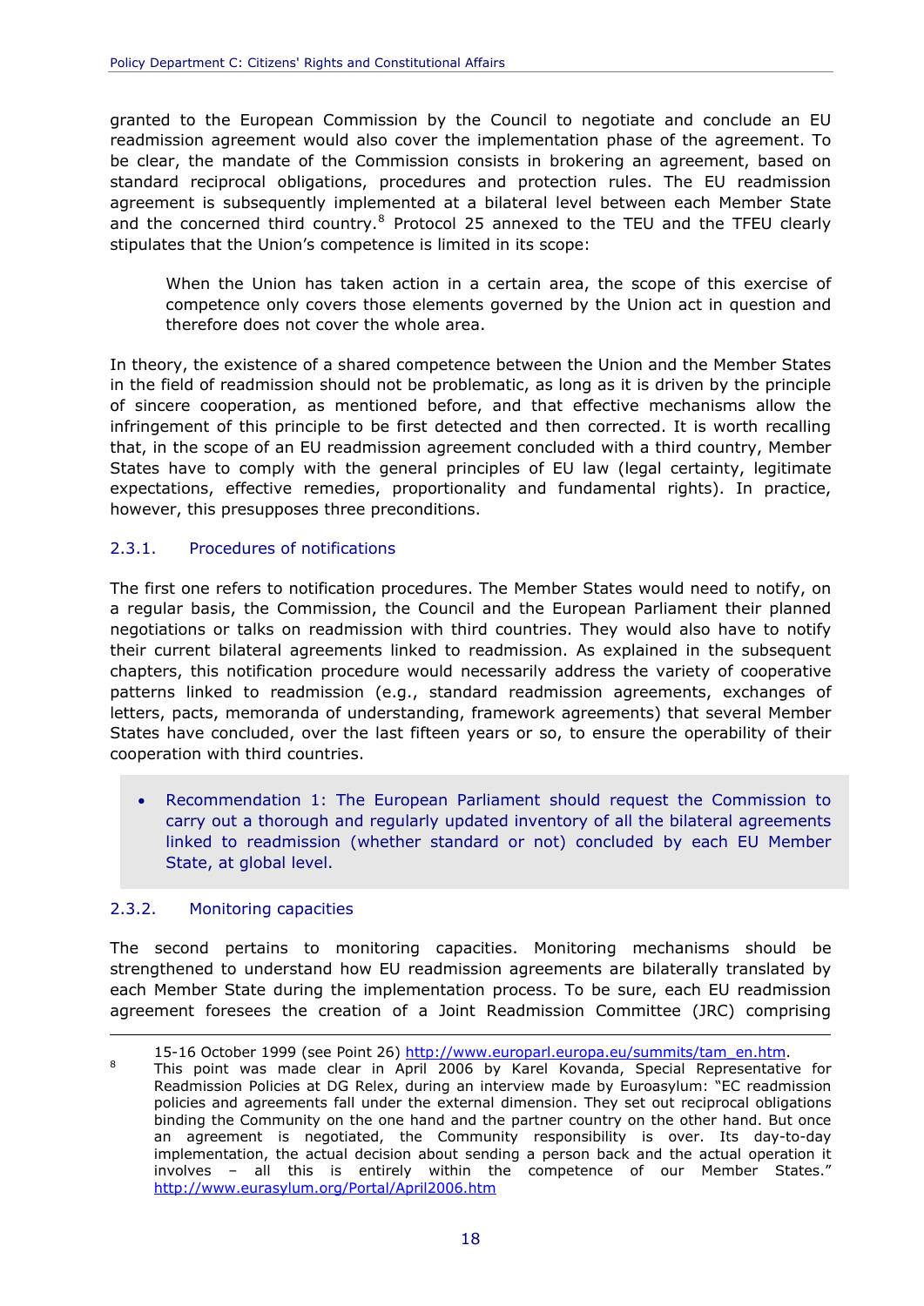granted to the European Commission by the Council to negotiate and conclude an EU readmission agreement would also cover the implementation phase of the agreement. To be clear, the mandate of the Commission consists in brokering an agreement, based on standard reciprocal obligations, procedures and protection rules. The EU readmission agreement is subsequently implemented at a bilateral level between each Member State and the concerned third country.[8] Protocol 25 annexed to the TEU and the TFEU clearly stipulates that the Union's competence is limited in its scope:

> When the Union has taken action in a certain area, the scope of this exercise of competence only covers those elements governed by the Union act in question and therefore does not cover the whole area.

In theory, the existence of a shared competence between the Union and the Member States in the field of readmission should not be problematic, as long as it is driven by the principle of sincere cooperation, as mentioned before, and that effective mechanisms allow the infringement of this principle to be first detected and then corrected. It is worth recalling that, in the scope of an EU readmission agreement concluded with a third country, Member States have to comply with the general principles of EU law (legal certainty, legitimate expectations, effective remedies, proportionality and fundamental rights). In practice, however, this presupposes three preconditions.

### 2.3.1. Procedures of notifications

The first one refers to notification procedures. The Member States would need to notify, on a regular basis, the Commission, the Council and the European Parliament their planned negotiations or talks on readmission with third countries. They would also have to notify their current bilateral agreements linked to readmission. As explained in the subsequent chapters, this notification procedure would necessarily address the variety of cooperative patterns linked to readmission (e.g., standard readmission agreements, exchanges of letters, pacts, memoranda of understanding, framework agreements) that several Member States have concluded, over the last fifteen years or so, to ensure the operability of their cooperation with third countries.

- Recommendation 1: The European Parliament should request the Commission to carry out a thorough and regularly updated inventory of all the bilateral agreements linked to readmission (whether standard or not) concluded by each EU Member State, at global level.

### 2.3.2. Monitoring capacities

The second pertains to monitoring capacities. Monitoring mechanisms should be strengthened to understand how EU readmission agreements are bilaterally translated by each Member State during the implementation process. To be sure, each EU readmission agreement foresees the creation of a Joint Readmission Committee (JRC) comprising

---

15-16 October 1999 (see Point 26) http://www.europarl.europa.eu/summits/tam_en.htm.

[8] This point was made clear in April 2006 by Karel Kovanda, Special Representative for Readmission Policies at DG Relex, during an interview made by Euroasylum: "EC readmission policies and agreements fall under the external dimension. They set out reciprocal obligations binding the Community on the one hand and the partner country on the other hand. But once an agreement is negotiated, the Community responsibility is over. Its day-to-day implementation, the actual decision about sending a person back and the actual operation it involves – all this is entirely within the competence of our Member States." http://www.eurasylum.org/Portal/April2006.htm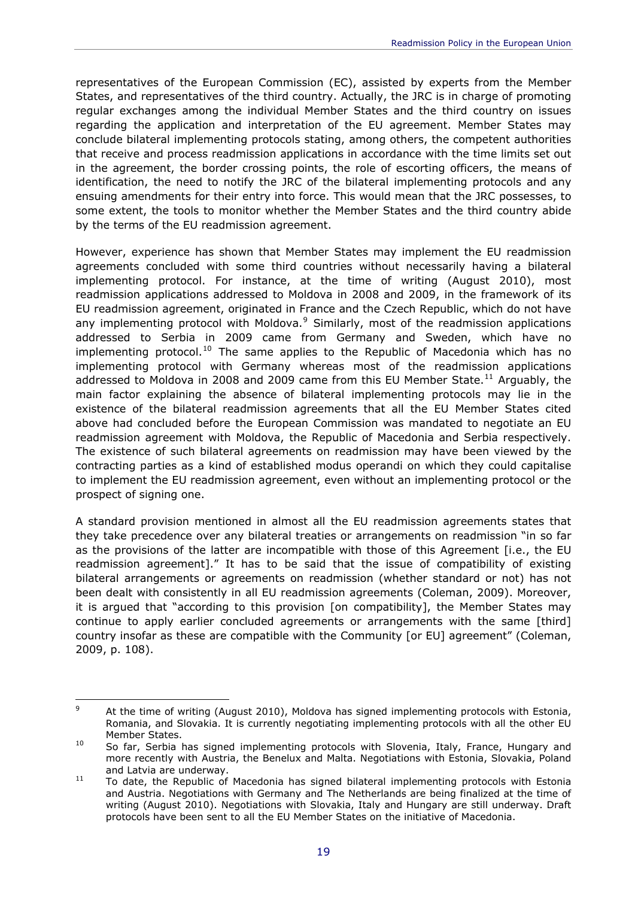representatives of the European Commission (EC), assisted by experts from the Member States, and representatives of the third country. Actually, the JRC is in charge of promoting regular exchanges among the individual Member States and the third country on issues regarding the application and interpretation of the EU agreement. Member States may conclude bilateral implementing protocols stating, among others, the competent authorities that receive and process readmission applications in accordance with the time limits set out in the agreement, the border crossing points, the role of escorting officers, the means of identification, the need to notify the JRC of the bilateral implementing protocols and any ensuing amendments for their entry into force. This would mean that the JRC possesses, to some extent, the tools to monitor whether the Member States and the third country abide by the terms of the EU readmission agreement.

However, experience has shown that Member States may implement the EU readmission agreements concluded with some third countries without necessarily having a bilateral implementing protocol. For instance, at the time of writing (August 2010), most readmission applications addressed to Moldova in 2008 and 2009, in the framework of its EU readmission agreement, originated in France and the Czech Republic, which do not have any implementing protocol with Moldova.[9] Similarly, most of the readmission applications addressed to Serbia in 2009 came from Germany and Sweden, which have no implementing protocol.[10] The same applies to the Republic of Macedonia which has no implementing protocol with Germany whereas most of the readmission applications addressed to Moldova in 2008 and 2009 came from this EU Member State.[11] Arguably, the main factor explaining the absence of bilateral implementing protocols may lie in the existence of the bilateral readmission agreements that all the EU Member States cited above had concluded before the European Commission was mandated to negotiate an EU readmission agreement with Moldova, the Republic of Macedonia and Serbia respectively. The existence of such bilateral agreements on readmission may have been viewed by the contracting parties as a kind of established modus operandi on which they could capitalise to implement the EU readmission agreement, even without an implementing protocol or the prospect of signing one.

A standard provision mentioned in almost all the EU readmission agreements states that they take precedence over any bilateral treaties or arrangements on readmission "in so far as the provisions of the latter are incompatible with those of this Agreement [i.e., the EU readmission agreement]." It has to be said that the issue of compatibility of existing bilateral arrangements or agreements on readmission (whether standard or not) has not been dealt with consistently in all EU readmission agreements (Coleman, 2009). Moreover, it is argued that "according to this provision [on compatibility], the Member States may continue to apply earlier concluded agreements or arrangements with the same [third] country insofar as these are compatible with the Community [or EU] agreement" (Coleman, 2009, p. 108).

---

[9] At the time of writing (August 2010), Moldova has signed implementing protocols with Estonia, Romania, and Slovakia. It is currently negotiating implementing protocols with all the other EU Member States.

[10] So far, Serbia has signed implementing protocols with Slovenia, Italy, France, Hungary and more recently with Austria, the Benelux and Malta. Negotiations with Estonia, Slovakia, Poland and Latvia are underway.

[11] To date, the Republic of Macedonia has signed bilateral implementing protocols with Estonia and Austria. Negotiations with Germany and The Netherlands are being finalized at the time of writing (August 2010). Negotiations with Slovakia, Italy and Hungary are still underway. Draft protocols have been sent to all the EU Member States on the initiative of Macedonia.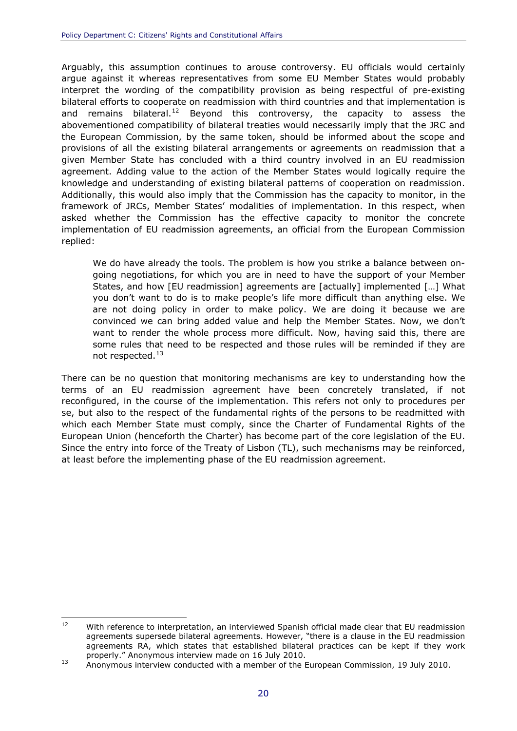Arguably, this assumption continues to arouse controversy. EU officials would certainly argue against it whereas representatives from some EU Member States would probably interpret the wording of the compatibility provision as being respectful of pre-existing bilateral efforts to cooperate on readmission with third countries and that implementation is and remains bilateral.[12] Beyond this controversy, the capacity to assess the abovementioned compatibility of bilateral treaties would necessarily imply that the JRC and the European Commission, by the same token, should be informed about the scope and provisions of all the existing bilateral arrangements or agreements on readmission that a given Member State has concluded with a third country involved in an EU readmission agreement. Adding value to the action of the Member States would logically require the knowledge and understanding of existing bilateral patterns of cooperation on readmission. Additionally, this would also imply that the Commission has the capacity to monitor, in the framework of JRCs, Member States' modalities of implementation. In this respect, when asked whether the Commission has the effective capacity to monitor the concrete implementation of EU readmission agreements, an official from the European Commission replied:

> We do have already the tools. The problem is how you strike a balance between on-going negotiations, for which you are in need to have the support of your Member States, and how [EU readmission] agreements are [actually] implemented […] What you don't want to do is to make people's life more difficult than anything else. We are not doing policy in order to make policy. We are doing it because we are convinced we can bring added value and help the Member States. Now, we don't want to render the whole process more difficult. Now, having said this, there are some rules that need to be respected and those rules will be reminded if they are not respected.[13]

There can be no question that monitoring mechanisms are key to understanding how the terms of an EU readmission agreement have been concretely translated, if not reconfigured, in the course of the implementation. This refers not only to procedures per se, but also to the respect of the fundamental rights of the persons to be readmitted with which each Member State must comply, since the Charter of Fundamental Rights of the European Union (henceforth the Charter) has become part of the core legislation of the EU. Since the entry into force of the Treaty of Lisbon (TL), such mechanisms may be reinforced, at least before the implementing phase of the EU readmission agreement.

---

[12] With reference to interpretation, an interviewed Spanish official made clear that EU readmission agreements supersede bilateral agreements. However, "there is a clause in the EU readmission agreements RA, which states that established bilateral practices can be kept if they work properly." Anonymous interview made on 16 July 2010.

[13] Anonymous interview conducted with a member of the European Commission, 19 July 2010.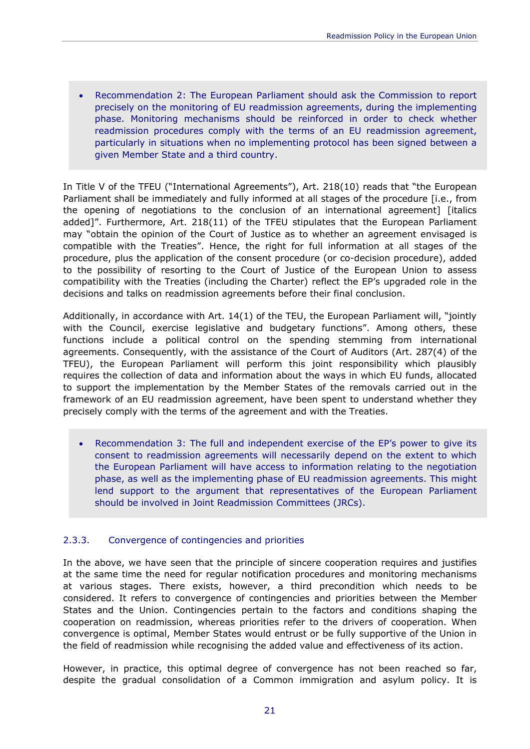- Recommendation 2: The European Parliament should ask the Commission to report precisely on the monitoring of EU readmission agreements, during the implementing phase. Monitoring mechanisms should be reinforced in order to check whether readmission procedures comply with the terms of an EU readmission agreement, particularly in situations when no implementing protocol has been signed between a given Member State and a third country.

In Title V of the TFEU ("International Agreements"), Art. 218(10) reads that "the European Parliament shall be immediately and fully informed at all stages of the procedure [i.e., from the opening of negotiations to the conclusion of an international agreement] [italics added]". Furthermore, Art. 218(11) of the TFEU stipulates that the European Parliament may "obtain the opinion of the Court of Justice as to whether an agreement envisaged is compatible with the Treaties". Hence, the right for full information at all stages of the procedure, plus the application of the consent procedure (or co-decision procedure), added to the possibility of resorting to the Court of Justice of the European Union to assess compatibility with the Treaties (including the Charter) reflect the EP's upgraded role in the decisions and talks on readmission agreements before their final conclusion.

Additionally, in accordance with Art. 14(1) of the TEU, the European Parliament will, "jointly with the Council, exercise legislative and budgetary functions". Among others, these functions include a political control on the spending stemming from international agreements. Consequently, with the assistance of the Court of Auditors (Art. 287(4) of the TFEU), the European Parliament will perform this joint responsibility which plausibly requires the collection of data and information about the ways in which EU funds, allocated to support the implementation by the Member States of the removals carried out in the framework of an EU readmission agreement, have been spent to understand whether they precisely comply with the terms of the agreement and with the Treaties.

- Recommendation 3: The full and independent exercise of the EP's power to give its consent to readmission agreements will necessarily depend on the extent to which the European Parliament will have access to information relating to the negotiation phase, as well as the implementing phase of EU readmission agreements. This might lend support to the argument that representatives of the European Parliament should be involved in Joint Readmission Committees (JRCs).

### 2.3.3. Convergence of contingencies and priorities

In the above, we have seen that the principle of sincere cooperation requires and justifies at the same time the need for regular notification procedures and monitoring mechanisms at various stages. There exists, however, a third precondition which needs to be considered. It refers to convergence of contingencies and priorities between the Member States and the Union. Contingencies pertain to the factors and conditions shaping the cooperation on readmission, whereas priorities refer to the drivers of cooperation. When convergence is optimal, Member States would entrust or be fully supportive of the Union in the field of readmission while recognising the added value and effectiveness of its action.

However, in practice, this optimal degree of convergence has not been reached so far, despite the gradual consolidation of a Common immigration and asylum policy. It is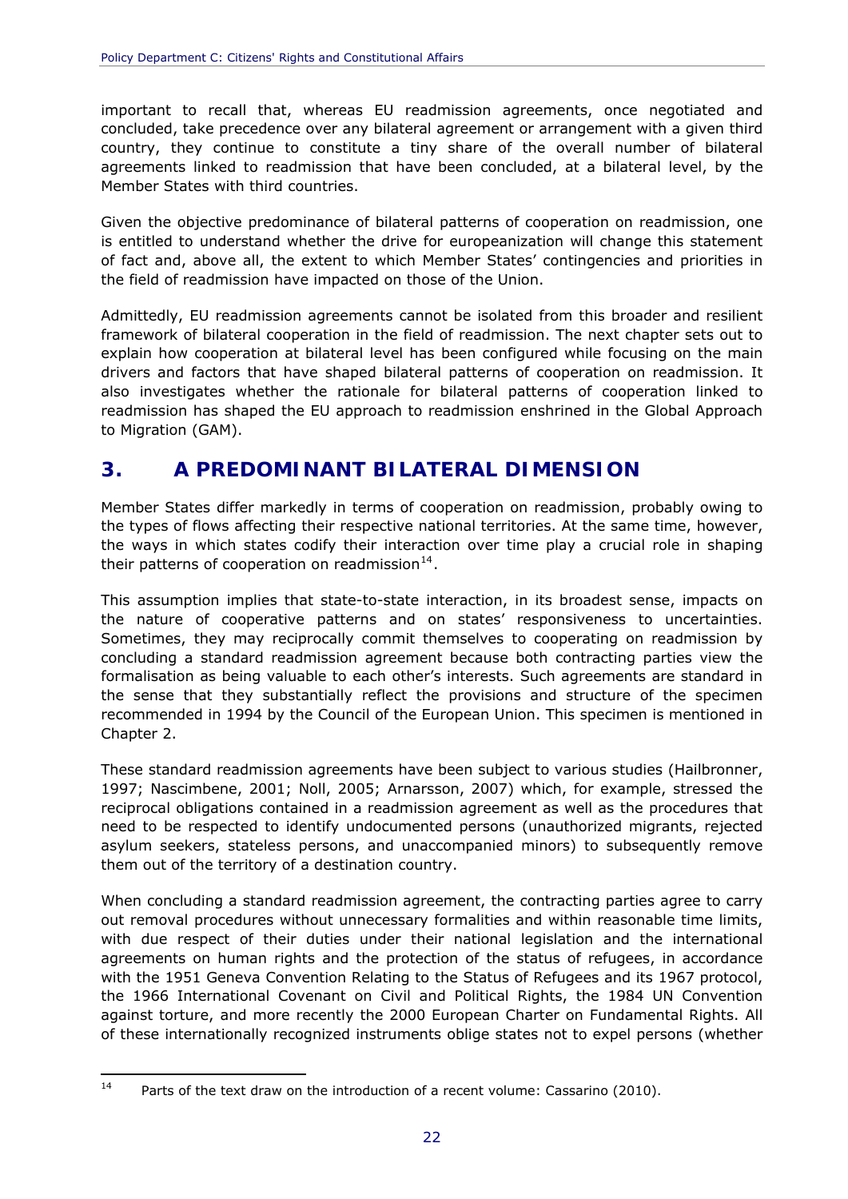important to recall that, whereas EU readmission agreements, once negotiated and concluded, take precedence over any bilateral agreement or arrangement with a given third country, they continue to constitute a tiny share of the overall number of bilateral agreements linked to readmission that have been concluded, at a bilateral level, by the Member States with third countries.

Given the objective predominance of bilateral patterns of cooperation on readmission, one is entitled to understand whether the drive for europeanization will change this statement of fact and, above all, the extent to which Member States' contingencies and priorities in the field of readmission have impacted on those of the Union.

Admittedly, EU readmission agreements cannot be isolated from this broader and resilient framework of bilateral cooperation in the field of readmission. The next chapter sets out to explain how cooperation at bilateral level has been configured while focusing on the main drivers and factors that have shaped bilateral patterns of cooperation on readmission. It also investigates whether the rationale for bilateral patterns of cooperation linked to readmission has shaped the EU approach to readmission enshrined in the Global Approach to Migration (GAM).

# 3. A PREDOMINANT BILATERAL DIMENSION

Member States differ markedly in terms of cooperation on readmission, probably owing to the types of flows affecting their respective national territories. At the same time, however, the ways in which states codify their interaction over time play a crucial role in shaping their patterns of cooperation on readmission[14].

This assumption implies that state-to-state interaction, in its broadest sense, impacts on the nature of cooperative patterns and on states' responsiveness to uncertainties. Sometimes, they may reciprocally commit themselves to cooperating on readmission by concluding a standard readmission agreement because both contracting parties view the formalisation as being valuable to each other's interests. Such agreements are standard in the sense that they substantially reflect the provisions and structure of the specimen recommended in 1994 by the Council of the European Union. This specimen is mentioned in Chapter 2.

These standard readmission agreements have been subject to various studies (Hailbronner, 1997; Nascimbene, 2001; Noll, 2005; Arnarsson, 2007) which, for example, stressed the reciprocal obligations contained in a readmission agreement as well as the procedures that need to be respected to identify undocumented persons (unauthorized migrants, rejected asylum seekers, stateless persons, and unaccompanied minors) to subsequently remove them out of the territory of a destination country.

When concluding a standard readmission agreement, the contracting parties agree to carry out removal procedures without unnecessary formalities and within reasonable time limits, with due respect of their duties under their national legislation and the international agreements on human rights and the protection of the status of refugees, in accordance with the 1951 Geneva Convention Relating to the Status of Refugees and its 1967 protocol, the 1966 International Covenant on Civil and Political Rights, the 1984 UN Convention against torture, and more recently the 2000 European Charter on Fundamental Rights. All of these internationally recognized instruments oblige states not to expel persons (whether

---

[14] Parts of the text draw on the introduction of a recent volume: Cassarino (2010).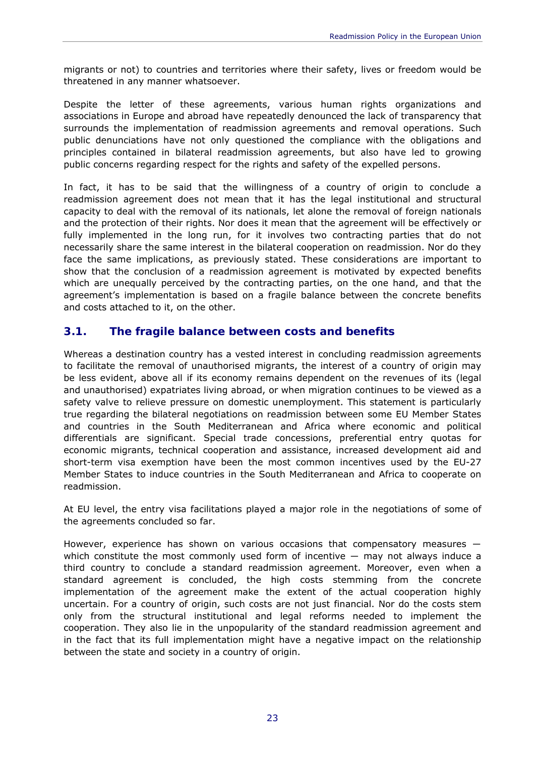migrants or not) to countries and territories where their safety, lives or freedom would be threatened in any manner whatsoever.

Despite the letter of these agreements, various human rights organizations and associations in Europe and abroad have repeatedly denounced the lack of transparency that surrounds the implementation of readmission agreements and removal operations. Such public denunciations have not only questioned the compliance with the obligations and principles contained in bilateral readmission agreements, but also have led to growing public concerns regarding respect for the rights and safety of the expelled persons.

In fact, it has to be said that the willingness of a country of origin to conclude a readmission agreement does not mean that it has the legal institutional and structural capacity to deal with the removal of its nationals, let alone the removal of foreign nationals and the protection of their rights. Nor does it mean that the agreement will be effectively or fully implemented in the long run, for it involves two contracting parties that do not necessarily share the same interest in the bilateral cooperation on readmission. Nor do they face the same implications, as previously stated. These considerations are important to show that the conclusion of a readmission agreement is motivated by expected benefits which are unequally perceived by the contracting parties, on the one hand, and that the agreement's implementation is based on a fragile balance between the concrete benefits and costs attached to it, on the other.

## 3.1. The fragile balance between costs and benefits

Whereas a destination country has a vested interest in concluding readmission agreements to facilitate the removal of unauthorised migrants, the interest of a country of origin may be less evident, above all if its economy remains dependent on the revenues of its (legal and unauthorised) expatriates living abroad, or when migration continues to be viewed as a safety valve to relieve pressure on domestic unemployment. This statement is particularly true regarding the bilateral negotiations on readmission between some EU Member States and countries in the South Mediterranean and Africa where economic and political differentials are significant. Special trade concessions, preferential entry quotas for economic migrants, technical cooperation and assistance, increased development aid and short-term visa exemption have been the most common incentives used by the EU-27 Member States to induce countries in the South Mediterranean and Africa to cooperate on readmission.

At EU level, the entry visa facilitations played a major role in the negotiations of some of the agreements concluded so far.

However, experience has shown on various occasions that compensatory measures — which constitute the most commonly used form of incentive — may not always induce a third country to conclude a standard readmission agreement. Moreover, even when a standard agreement is concluded, the high costs stemming from the concrete implementation of the agreement make the extent of the actual cooperation highly uncertain. For a country of origin, such costs are not just financial. Nor do the costs stem only from the structural institutional and legal reforms needed to implement the cooperation. They also lie in the unpopularity of the standard readmission agreement and in the fact that its full implementation might have a negative impact on the relationship between the state and society in a country of origin.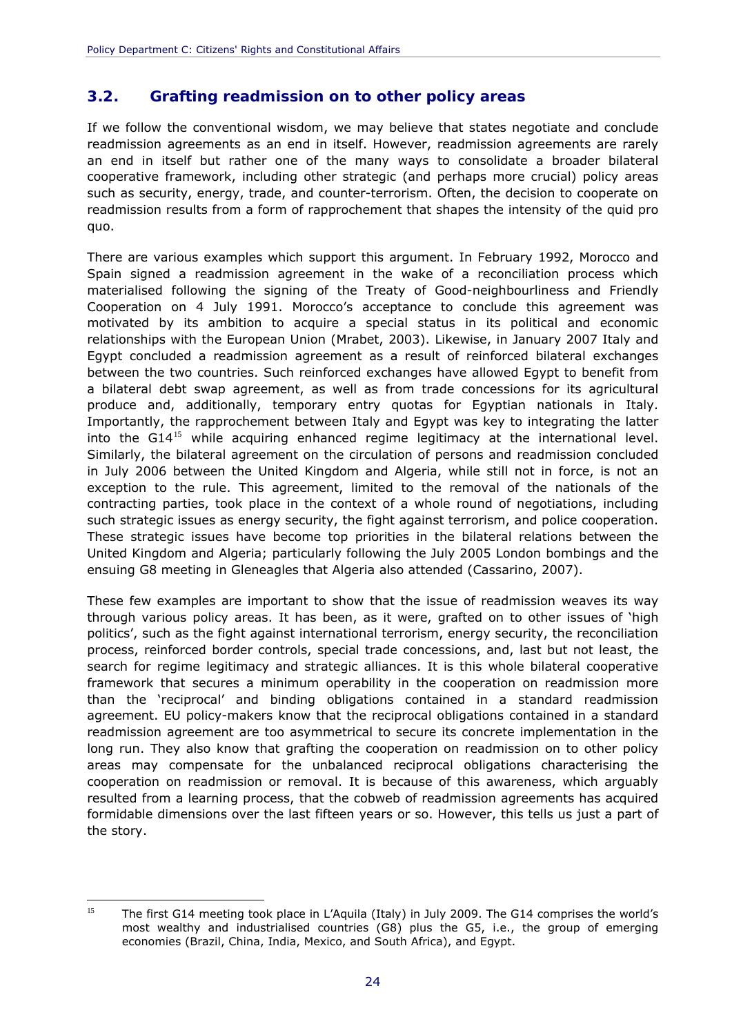### 3.2. Grafting readmission on to other policy areas

If we follow the conventional wisdom, we may believe that states negotiate and conclude readmission agreements as an end in itself. However, readmission agreements are rarely an end in itself but rather one of the many ways to consolidate a broader bilateral cooperative framework, including other strategic (and perhaps more crucial) policy areas such as security, energy, trade, and counter-terrorism. Often, the decision to cooperate on readmission results from a form of rapprochement that shapes the intensity of the quid pro quo.

There are various examples which support this argument. In February 1992, Morocco and Spain signed a readmission agreement in the wake of a reconciliation process which materialised following the signing of the Treaty of Good-neighbourliness and Friendly Cooperation on 4 July 1991. Morocco's acceptance to conclude this agreement was motivated by its ambition to acquire a special status in its political and economic relationships with the European Union (Mrabet, 2003). Likewise, in January 2007 Italy and Egypt concluded a readmission agreement as a result of reinforced bilateral exchanges between the two countries. Such reinforced exchanges have allowed Egypt to benefit from a bilateral debt swap agreement, as well as from trade concessions for its agricultural produce and, additionally, temporary entry quotas for Egyptian nationals in Italy. Importantly, the rapprochement between Italy and Egypt was key to integrating the latter into the G14[15] while acquiring enhanced regime legitimacy at the international level. Similarly, the bilateral agreement on the circulation of persons and readmission concluded in July 2006 between the United Kingdom and Algeria, while still not in force, is not an exception to the rule. This agreement, limited to the removal of the nationals of the contracting parties, took place in the context of a whole round of negotiations, including such strategic issues as energy security, the fight against terrorism, and police cooperation. These strategic issues have become top priorities in the bilateral relations between the United Kingdom and Algeria; particularly following the July 2005 London bombings and the ensuing G8 meeting in Gleneagles that Algeria also attended (Cassarino, 2007).

These few examples are important to show that the issue of readmission weaves its way through various policy areas. It has been, as it were, grafted on to other issues of 'high politics', such as the fight against international terrorism, energy security, the reconciliation process, reinforced border controls, special trade concessions, and, last but not least, the search for regime legitimacy and strategic alliances. It is this whole bilateral cooperative framework that secures a minimum operability in the cooperation on readmission more than the 'reciprocal' and binding obligations contained in a standard readmission agreement. EU policy-makers know that the reciprocal obligations contained in a standard readmission agreement are too asymmetrical to secure its concrete implementation in the long run. They also know that grafting the cooperation on readmission on to other policy areas may compensate for the unbalanced reciprocal obligations characterising the cooperation on readmission or removal. It is because of this awareness, which arguably resulted from a learning process, that the cobweb of readmission agreements has acquired formidable dimensions over the last fifteen years or so. However, this tells us just a part of the story.

---

[15] The first G14 meeting took place in L'Aquila (Italy) in July 2009. The G14 comprises the world's most wealthy and industrialised countries (G8) plus the G5, i.e., the group of emerging economies (Brazil, China, India, Mexico, and South Africa), and Egypt.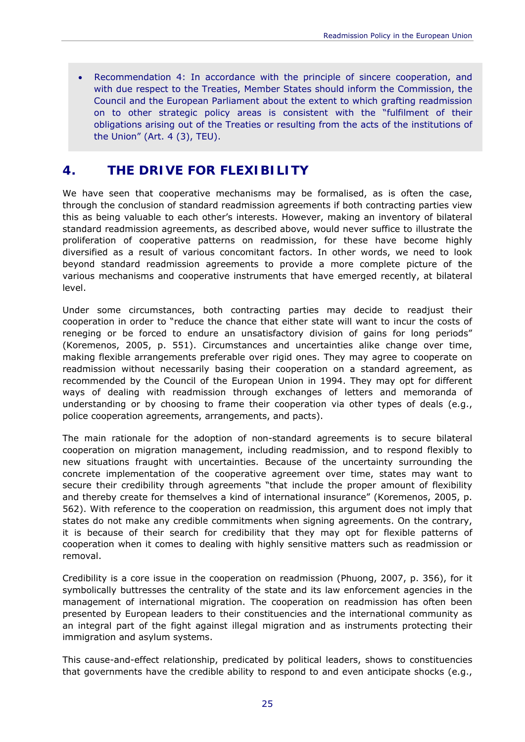- Recommendation 4: In accordance with the principle of sincere cooperation, and with due respect to the Treaties, Member States should inform the Commission, the Council and the European Parliament about the extent to which grafting readmission on to other strategic policy areas is consistent with the "fulfilment of their obligations arising out of the Treaties or resulting from the acts of the institutions of the Union" (Art. 4 (3), TEU).

## 4. THE DRIVE FOR FLEXIBILITY

We have seen that cooperative mechanisms may be formalised, as is often the case, through the conclusion of standard readmission agreements if both contracting parties view this as being valuable to each other's interests. However, making an inventory of bilateral standard readmission agreements, as described above, would never suffice to illustrate the proliferation of cooperative patterns on readmission, for these have become highly diversified as a result of various concomitant factors. In other words, we need to look beyond standard readmission agreements to provide a more complete picture of the various mechanisms and cooperative instruments that have emerged recently, at bilateral level.

Under some circumstances, both contracting parties may decide to readjust their cooperation in order to "reduce the chance that either state will want to incur the costs of reneging or be forced to endure an unsatisfactory division of gains for long periods" (Koremenos, 2005, p. 551). Circumstances and uncertainties alike change over time, making flexible arrangements preferable over rigid ones. They may agree to cooperate on readmission without necessarily basing their cooperation on a standard agreement, as recommended by the Council of the European Union in 1994. They may opt for different ways of dealing with readmission through exchanges of letters and memoranda of understanding or by choosing to frame their cooperation via other types of deals (e.g., police cooperation agreements, arrangements, and pacts).

The main rationale for the adoption of non-standard agreements is to secure bilateral cooperation on migration management, including readmission, and to respond flexibly to new situations fraught with uncertainties. Because of the uncertainty surrounding the concrete implementation of the cooperative agreement over time, states may want to secure their credibility through agreements "that include the proper amount of flexibility and thereby create for themselves a kind of international insurance" (Koremenos, 2005, p. 562). With reference to the cooperation on readmission, this argument does not imply that states do not make any credible commitments when signing agreements. On the contrary, it is because of their search for credibility that they may opt for flexible patterns of cooperation when it comes to dealing with highly sensitive matters such as readmission or removal.

Credibility is a core issue in the cooperation on readmission (Phuong, 2007, p. 356), for it symbolically buttresses the centrality of the state and its law enforcement agencies in the management of international migration. The cooperation on readmission has often been presented by European leaders to their constituencies and the international community as an integral part of the fight against illegal migration and as instruments protecting their immigration and asylum systems.

This cause-and-effect relationship, predicated by political leaders, shows to constituencies that governments have the credible ability to respond to and even anticipate shocks (e.g.,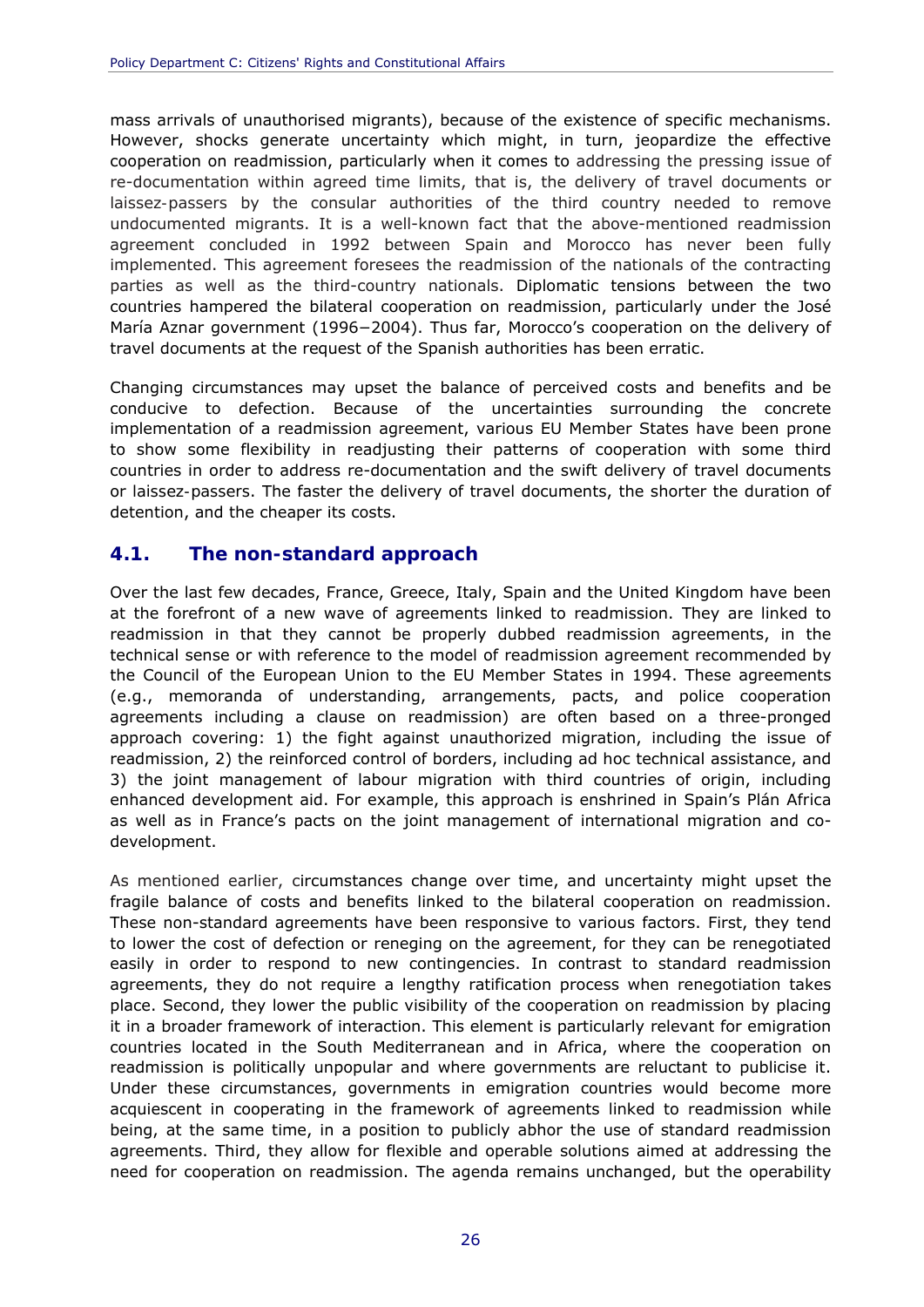mass arrivals of unauthorised migrants), because of the existence of specific mechanisms. However, shocks generate uncertainty which might, in turn, jeopardize the effective cooperation on readmission, particularly when it comes to addressing the pressing issue of re-documentation within agreed time limits, that is, the delivery of travel documents or laissez-passers by the consular authorities of the third country needed to remove undocumented migrants. It is a well-known fact that the above-mentioned readmission agreement concluded in 1992 between Spain and Morocco has never been fully implemented. This agreement foresees the readmission of the nationals of the contracting parties as well as the third-country nationals. Diplomatic tensions between the two countries hampered the bilateral cooperation on readmission, particularly under the José María Aznar government (1996−2004). Thus far, Morocco's cooperation on the delivery of travel documents at the request of the Spanish authorities has been erratic.

Changing circumstances may upset the balance of perceived costs and benefits and be conducive to defection. Because of the uncertainties surrounding the concrete implementation of a readmission agreement, various EU Member States have been prone to show some flexibility in readjusting their patterns of cooperation with some third countries in order to address re-documentation and the swift delivery of travel documents or laissez-passers. The faster the delivery of travel documents, the shorter the duration of detention, and the cheaper its costs.

## 4.1. The non-standard approach

Over the last few decades, France, Greece, Italy, Spain and the United Kingdom have been at the forefront of a new wave of agreements linked to readmission. They are linked to readmission in that they cannot be properly dubbed readmission agreements, in the technical sense or with reference to the model of readmission agreement recommended by the Council of the European Union to the EU Member States in 1994. These agreements (e.g., memoranda of understanding, arrangements, pacts, and police cooperation agreements including a clause on readmission) are often based on a three-pronged approach covering: 1) the fight against unauthorized migration, including the issue of readmission, 2) the reinforced control of borders, including ad hoc technical assistance, and 3) the joint management of labour migration with third countries of origin, including enhanced development aid. For example, this approach is enshrined in Spain's Plán Africa as well as in France's pacts on the joint management of international migration and co-development.

As mentioned earlier, circumstances change over time, and uncertainty might upset the fragile balance of costs and benefits linked to the bilateral cooperation on readmission. These non-standard agreements have been responsive to various factors. First, they tend to lower the cost of defection or reneging on the agreement, for they can be renegotiated easily in order to respond to new contingencies. In contrast to standard readmission agreements, they do not require a lengthy ratification process when renegotiation takes place. Second, they lower the public visibility of the cooperation on readmission by placing it in a broader framework of interaction. This element is particularly relevant for emigration countries located in the South Mediterranean and in Africa, where the cooperation on readmission is politically unpopular and where governments are reluctant to publicise it. Under these circumstances, governments in emigration countries would become more acquiescent in cooperating in the framework of agreements linked to readmission while being, at the same time, in a position to publicly abhor the use of standard readmission agreements. Third, they allow for flexible and operable solutions aimed at addressing the need for cooperation on readmission. The agenda remains unchanged, but the operability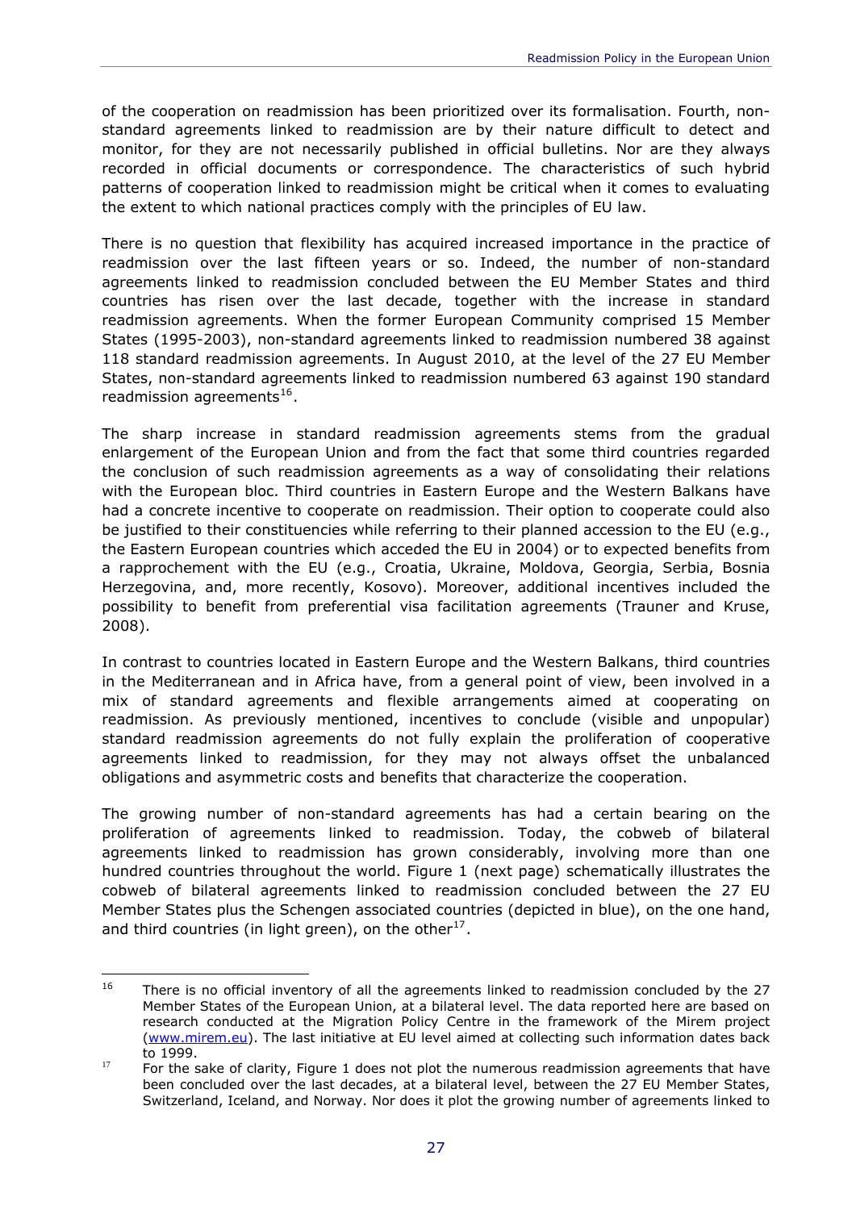of the cooperation on readmission has been prioritized over its formalisation. Fourth, non-standard agreements linked to readmission are by their nature difficult to detect and monitor, for they are not necessarily published in official bulletins. Nor are they always recorded in official documents or correspondence. The characteristics of such hybrid patterns of cooperation linked to readmission might be critical when it comes to evaluating the extent to which national practices comply with the principles of EU law.

There is no question that flexibility has acquired increased importance in the practice of readmission over the last fifteen years or so. Indeed, the number of non-standard agreements linked to readmission concluded between the EU Member States and third countries has risen over the last decade, together with the increase in standard readmission agreements. When the former European Community comprised 15 Member States (1995-2003), non-standard agreements linked to readmission numbered 38 against 118 standard readmission agreements. In August 2010, at the level of the 27 EU Member States, non-standard agreements linked to readmission numbered 63 against 190 standard readmission agreements[16].

The sharp increase in standard readmission agreements stems from the gradual enlargement of the European Union and from the fact that some third countries regarded the conclusion of such readmission agreements as a way of consolidating their relations with the European bloc. Third countries in Eastern Europe and the Western Balkans have had a concrete incentive to cooperate on readmission. Their option to cooperate could also be justified to their constituencies while referring to their planned accession to the EU (e.g., the Eastern European countries which acceded the EU in 2004) or to expected benefits from a rapprochement with the EU (e.g., Croatia, Ukraine, Moldova, Georgia, Serbia, Bosnia Herzegovina, and, more recently, Kosovo). Moreover, additional incentives included the possibility to benefit from preferential visa facilitation agreements (Trauner and Kruse, 2008).

In contrast to countries located in Eastern Europe and the Western Balkans, third countries in the Mediterranean and in Africa have, from a general point of view, been involved in a mix of standard agreements and flexible arrangements aimed at cooperating on readmission. As previously mentioned, incentives to conclude (visible and unpopular) standard readmission agreements do not fully explain the proliferation of cooperative agreements linked to readmission, for they may not always offset the unbalanced obligations and asymmetric costs and benefits that characterize the cooperation.

The growing number of non-standard agreements has had a certain bearing on the proliferation of agreements linked to readmission. Today, the cobweb of bilateral agreements linked to readmission has grown considerably, involving more than one hundred countries throughout the world. Figure 1 (next page) schematically illustrates the cobweb of bilateral agreements linked to readmission concluded between the 27 EU Member States plus the Schengen associated countries (depicted in blue), on the one hand, and third countries (in light green), on the other[17].

---

[16] There is no official inventory of all the agreements linked to readmission concluded by the 27 Member States of the European Union, at a bilateral level. The data reported here are based on research conducted at the Migration Policy Centre in the framework of the Mirem project (www.mirem.eu). The last initiative at EU level aimed at collecting such information dates back to 1999.

[17] For the sake of clarity, Figure 1 does not plot the numerous readmission agreements that have been concluded over the last decades, at a bilateral level, between the 27 EU Member States, Switzerland, Iceland, and Norway. Nor does it plot the growing number of agreements linked to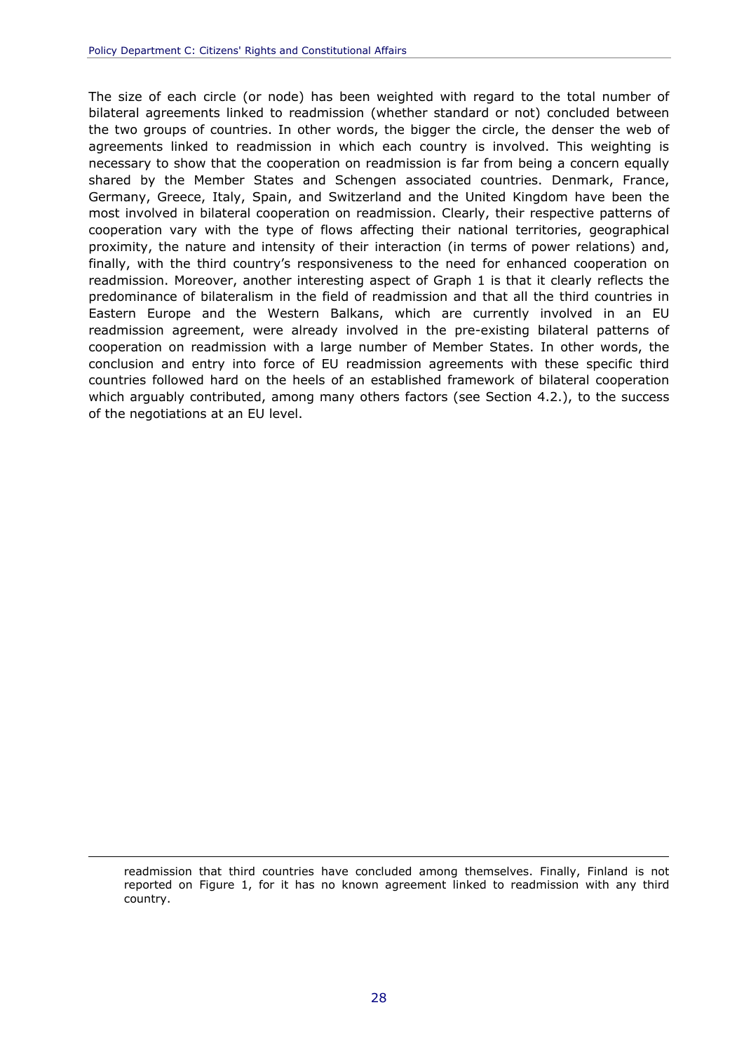The size of each circle (or node) has been weighted with regard to the total number of bilateral agreements linked to readmission (whether standard or not) concluded between the two groups of countries. In other words, the bigger the circle, the denser the web of agreements linked to readmission in which each country is involved. This weighting is necessary to show that the cooperation on readmission is far from being a concern equally shared by the Member States and Schengen associated countries. Denmark, France, Germany, Greece, Italy, Spain, and Switzerland and the United Kingdom have been the most involved in bilateral cooperation on readmission. Clearly, their respective patterns of cooperation vary with the type of flows affecting their national territories, geographical proximity, the nature and intensity of their interaction (in terms of power relations) and, finally, with the third country's responsiveness to the need for enhanced cooperation on readmission. Moreover, another interesting aspect of Graph 1 is that it clearly reflects the predominance of bilateralism in the field of readmission and that all the third countries in Eastern Europe and the Western Balkans, which are currently involved in an EU readmission agreement, were already involved in the pre-existing bilateral patterns of cooperation on readmission with a large number of Member States. In other words, the conclusion and entry into force of EU readmission agreements with these specific third countries followed hard on the heels of an established framework of bilateral cooperation which arguably contributed, among many others factors (see Section 4.2.), to the success of the negotiations at an EU level.

---

readmission that third countries have concluded among themselves. Finally, Finland is not reported on Figure 1, for it has no known agreement linked to readmission with any third country.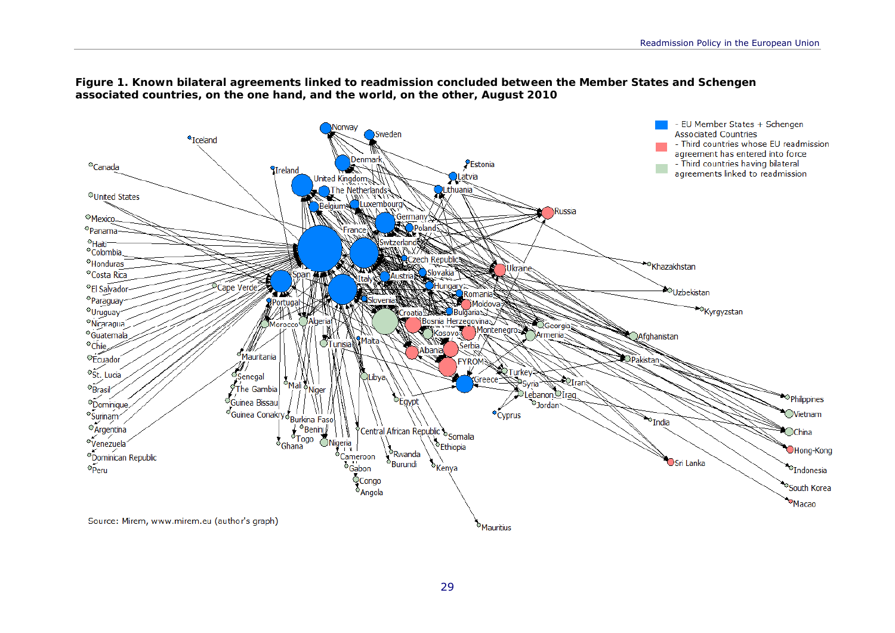**Figure 1. Known bilateral agreements linked to readmission concluded between the Member States and Schengen associated countries, on the one hand, and the world, on the other, August 2010**

- EU Member States + Schengen Associated Countries
- Third countries whose EU readmission agreement has entered into force
- Third countries having bilateral agreements linked to readmission

Source: Mirem, www.mirem.eu (author's graph)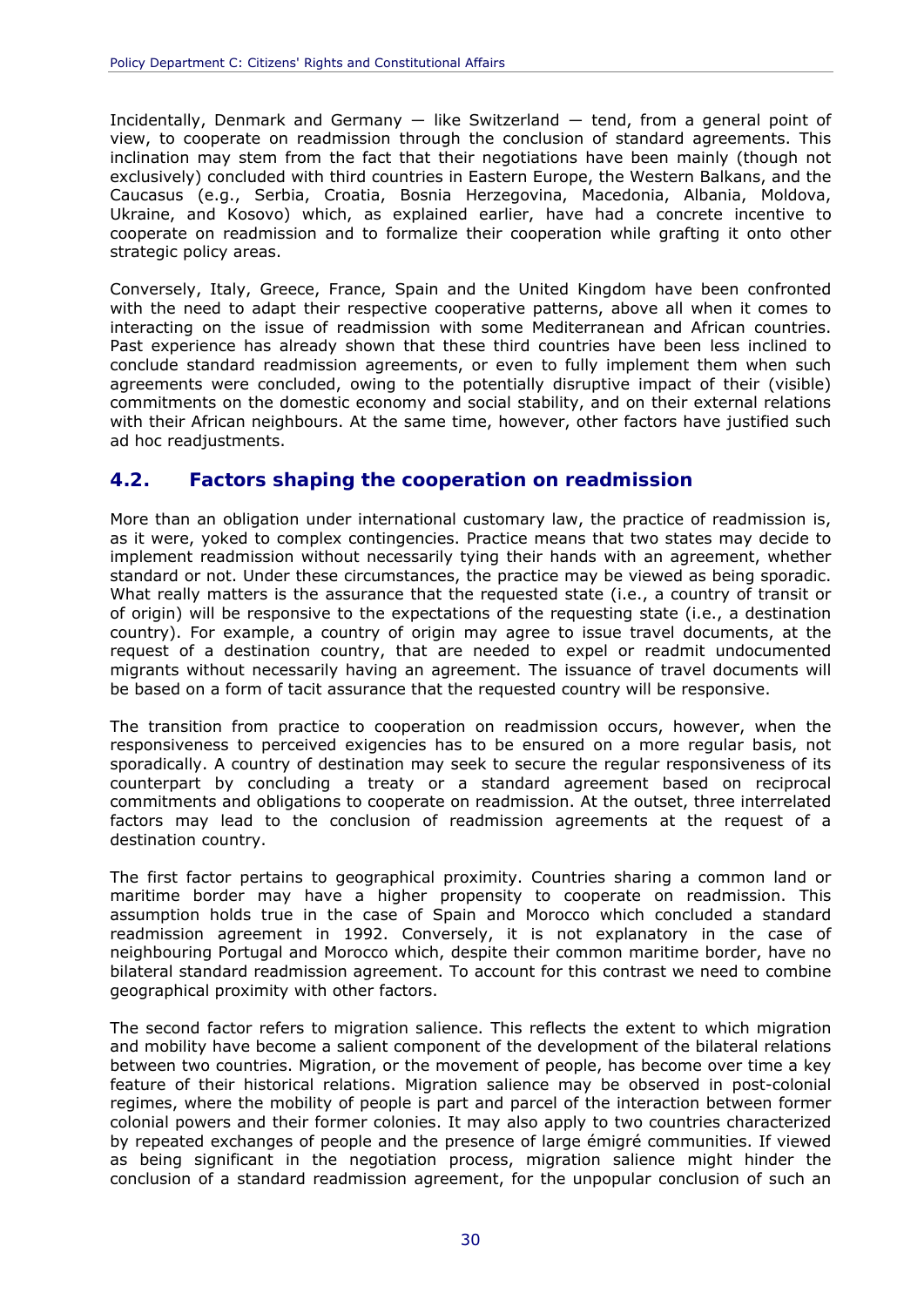Incidentally, Denmark and Germany — like Switzerland — tend, from a general point of view, to cooperate on readmission through the conclusion of standard agreements. This inclination may stem from the fact that their negotiations have been mainly (though not exclusively) concluded with third countries in Eastern Europe, the Western Balkans, and the Caucasus (e.g., Serbia, Croatia, Bosnia Herzegovina, Macedonia, Albania, Moldova, Ukraine, and Kosovo) which, as explained earlier, have had a concrete incentive to cooperate on readmission and to formalize their cooperation while grafting it onto other strategic policy areas.

Conversely, Italy, Greece, France, Spain and the United Kingdom have been confronted with the need to adapt their respective cooperative patterns, above all when it comes to interacting on the issue of readmission with some Mediterranean and African countries. Past experience has already shown that these third countries have been less inclined to conclude standard readmission agreements, or even to fully implement them when such agreements were concluded, owing to the potentially disruptive impact of their (visible) commitments on the domestic economy and social stability, and on their external relations with their African neighbours. At the same time, however, other factors have justified such ad hoc readjustments.

## 4.2. Factors shaping the cooperation on readmission

More than an obligation under international customary law, the practice of readmission is, as it were, yoked to complex contingencies. Practice means that two states may decide to implement readmission without necessarily tying their hands with an agreement, whether standard or not. Under these circumstances, the practice may be viewed as being sporadic. What really matters is the assurance that the requested state (i.e., a country of transit or of origin) will be responsive to the expectations of the requesting state (i.e., a destination country). For example, a country of origin may agree to issue travel documents, at the request of a destination country, that are needed to expel or readmit undocumented migrants without necessarily having an agreement. The issuance of travel documents will be based on a form of tacit assurance that the requested country will be responsive.

The transition from practice to cooperation on readmission occurs, however, when the responsiveness to perceived exigencies has to be ensured on a more regular basis, not sporadically. A country of destination may seek to secure the regular responsiveness of its counterpart by concluding a treaty or a standard agreement based on reciprocal commitments and obligations to cooperate on readmission. At the outset, three interrelated factors may lead to the conclusion of readmission agreements at the request of a destination country.

The first factor pertains to geographical proximity. Countries sharing a common land or maritime border may have a higher propensity to cooperate on readmission. This assumption holds true in the case of Spain and Morocco which concluded a standard readmission agreement in 1992. Conversely, it is not explanatory in the case of neighbouring Portugal and Morocco which, despite their common maritime border, have no bilateral standard readmission agreement. To account for this contrast we need to combine geographical proximity with other factors.

The second factor refers to migration salience. This reflects the extent to which migration and mobility have become a salient component of the development of the bilateral relations between two countries. Migration, or the movement of people, has become over time a key feature of their historical relations. Migration salience may be observed in post-colonial regimes, where the mobility of people is part and parcel of the interaction between former colonial powers and their former colonies. It may also apply to two countries characterized by repeated exchanges of people and the presence of large émigré communities. If viewed as being significant in the negotiation process, migration salience might hinder the conclusion of a standard readmission agreement, for the unpopular conclusion of such an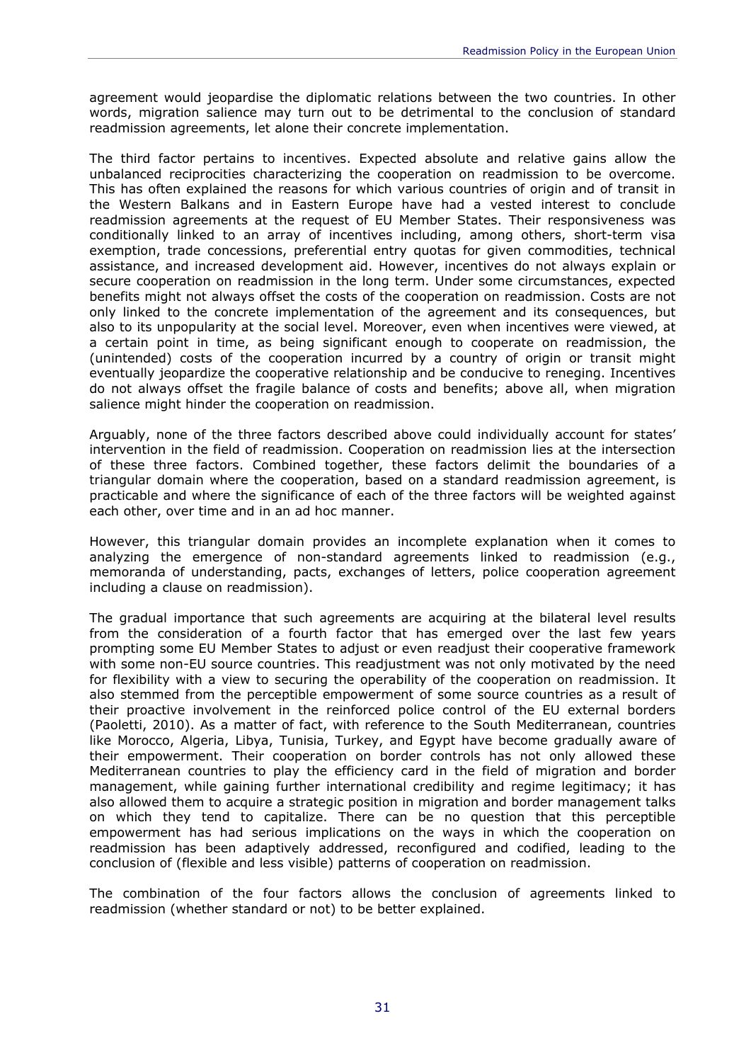agreement would jeopardise the diplomatic relations between the two countries. In other words, migration salience may turn out to be detrimental to the conclusion of standard readmission agreements, let alone their concrete implementation.

The third factor pertains to incentives. Expected absolute and relative gains allow the unbalanced reciprocities characterizing the cooperation on readmission to be overcome. This has often explained the reasons for which various countries of origin and of transit in the Western Balkans and in Eastern Europe have had a vested interest to conclude readmission agreements at the request of EU Member States. Their responsiveness was conditionally linked to an array of incentives including, among others, short-term visa exemption, trade concessions, preferential entry quotas for given commodities, technical assistance, and increased development aid. However, incentives do not always explain or secure cooperation on readmission in the long term. Under some circumstances, expected benefits might not always offset the costs of the cooperation on readmission. Costs are not only linked to the concrete implementation of the agreement and its consequences, but also to its unpopularity at the social level. Moreover, even when incentives were viewed, at a certain point in time, as being significant enough to cooperate on readmission, the (unintended) costs of the cooperation incurred by a country of origin or transit might eventually jeopardize the cooperative relationship and be conducive to reneging. Incentives do not always offset the fragile balance of costs and benefits; above all, when migration salience might hinder the cooperation on readmission.

Arguably, none of the three factors described above could individually account for states' intervention in the field of readmission. Cooperation on readmission lies at the intersection of these three factors. Combined together, these factors delimit the boundaries of a triangular domain where the cooperation, based on a standard readmission agreement, is practicable and where the significance of each of the three factors will be weighted against each other, over time and in an ad hoc manner.

However, this triangular domain provides an incomplete explanation when it comes to analyzing the emergence of non-standard agreements linked to readmission (e.g., memoranda of understanding, pacts, exchanges of letters, police cooperation agreement including a clause on readmission).

The gradual importance that such agreements are acquiring at the bilateral level results from the consideration of a fourth factor that has emerged over the last few years prompting some EU Member States to adjust or even readjust their cooperative framework with some non-EU source countries. This readjustment was not only motivated by the need for flexibility with a view to securing the operability of the cooperation on readmission. It also stemmed from the perceptible empowerment of some source countries as a result of their proactive involvement in the reinforced police control of the EU external borders (Paoletti, 2010). As a matter of fact, with reference to the South Mediterranean, countries like Morocco, Algeria, Libya, Tunisia, Turkey, and Egypt have become gradually aware of their empowerment. Their cooperation on border controls has not only allowed these Mediterranean countries to play the efficiency card in the field of migration and border management, while gaining further international credibility and regime legitimacy; it has also allowed them to acquire a strategic position in migration and border management talks on which they tend to capitalize. There can be no question that this perceptible empowerment has had serious implications on the ways in which the cooperation on readmission has been adaptively addressed, reconfigured and codified, leading to the conclusion of (flexible and less visible) patterns of cooperation on readmission.

The combination of the four factors allows the conclusion of agreements linked to readmission (whether standard or not) to be better explained.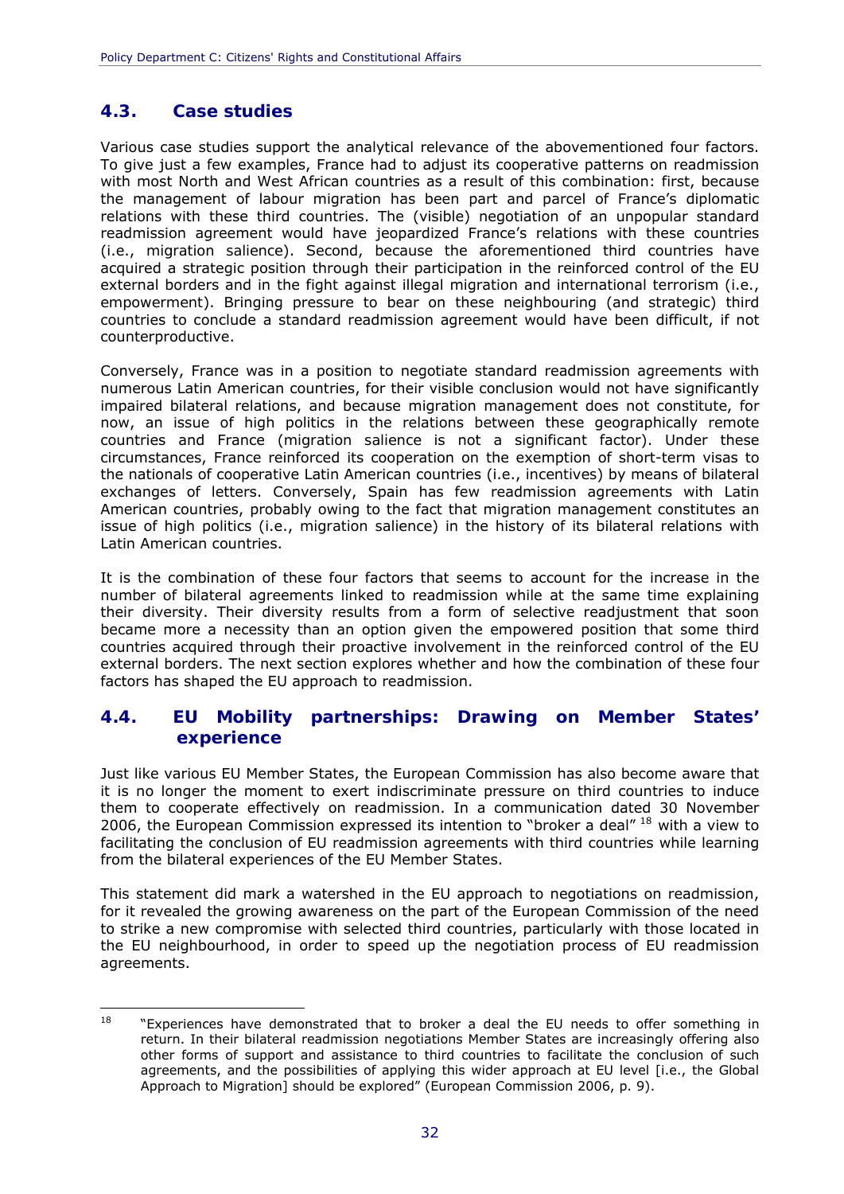## 4.3. Case studies

Various case studies support the analytical relevance of the abovementioned four factors. To give just a few examples, France had to adjust its cooperative patterns on readmission with most North and West African countries as a result of this combination: first, because the management of labour migration has been part and parcel of France's diplomatic relations with these third countries. The (visible) negotiation of an unpopular standard readmission agreement would have jeopardized France's relations with these countries (i.e., migration salience). Second, because the aforementioned third countries have acquired a strategic position through their participation in the reinforced control of the EU external borders and in the fight against illegal migration and international terrorism (i.e., empowerment). Bringing pressure to bear on these neighbouring (and strategic) third countries to conclude a standard readmission agreement would have been difficult, if not counterproductive.

Conversely, France was in a position to negotiate standard readmission agreements with numerous Latin American countries, for their visible conclusion would not have significantly impaired bilateral relations, and because migration management does not constitute, for now, an issue of high politics in the relations between these geographically remote countries and France (migration salience is not a significant factor). Under these circumstances, France reinforced its cooperation on the exemption of short-term visas to the nationals of cooperative Latin American countries (i.e., incentives) by means of bilateral exchanges of letters. Conversely, Spain has few readmission agreements with Latin American countries, probably owing to the fact that migration management constitutes an issue of high politics (i.e., migration salience) in the history of its bilateral relations with Latin American countries.

It is the combination of these four factors that seems to account for the increase in the number of bilateral agreements linked to readmission while at the same time explaining their diversity. Their diversity results from a form of selective readjustment that soon became more a necessity than an option given the empowered position that some third countries acquired through their proactive involvement in the reinforced control of the EU external borders. The next section explores whether and how the combination of these four factors has shaped the EU approach to readmission.

## 4.4. EU Mobility partnerships: Drawing on Member States' experience

Just like various EU Member States, the European Commission has also become aware that it is no longer the moment to exert indiscriminate pressure on third countries to induce them to cooperate effectively on readmission. In a communication dated 30 November 2006, the European Commission expressed its intention to "broker a deal" [18] with a view to facilitating the conclusion of EU readmission agreements with third countries while learning from the bilateral experiences of the EU Member States.

This statement did mark a watershed in the EU approach to negotiations on readmission, for it revealed the growing awareness on the part of the European Commission of the need to strike a new compromise with selected third countries, particularly with those located in the EU neighbourhood, in order to speed up the negotiation process of EU readmission agreements.

---

[18] "Experiences have demonstrated that to broker a deal the EU needs to offer something in return. In their bilateral readmission negotiations Member States are increasingly offering also other forms of support and assistance to third countries to facilitate the conclusion of such agreements, and the possibilities of applying this wider approach at EU level [i.e., the Global Approach to Migration] should be explored" (European Commission 2006, p. 9).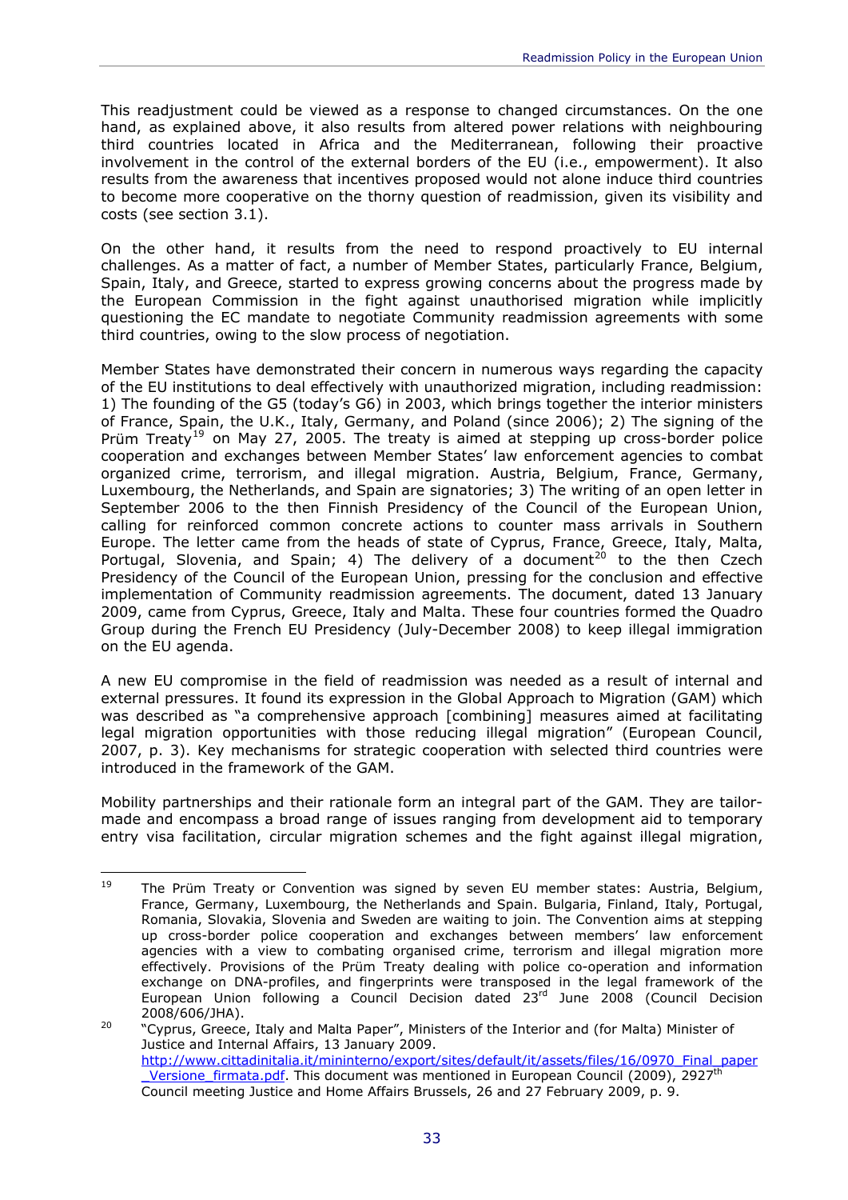This readjustment could be viewed as a response to changed circumstances. On the one hand, as explained above, it also results from altered power relations with neighbouring third countries located in Africa and the Mediterranean, following their proactive involvement in the control of the external borders of the EU (i.e., empowerment). It also results from the awareness that incentives proposed would not alone induce third countries to become more cooperative on the thorny question of readmission, given its visibility and costs (see section 3.1).

On the other hand, it results from the need to respond proactively to EU internal challenges. As a matter of fact, a number of Member States, particularly France, Belgium, Spain, Italy, and Greece, started to express growing concerns about the progress made by the European Commission in the fight against unauthorised migration while implicitly questioning the EC mandate to negotiate Community readmission agreements with some third countries, owing to the slow process of negotiation.

Member States have demonstrated their concern in numerous ways regarding the capacity of the EU institutions to deal effectively with unauthorized migration, including readmission: 1) The founding of the G5 (today's G6) in 2003, which brings together the interior ministers of France, Spain, the U.K., Italy, Germany, and Poland (since 2006); 2) The signing of the Prüm Treaty[19] on May 27, 2005. The treaty is aimed at stepping up cross-border police cooperation and exchanges between Member States' law enforcement agencies to combat organized crime, terrorism, and illegal migration. Austria, Belgium, France, Germany, Luxembourg, the Netherlands, and Spain are signatories; 3) The writing of an open letter in September 2006 to the then Finnish Presidency of the Council of the European Union, calling for reinforced common concrete actions to counter mass arrivals in Southern Europe. The letter came from the heads of state of Cyprus, France, Greece, Italy, Malta, Portugal, Slovenia, and Spain; 4) The delivery of a document[20] to the then Czech Presidency of the Council of the European Union, pressing for the conclusion and effective implementation of Community readmission agreements. The document, dated 13 January 2009, came from Cyprus, Greece, Italy and Malta. These four countries formed the Quadro Group during the French EU Presidency (July-December 2008) to keep illegal immigration on the EU agenda.

A new EU compromise in the field of readmission was needed as a result of internal and external pressures. It found its expression in the Global Approach to Migration (GAM) which was described as "a comprehensive approach [combining] measures aimed at facilitating legal migration opportunities with those reducing illegal migration" (European Council, 2007, p. 3). Key mechanisms for strategic cooperation with selected third countries were introduced in the framework of the GAM.

Mobility partnerships and their rationale form an integral part of the GAM. They are tailor-made and encompass a broad range of issues ranging from development aid to temporary entry visa facilitation, circular migration schemes and the fight against illegal migration,

---

[19] The Prüm Treaty or Convention was signed by seven EU member states: Austria, Belgium, France, Germany, Luxembourg, the Netherlands and Spain. Bulgaria, Finland, Italy, Portugal, Romania, Slovakia, Slovenia and Sweden are waiting to join. The Convention aims at stepping up cross-border police cooperation and exchanges between members' law enforcement agencies with a view to combating organised crime, terrorism and illegal migration more effectively. Provisions of the Prüm Treaty dealing with police co-operation and information exchange on DNA-profiles, and fingerprints were transposed in the legal framework of the European Union following a Council Decision dated 23rd June 2008 (Council Decision 2008/606/JHA).

[20] "Cyprus, Greece, Italy and Malta Paper", Ministers of the Interior and (for Malta) Minister of Justice and Internal Affairs, 13 January 2009. http://www.cittadinitalia.it/mininterno/export/sites/default/it/assets/files/16/0970_Final_paper_Versione_firmata.pdf. This document was mentioned in European Council (2009), 2927th Council meeting Justice and Home Affairs Brussels, 26 and 27 February 2009, p. 9.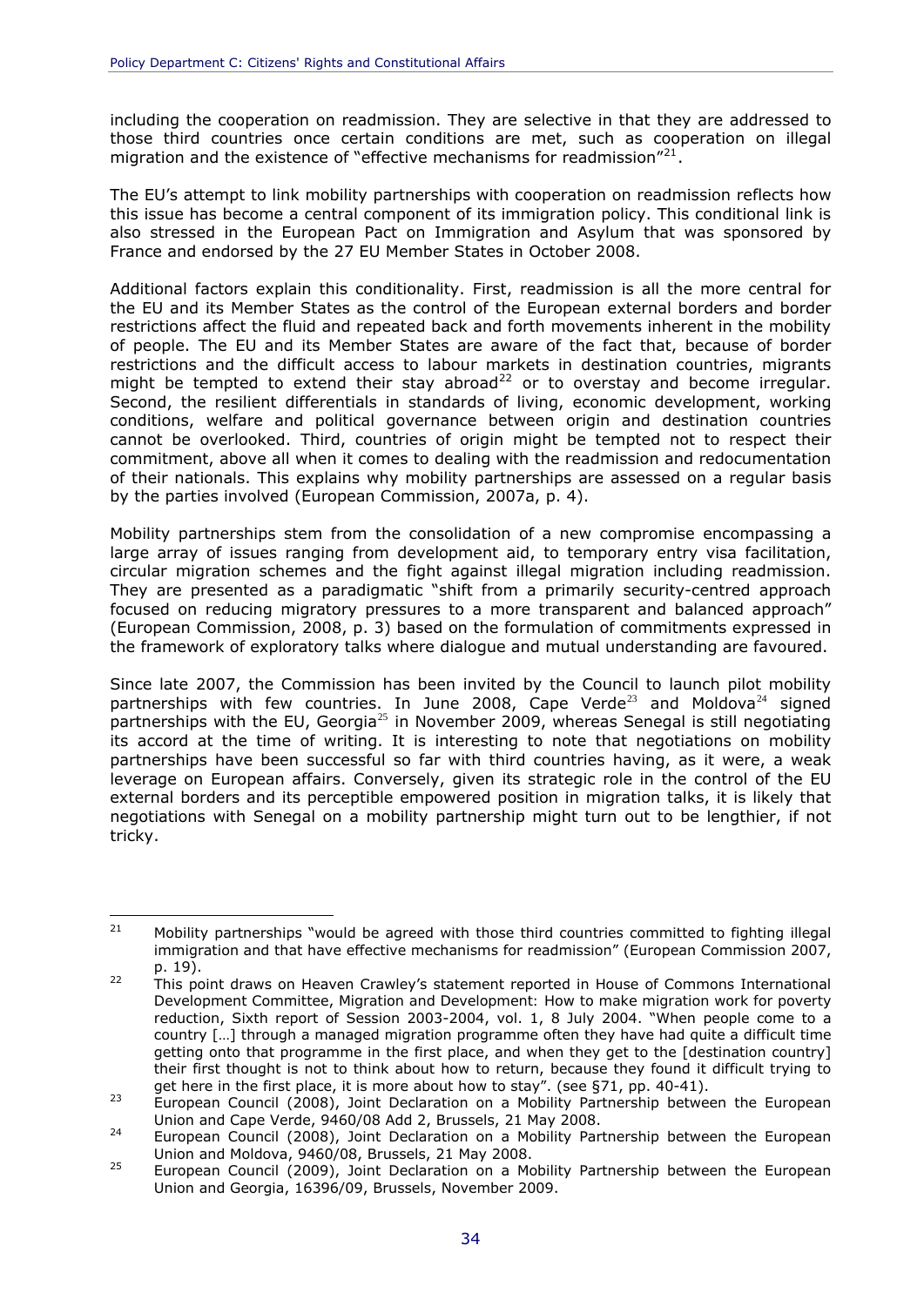including the cooperation on readmission. They are selective in that they are addressed to those third countries once certain conditions are met, such as cooperation on illegal migration and the existence of "effective mechanisms for readmission"[21].

The EU's attempt to link mobility partnerships with cooperation on readmission reflects how this issue has become a central component of its immigration policy. This conditional link is also stressed in the European Pact on Immigration and Asylum that was sponsored by France and endorsed by the 27 EU Member States in October 2008.

Additional factors explain this conditionality. First, readmission is all the more central for the EU and its Member States as the control of the European external borders and border restrictions affect the fluid and repeated back and forth movements inherent in the mobility of people. The EU and its Member States are aware of the fact that, because of border restrictions and the difficult access to labour markets in destination countries, migrants might be tempted to extend their stay abroad[22] or to overstay and become irregular. Second, the resilient differentials in standards of living, economic development, working conditions, welfare and political governance between origin and destination countries cannot be overlooked. Third, countries of origin might be tempted not to respect their commitment, above all when it comes to dealing with the readmission and redocumentation of their nationals. This explains why mobility partnerships are assessed on a regular basis by the parties involved (European Commission, 2007a, p. 4).

Mobility partnerships stem from the consolidation of a new compromise encompassing a large array of issues ranging from development aid, to temporary entry visa facilitation, circular migration schemes and the fight against illegal migration including readmission. They are presented as a paradigmatic "shift from a primarily security-centred approach focused on reducing migratory pressures to a more transparent and balanced approach" (European Commission, 2008, p. 3) based on the formulation of commitments expressed in the framework of exploratory talks where dialogue and mutual understanding are favoured.

Since late 2007, the Commission has been invited by the Council to launch pilot mobility partnerships with few countries. In June 2008, Cape Verde[23] and Moldova[24] signed partnerships with the EU, Georgia[25] in November 2009, whereas Senegal is still negotiating its accord at the time of writing. It is interesting to note that negotiations on mobility partnerships have been successful so far with third countries having, as it were, a weak leverage on European affairs. Conversely, given its strategic role in the control of the EU external borders and its perceptible empowered position in migration talks, it is likely that negotiations with Senegal on a mobility partnership might turn out to be lengthier, if not tricky.

---

[21] Mobility partnerships "would be agreed with those third countries committed to fighting illegal immigration and that have effective mechanisms for readmission" (European Commission 2007, p. 19).

[22] This point draws on Heaven Crawley's statement reported in House of Commons International Development Committee, Migration and Development: How to make migration work for poverty reduction, Sixth report of Session 2003-2004, vol. 1, 8 July 2004. "When people come to a country […] through a managed migration programme often they have had quite a difficult time getting onto that programme in the first place, and when they get to the [destination country] their first thought is not to think about how to return, because they found it difficult trying to get here in the first place, it is more about how to stay". (see §71, pp. 40-41).

[23] European Council (2008), Joint Declaration on a Mobility Partnership between the European Union and Cape Verde, 9460/08 Add 2, Brussels, 21 May 2008.

[24] European Council (2008), Joint Declaration on a Mobility Partnership between the European Union and Moldova, 9460/08, Brussels, 21 May 2008.

[25] European Council (2009), Joint Declaration on a Mobility Partnership between the European Union and Georgia, 16396/09, Brussels, November 2009.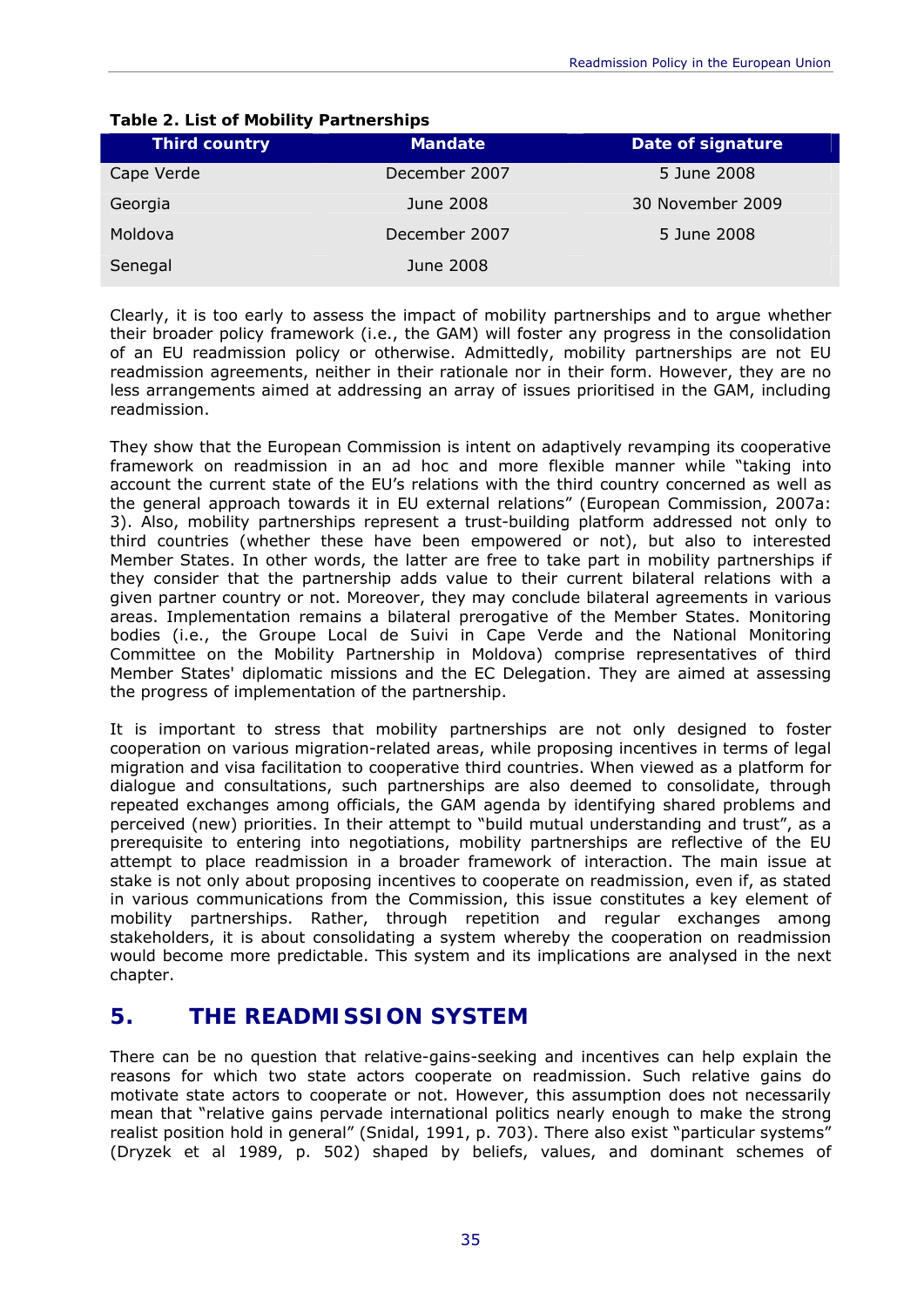**Table 2. List of Mobility Partnerships**

| Third country | Mandate | Date of signature |
|---|---|---|
| Cape Verde | December 2007 | 5 June 2008 |
| Georgia | June 2008 | 30 November 2009 |
| Moldova | December 2007 | 5 June 2008 |
| Senegal | June 2008 | |

Clearly, it is too early to assess the impact of mobility partnerships and to argue whether their broader policy framework (i.e., the GAM) will foster any progress in the consolidation of an EU readmission policy or otherwise. Admittedly, mobility partnerships are not EU readmission agreements, neither in their rationale nor in their form. However, they are no less arrangements aimed at addressing an array of issues prioritised in the GAM, including readmission.

They show that the European Commission is intent on adaptively revamping its cooperative framework on readmission in an ad hoc and more flexible manner while "taking into account the current state of the EU's relations with the third country concerned as well as the general approach towards it in EU external relations" (European Commission, 2007a: 3). Also, mobility partnerships represent a trust-building platform addressed not only to third countries (whether these have been empowered or not), but also to interested Member States. In other words, the latter are free to take part in mobility partnerships if they consider that the partnership adds value to their current bilateral relations with a given partner country or not. Moreover, they may conclude bilateral agreements in various areas. Implementation remains a bilateral prerogative of the Member States. Monitoring bodies (i.e., the Groupe Local de Suivi in Cape Verde and the National Monitoring Committee on the Mobility Partnership in Moldova) comprise representatives of third Member States' diplomatic missions and the EC Delegation. They are aimed at assessing the progress of implementation of the partnership.

It is important to stress that mobility partnerships are not only designed to foster cooperation on various migration-related areas, while proposing incentives in terms of legal migration and visa facilitation to cooperative third countries. When viewed as a platform for dialogue and consultations, such partnerships are also deemed to consolidate, through repeated exchanges among officials, the GAM agenda by identifying shared problems and perceived (new) priorities. In their attempt to "build mutual understanding and trust", as a prerequisite to entering into negotiations, mobility partnerships are reflective of the EU attempt to place readmission in a broader framework of interaction. The main issue at stake is not only about proposing incentives to cooperate on readmission, even if, as stated in various communications from the Commission, this issue constitutes a key element of mobility partnerships. Rather, through repetition and regular exchanges among stakeholders, it is about consolidating a system whereby the cooperation on readmission would become more predictable. This system and its implications are analysed in the next chapter.

## 5. THE READMISSION SYSTEM

There can be no question that relative-gains-seeking and incentives can help explain the reasons for which two state actors cooperate on readmission. Such relative gains do motivate state actors to cooperate or not. However, this assumption does not necessarily mean that "relative gains pervade international politics nearly enough to make the strong realist position hold in general" (Snidal, 1991, p. 703). There also exist "particular systems" (Dryzek et al 1989, p. 502) shaped by beliefs, values, and dominant schemes of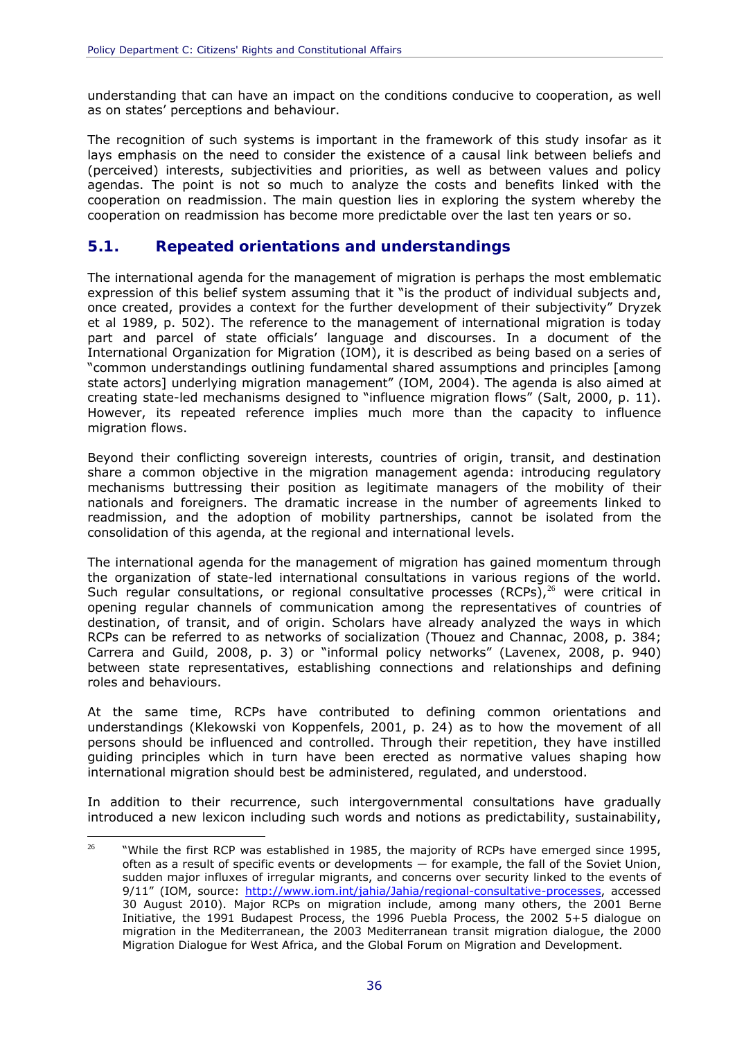understanding that can have an impact on the conditions conducive to cooperation, as well as on states' perceptions and behaviour.

The recognition of such systems is important in the framework of this study insofar as it lays emphasis on the need to consider the existence of a causal link between beliefs and (perceived) interests, subjectivities and priorities, as well as between values and policy agendas. The point is not so much to analyze the costs and benefits linked with the cooperation on readmission. The main question lies in exploring the system whereby the cooperation on readmission has become more predictable over the last ten years or so.

## 5.1. Repeated orientations and understandings

The international agenda for the management of migration is perhaps the most emblematic expression of this belief system assuming that it "is the product of individual subjects and, once created, provides a context for the further development of their subjectivity" Dryzek et al 1989, p. 502). The reference to the management of international migration is today part and parcel of state officials' language and discourses. In a document of the International Organization for Migration (IOM), it is described as being based on a series of "common understandings outlining fundamental shared assumptions and principles [among state actors] underlying migration management" (IOM, 2004). The agenda is also aimed at creating state-led mechanisms designed to "influence migration flows" (Salt, 2000, p. 11). However, its repeated reference implies much more than the capacity to influence migration flows.

Beyond their conflicting sovereign interests, countries of origin, transit, and destination share a common objective in the migration management agenda: introducing regulatory mechanisms buttressing their position as legitimate managers of the mobility of their nationals and foreigners. The dramatic increase in the number of agreements linked to readmission, and the adoption of mobility partnerships, cannot be isolated from the consolidation of this agenda, at the regional and international levels.

The international agenda for the management of migration has gained momentum through the organization of state-led international consultations in various regions of the world. Such regular consultations, or regional consultative processes (RCPs),[26] were critical in opening regular channels of communication among the representatives of countries of destination, of transit, and of origin. Scholars have already analyzed the ways in which RCPs can be referred to as networks of socialization (Thouez and Channac, 2008, p. 384; Carrera and Guild, 2008, p. 3) or "informal policy networks" (Lavenex, 2008, p. 940) between state representatives, establishing connections and relationships and defining roles and behaviours.

At the same time, RCPs have contributed to defining common orientations and understandings (Klekowski von Koppenfels, 2001, p. 24) as to how the movement of all persons should be influenced and controlled. Through their repetition, they have instilled guiding principles which in turn have been erected as normative values shaping how international migration should best be administered, regulated, and understood.

In addition to their recurrence, such intergovernmental consultations have gradually introduced a new lexicon including such words and notions as predictability, sustainability,

---

[26] "While the first RCP was established in 1985, the majority of RCPs have emerged since 1995, often as a result of specific events or developments — for example, the fall of the Soviet Union, sudden major influxes of irregular migrants, and concerns over security linked to the events of 9/11" (IOM, source: http://www.iom.int/jahia/Jahia/regional-consultative-processes, accessed 30 August 2010). Major RCPs on migration include, among many others, the 2001 Berne Initiative, the 1991 Budapest Process, the 1996 Puebla Process, the 2002 5+5 dialogue on migration in the Mediterranean, the 2003 Mediterranean transit migration dialogue, the 2000 Migration Dialogue for West Africa, and the Global Forum on Migration and Development.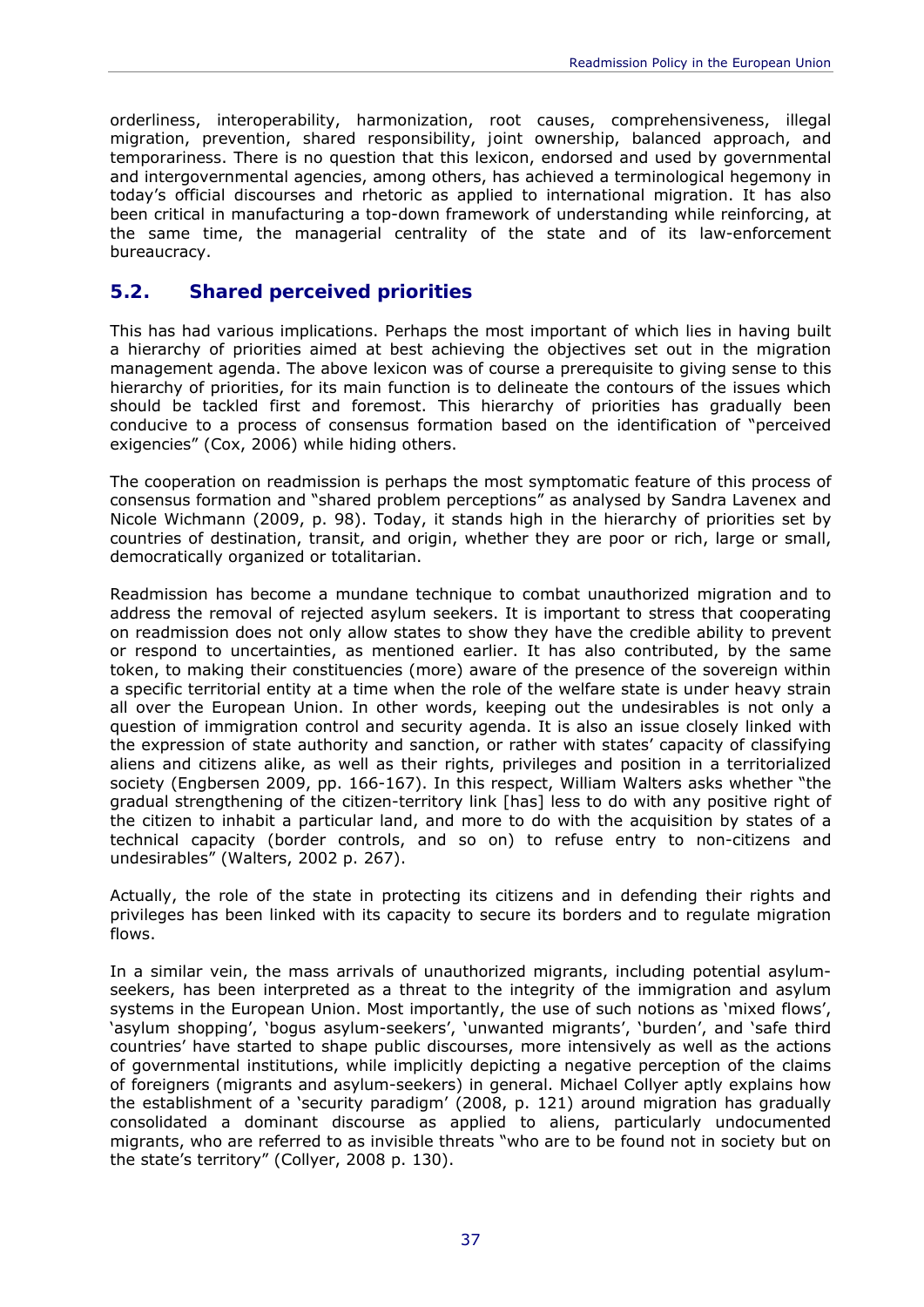orderliness, interoperability, harmonization, root causes, comprehensiveness, illegal migration, prevention, shared responsibility, joint ownership, balanced approach, and temporariness. There is no question that this lexicon, endorsed and used by governmental and intergovernmental agencies, among others, has achieved a terminological hegemony in today's official discourses and rhetoric as applied to international migration. It has also been critical in manufacturing a top-down framework of understanding while reinforcing, at the same time, the managerial centrality of the state and of its law-enforcement bureaucracy.

## 5.2. Shared perceived priorities

This has had various implications. Perhaps the most important of which lies in having built a hierarchy of priorities aimed at best achieving the objectives set out in the migration management agenda. The above lexicon was of course a prerequisite to giving sense to this hierarchy of priorities, for its main function is to delineate the contours of the issues which should be tackled first and foremost. This hierarchy of priorities has gradually been conducive to a process of consensus formation based on the identification of "perceived exigencies" (Cox, 2006) while hiding others.

The cooperation on readmission is perhaps the most symptomatic feature of this process of consensus formation and "shared problem perceptions" as analysed by Sandra Lavenex and Nicole Wichmann (2009, p. 98). Today, it stands high in the hierarchy of priorities set by countries of destination, transit, and origin, whether they are poor or rich, large or small, democratically organized or totalitarian.

Readmission has become a mundane technique to combat unauthorized migration and to address the removal of rejected asylum seekers. It is important to stress that cooperating on readmission does not only allow states to show they have the credible ability to prevent or respond to uncertainties, as mentioned earlier. It has also contributed, by the same token, to making their constituencies (more) aware of the presence of the sovereign within a specific territorial entity at a time when the role of the welfare state is under heavy strain all over the European Union. In other words, keeping out the undesirables is not only a question of immigration control and security agenda. It is also an issue closely linked with the expression of state authority and sanction, or rather with states' capacity of classifying aliens and citizens alike, as well as their rights, privileges and position in a territorialized society (Engbersen 2009, pp. 166-167). In this respect, William Walters asks whether "the gradual strengthening of the citizen-territory link [has] less to do with any positive right of the citizen to inhabit a particular land, and more to do with the acquisition by states of a technical capacity (border controls, and so on) to refuse entry to non-citizens and undesirables" (Walters, 2002 p. 267).

Actually, the role of the state in protecting its citizens and in defending their rights and privileges has been linked with its capacity to secure its borders and to regulate migration flows.

In a similar vein, the mass arrivals of unauthorized migrants, including potential asylum-seekers, has been interpreted as a threat to the integrity of the immigration and asylum systems in the European Union. Most importantly, the use of such notions as 'mixed flows', 'asylum shopping', 'bogus asylum-seekers', 'unwanted migrants', 'burden', and 'safe third countries' have started to shape public discourses, more intensively as well as the actions of governmental institutions, while implicitly depicting a negative perception of the claims of foreigners (migrants and asylum-seekers) in general. Michael Collyer aptly explains how the establishment of a 'security paradigm' (2008, p. 121) around migration has gradually consolidated a dominant discourse as applied to aliens, particularly undocumented migrants, who are referred to as invisible threats "who are to be found not in society but on the state's territory" (Collyer, 2008 p. 130).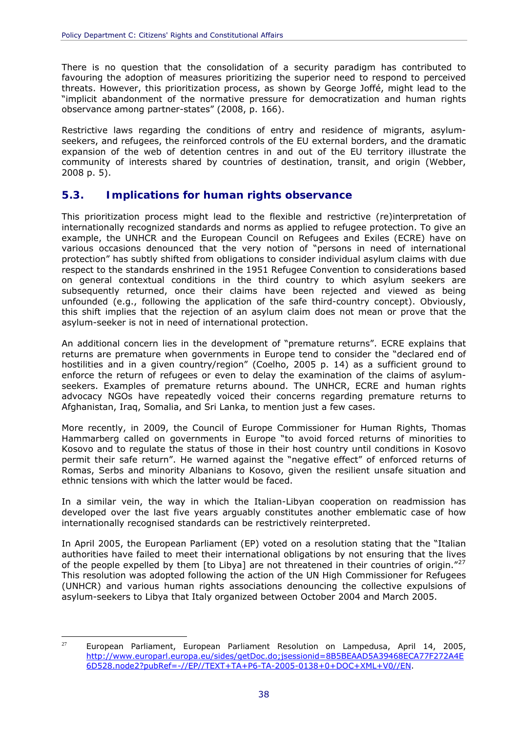There is no question that the consolidation of a security paradigm has contributed to favouring the adoption of measures prioritizing the superior need to respond to perceived threats. However, this prioritization process, as shown by George Joffé, might lead to the "implicit abandonment of the normative pressure for democratization and human rights observance among partner-states" (2008, p. 166).

Restrictive laws regarding the conditions of entry and residence of migrants, asylum-seekers, and refugees, the reinforced controls of the EU external borders, and the dramatic expansion of the web of detention centres in and out of the EU territory illustrate the community of interests shared by countries of destination, transit, and origin (Webber, 2008 p. 5).

## 5.3. Implications for human rights observance

This prioritization process might lead to the flexible and restrictive (re)interpretation of internationally recognized standards and norms as applied to refugee protection. To give an example, the UNHCR and the European Council on Refugees and Exiles (ECRE) have on various occasions denounced that the very notion of "persons in need of international protection" has subtly shifted from obligations to consider individual asylum claims with due respect to the standards enshrined in the 1951 Refugee Convention to considerations based on general contextual conditions in the third country to which asylum seekers are subsequently returned, once their claims have been rejected and viewed as being unfounded (e.g., following the application of the safe third-country concept). Obviously, this shift implies that the rejection of an asylum claim does not mean or prove that the asylum-seeker is not in need of international protection.

An additional concern lies in the development of "premature returns". ECRE explains that returns are premature when governments in Europe tend to consider the "declared end of hostilities and in a given country/region" (Coelho, 2005 p. 14) as a sufficient ground to enforce the return of refugees or even to delay the examination of the claims of asylum-seekers. Examples of premature returns abound. The UNHCR, ECRE and human rights advocacy NGOs have repeatedly voiced their concerns regarding premature returns to Afghanistan, Iraq, Somalia, and Sri Lanka, to mention just a few cases.

More recently, in 2009, the Council of Europe Commissioner for Human Rights, Thomas Hammarberg called on governments in Europe "to avoid forced returns of minorities to Kosovo and to regulate the status of those in their host country until conditions in Kosovo permit their safe return". He warned against the "negative effect" of enforced returns of Romas, Serbs and minority Albanians to Kosovo, given the resilient unsafe situation and ethnic tensions with which the latter would be faced.

In a similar vein, the way in which the Italian-Libyan cooperation on readmission has developed over the last five years arguably constitutes another emblematic case of how internationally recognised standards can be restrictively reinterpreted.

In April 2005, the European Parliament (EP) voted on a resolution stating that the "Italian authorities have failed to meet their international obligations by not ensuring that the lives of the people expelled by them [to Libya] are not threatened in their countries of origin."[27] This resolution was adopted following the action of the UN High Commissioner for Refugees (UNHCR) and various human rights associations denouncing the collective expulsions of asylum-seekers to Libya that Italy organized between October 2004 and March 2005.

---

[27] European Parliament, European Parliament Resolution on Lampedusa, April 14, 2005, http://www.europarl.europa.eu/sides/getDoc.do;jsessionid=8B5BEAAD5A39468ECA77F272A4E6D528.node2?pubRef=-//EP//TEXT+TA+P6-TA-2005-0138+0+DOC+XML+V0//EN.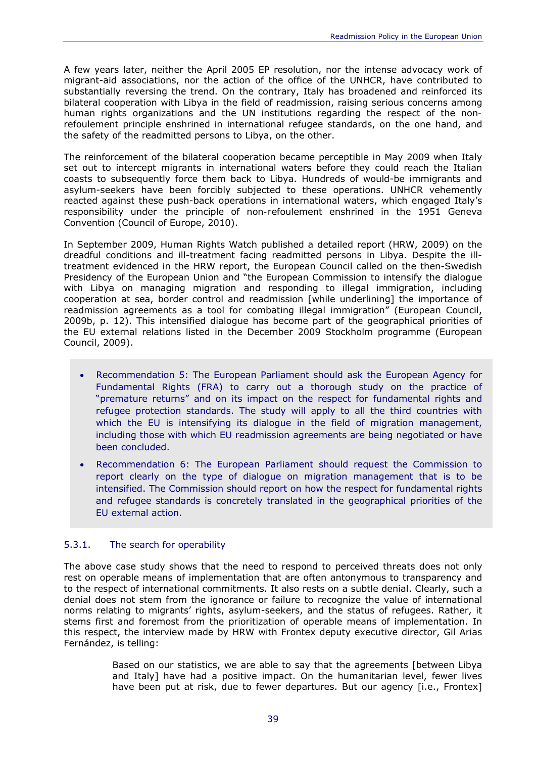A few years later, neither the April 2005 EP resolution, nor the intense advocacy work of migrant-aid associations, nor the action of the office of the UNHCR, have contributed to substantially reversing the trend. On the contrary, Italy has broadened and reinforced its bilateral cooperation with Libya in the field of readmission, raising serious concerns among human rights organizations and the UN institutions regarding the respect of the non-refoulement principle enshrined in international refugee standards, on the one hand, and the safety of the readmitted persons to Libya, on the other.

The reinforcement of the bilateral cooperation became perceptible in May 2009 when Italy set out to intercept migrants in international waters before they could reach the Italian coasts to subsequently force them back to Libya. Hundreds of would-be immigrants and asylum-seekers have been forcibly subjected to these operations. UNHCR vehemently reacted against these push-back operations in international waters, which engaged Italy's responsibility under the principle of non-refoulement enshrined in the 1951 Geneva Convention (Council of Europe, 2010).

In September 2009, Human Rights Watch published a detailed report (HRW, 2009) on the dreadful conditions and ill-treatment facing readmitted persons in Libya. Despite the ill-treatment evidenced in the HRW report, the European Council called on the then-Swedish Presidency of the European Union and "the European Commission to intensify the dialogue with Libya on managing migration and responding to illegal immigration, including cooperation at sea, border control and readmission [while underlining] the importance of readmission agreements as a tool for combating illegal immigration" (European Council, 2009b, p. 12). This intensified dialogue has become part of the geographical priorities of the EU external relations listed in the December 2009 Stockholm programme (European Council, 2009).

- Recommendation 5: The European Parliament should ask the European Agency for Fundamental Rights (FRA) to carry out a thorough study on the practice of "premature returns" and on its impact on the respect for fundamental rights and refugee protection standards. The study will apply to all the third countries with which the EU is intensifying its dialogue in the field of migration management, including those with which EU readmission agreements are being negotiated or have been concluded.
- Recommendation 6: The European Parliament should request the Commission to report clearly on the type of dialogue on migration management that is to be intensified. The Commission should report on how the respect for fundamental rights and refugee standards is concretely translated in the geographical priorities of the EU external action.

### 5.3.1. The search for operability

The above case study shows that the need to respond to perceived threats does not only rest on operable means of implementation that are often antonymous to transparency and to the respect of international commitments. It also rests on a subtle denial. Clearly, such a denial does not stem from the ignorance or failure to recognize the value of international norms relating to migrants' rights, asylum-seekers, and the status of refugees. Rather, it stems first and foremost from the prioritization of operable means of implementation. In this respect, the interview made by HRW with Frontex deputy executive director, Gil Arias Fernández, is telling:

> Based on our statistics, we are able to say that the agreements [between Libya and Italy] have had a positive impact. On the humanitarian level, fewer lives have been put at risk, due to fewer departures. But our agency [i.e., Frontex]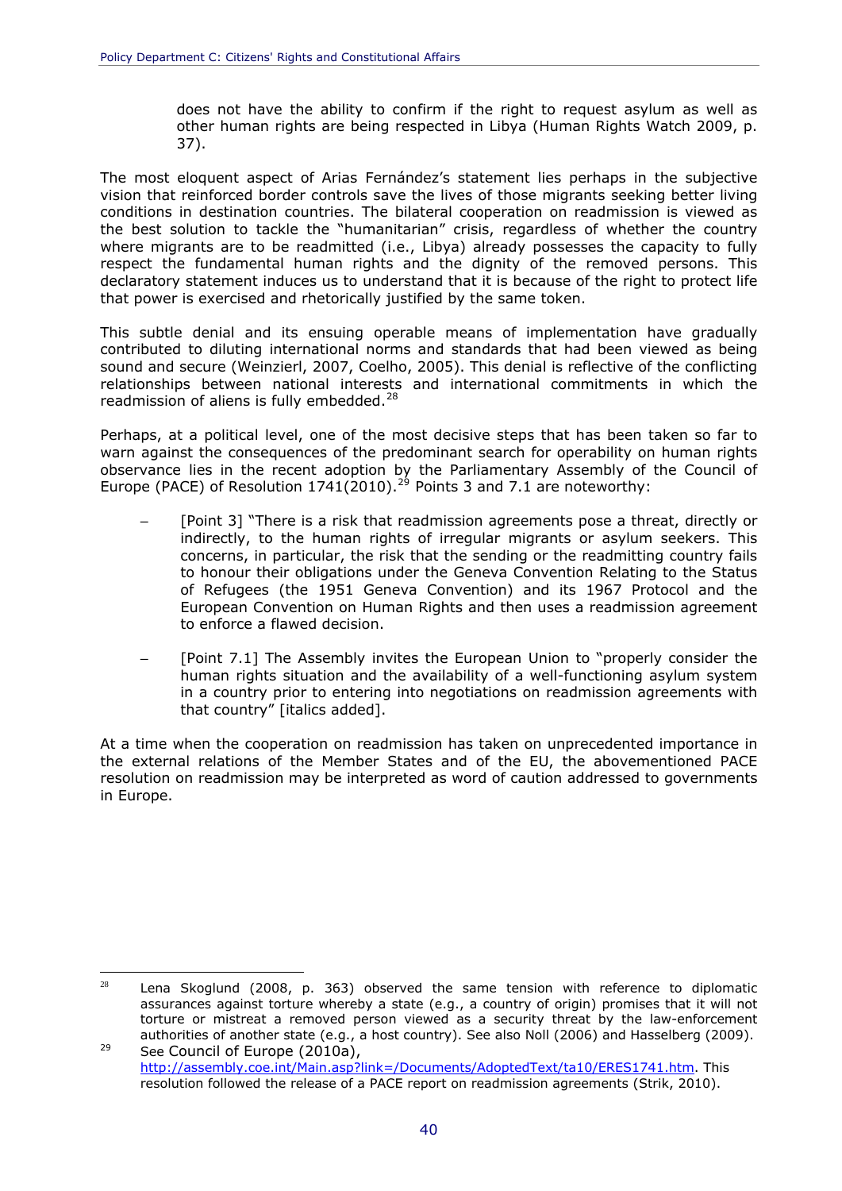does not have the ability to confirm if the right to request asylum as well as other human rights are being respected in Libya (Human Rights Watch 2009, p. 37).

The most eloquent aspect of Arias Fernández's statement lies perhaps in the subjective vision that reinforced border controls save the lives of those migrants seeking better living conditions in destination countries. The bilateral cooperation on readmission is viewed as the best solution to tackle the "humanitarian" crisis, regardless of whether the country where migrants are to be readmitted (i.e., Libya) already possesses the capacity to fully respect the fundamental human rights and the dignity of the removed persons. This declaratory statement induces us to understand that it is because of the right to protect life that power is exercised and rhetorically justified by the same token.

This subtle denial and its ensuing operable means of implementation have gradually contributed to diluting international norms and standards that had been viewed as being sound and secure (Weinzierl, 2007, Coelho, 2005). This denial is reflective of the conflicting relationships between national interests and international commitments in which the readmission of aliens is fully embedded.[28]

Perhaps, at a political level, one of the most decisive steps that has been taken so far to warn against the consequences of the predominant search for operability on human rights observance lies in the recent adoption by the Parliamentary Assembly of the Council of Europe (PACE) of Resolution 1741(2010).[29] Points 3 and 7.1 are noteworthy:

- [Point 3] "There is a risk that readmission agreements pose a threat, directly or indirectly, to the human rights of irregular migrants or asylum seekers. This concerns, in particular, the risk that the sending or the readmitting country fails to honour their obligations under the Geneva Convention Relating to the Status of Refugees (the 1951 Geneva Convention) and its 1967 Protocol and the European Convention on Human Rights and then uses a readmission agreement to enforce a flawed decision.
- [Point 7.1] The Assembly invites the European Union to "properly consider the human rights situation and the availability of a well-functioning asylum system in a country prior to entering into negotiations on readmission agreements with that country" [italics added].

At a time when the cooperation on readmission has taken on unprecedented importance in the external relations of the Member States and of the EU, the abovementioned PACE resolution on readmission may be interpreted as word of caution addressed to governments in Europe.

---

[28] Lena Skoglund (2008, p. 363) observed the same tension with reference to diplomatic assurances against torture whereby a state (e.g., a country of origin) promises that it will not torture or mistreat a removed person viewed as a security threat by the law-enforcement authorities of another state (e.g., a host country). See also Noll (2006) and Hasselberg (2009).

[29] See Council of Europe (2010a), http://assembly.coe.int/Main.asp?link=/Documents/AdoptedText/ta10/ERES1741.htm. This resolution followed the release of a PACE report on readmission agreements (Strik, 2010).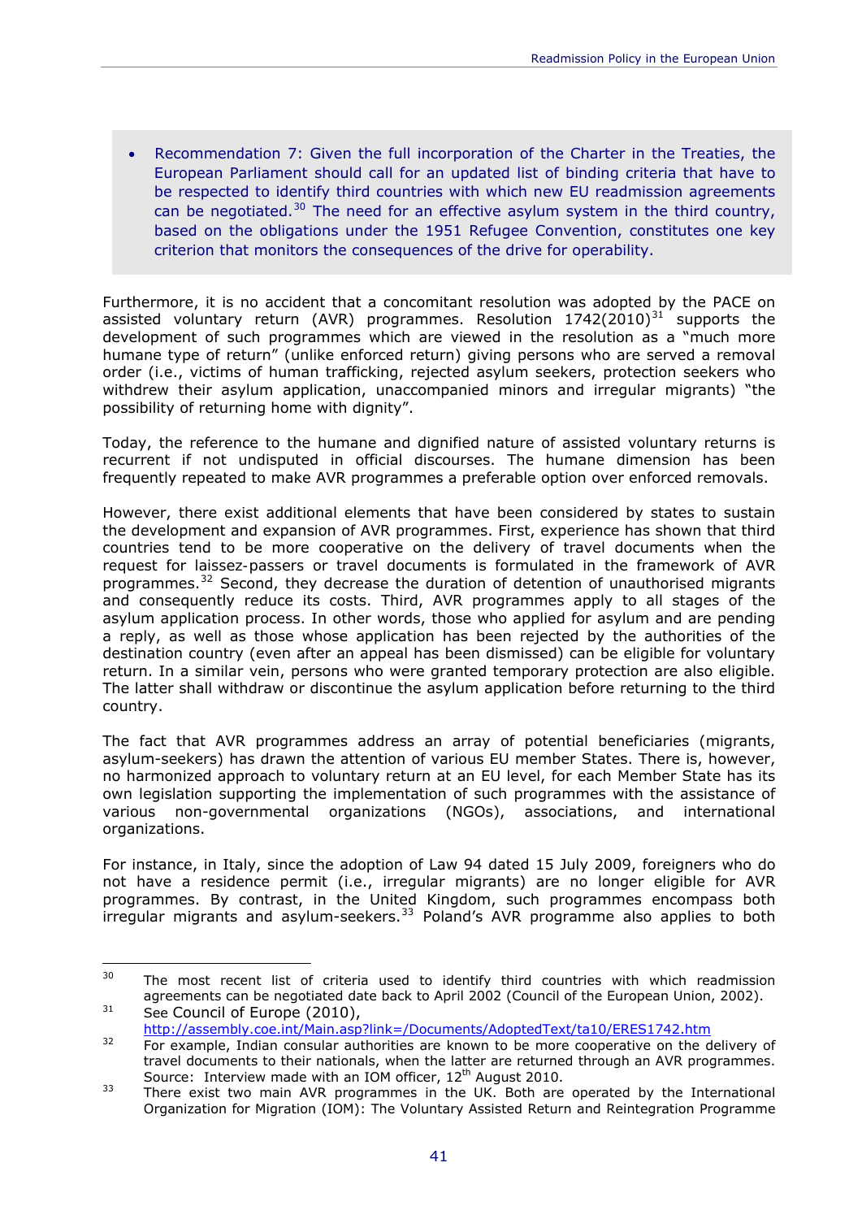- Recommendation 7: Given the full incorporation of the Charter in the Treaties, the European Parliament should call for an updated list of binding criteria that have to be respected to identify third countries with which new EU readmission agreements can be negotiated.[30] The need for an effective asylum system in the third country, based on the obligations under the 1951 Refugee Convention, constitutes one key criterion that monitors the consequences of the drive for operability.

Furthermore, it is no accident that a concomitant resolution was adopted by the PACE on assisted voluntary return (AVR) programmes. Resolution 1742(2010)[31] supports the development of such programmes which are viewed in the resolution as a "much more humane type of return" (unlike enforced return) giving persons who are served a removal order (i.e., victims of human trafficking, rejected asylum seekers, protection seekers who withdrew their asylum application, unaccompanied minors and irregular migrants) "the possibility of returning home with dignity".

Today, the reference to the humane and dignified nature of assisted voluntary returns is recurrent if not undisputed in official discourses. The humane dimension has been frequently repeated to make AVR programmes a preferable option over enforced removals.

However, there exist additional elements that have been considered by states to sustain the development and expansion of AVR programmes. First, experience has shown that third countries tend to be more cooperative on the delivery of travel documents when the request for laissez-passers or travel documents is formulated in the framework of AVR programmes.[32] Second, they decrease the duration of detention of unauthorised migrants and consequently reduce its costs. Third, AVR programmes apply to all stages of the asylum application process. In other words, those who applied for asylum and are pending a reply, as well as those whose application has been rejected by the authorities of the destination country (even after an appeal has been dismissed) can be eligible for voluntary return. In a similar vein, persons who were granted temporary protection are also eligible. The latter shall withdraw or discontinue the asylum application before returning to the third country.

The fact that AVR programmes address an array of potential beneficiaries (migrants, asylum-seekers) has drawn the attention of various EU member States. There is, however, no harmonized approach to voluntary return at an EU level, for each Member State has its own legislation supporting the implementation of such programmes with the assistance of various non-governmental organizations (NGOs), associations, and international organizations.

For instance, in Italy, since the adoption of Law 94 dated 15 July 2009, foreigners who do not have a residence permit (i.e., irregular migrants) are no longer eligible for AVR programmes. By contrast, in the United Kingdom, such programmes encompass both irregular migrants and asylum-seekers.[33] Poland's AVR programme also applies to both

---

[30] The most recent list of criteria used to identify third countries with which readmission agreements can be negotiated date back to April 2002 (Council of the European Union, 2002).

[31] See Council of Europe (2010), http://assembly.coe.int/Main.asp?link=/Documents/AdoptedText/ta10/ERES1742.htm

[32] For example, Indian consular authorities are known to be more cooperative on the delivery of travel documents to their nationals, when the latter are returned through an AVR programmes. Source: Interview made with an IOM officer, 12th August 2010.

[33] There exist two main AVR programmes in the UK. Both are operated by the International Organization for Migration (IOM): The Voluntary Assisted Return and Reintegration Programme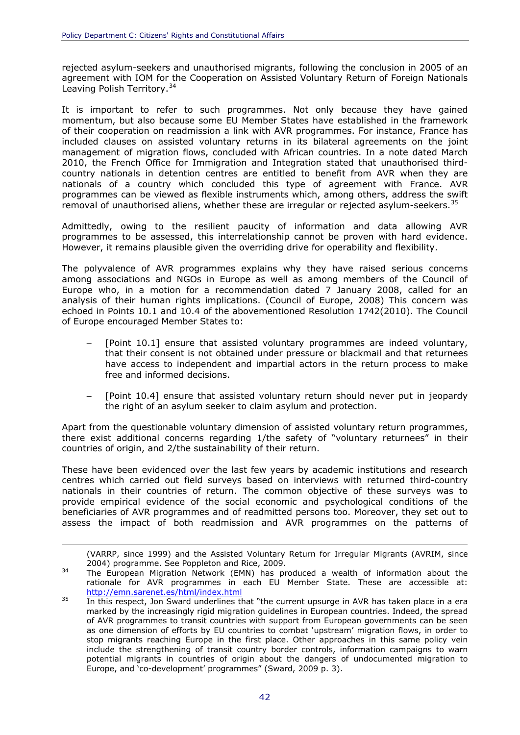rejected asylum-seekers and unauthorised migrants, following the conclusion in 2005 of an agreement with IOM for the Cooperation on Assisted Voluntary Return of Foreign Nationals Leaving Polish Territory.[34]

It is important to refer to such programmes. Not only because they have gained momentum, but also because some EU Member States have established in the framework of their cooperation on readmission a link with AVR programmes. For instance, France has included clauses on assisted voluntary returns in its bilateral agreements on the joint management of migration flows, concluded with African countries. In a note dated March 2010, the French Office for Immigration and Integration stated that unauthorised third-country nationals in detention centres are entitled to benefit from AVR when they are nationals of a country which concluded this type of agreement with France. AVR programmes can be viewed as flexible instruments which, among others, address the swift removal of unauthorised aliens, whether these are irregular or rejected asylum-seekers.[35]

Admittedly, owing to the resilient paucity of information and data allowing AVR programmes to be assessed, this interrelationship cannot be proven with hard evidence. However, it remains plausible given the overriding drive for operability and flexibility.

The polyvalence of AVR programmes explains why they have raised serious concerns among associations and NGOs in Europe as well as among members of the Council of Europe who, in a motion for a recommendation dated 7 January 2008, called for an analysis of their human rights implications. (Council of Europe, 2008) This concern was echoed in Points 10.1 and 10.4 of the abovementioned Resolution 1742(2010). The Council of Europe encouraged Member States to:

- [Point 10.1] ensure that assisted voluntary programmes are indeed voluntary, that their consent is not obtained under pressure or blackmail and that returnees have access to independent and impartial actors in the return process to make free and informed decisions.
- [Point 10.4] ensure that assisted voluntary return should never put in jeopardy the right of an asylum seeker to claim asylum and protection.

Apart from the questionable voluntary dimension of assisted voluntary return programmes, there exist additional concerns regarding 1/the safety of "voluntary returnees" in their countries of origin, and 2/the sustainability of their return.

These have been evidenced over the last few years by academic institutions and research centres which carried out field surveys based on interviews with returned third-country nationals in their countries of return. The common objective of these surveys was to provide empirical evidence of the social economic and psychological conditions of the beneficiaries of AVR programmes and of readmitted persons too. Moreover, they set out to assess the impact of both readmission and AVR programmes on the patterns of

---

(VARRP, since 1999) and the Assisted Voluntary Return for Irregular Migrants (AVRIM, since 2004) programme. See Poppleton and Rice, 2009.

[34] The European Migration Network (EMN) has produced a wealth of information about the rationale for AVR programmes in each EU Member State. These are accessible at: http://emn.sarenet.es/html/index.html

[35] In this respect, Jon Sward underlines that "the current upsurge in AVR has taken place in a era marked by the increasingly rigid migration guidelines in European countries. Indeed, the spread of AVR programmes to transit countries with support from European governments can be seen as one dimension of efforts by EU countries to combat 'upstream' migration flows, in order to stop migrants reaching Europe in the first place. Other approaches in this same policy vein include the strengthening of transit country border controls, information campaigns to warn potential migrants in countries of origin about the dangers of undocumented migration to Europe, and 'co-development' programmes" (Sward, 2009 p. 3).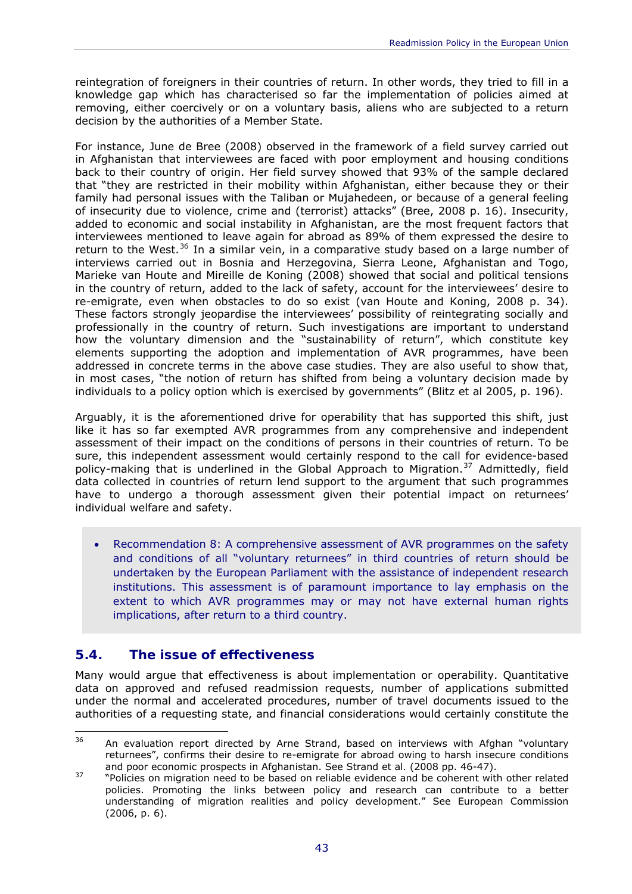reintegration of foreigners in their countries of return. In other words, they tried to fill in a knowledge gap which has characterised so far the implementation of policies aimed at removing, either coercively or on a voluntary basis, aliens who are subjected to a return decision by the authorities of a Member State.

For instance, June de Bree (2008) observed in the framework of a field survey carried out in Afghanistan that interviewees are faced with poor employment and housing conditions back to their country of origin. Her field survey showed that 93% of the sample declared that "they are restricted in their mobility within Afghanistan, either because they or their family had personal issues with the Taliban or Mujahedeen, or because of a general feeling of insecurity due to violence, crime and (terrorist) attacks" (Bree, 2008 p. 16). Insecurity, added to economic and social instability in Afghanistan, are the most frequent factors that interviewees mentioned to leave again for abroad as 89% of them expressed the desire to return to the West.[36] In a similar vein, in a comparative study based on a large number of interviews carried out in Bosnia and Herzegovina, Sierra Leone, Afghanistan and Togo, Marieke van Houte and Mireille de Koning (2008) showed that social and political tensions in the country of return, added to the lack of safety, account for the interviewees' desire to re-emigrate, even when obstacles to do so exist (van Houte and Koning, 2008 p. 34). These factors strongly jeopardise the interviewees' possibility of reintegrating socially and professionally in the country of return. Such investigations are important to understand how the voluntary dimension and the "sustainability of return", which constitute key elements supporting the adoption and implementation of AVR programmes, have been addressed in concrete terms in the above case studies. They are also useful to show that, in most cases, "the notion of return has shifted from being a voluntary decision made by individuals to a policy option which is exercised by governments" (Blitz et al 2005, p. 196).

Arguably, it is the aforementioned drive for operability that has supported this shift, just like it has so far exempted AVR programmes from any comprehensive and independent assessment of their impact on the conditions of persons in their countries of return. To be sure, this independent assessment would certainly respond to the call for evidence-based policy-making that is underlined in the Global Approach to Migration.[37] Admittedly, field data collected in countries of return lend support to the argument that such programmes have to undergo a thorough assessment given their potential impact on returnees' individual welfare and safety.

- Recommendation 8: A comprehensive assessment of AVR programmes on the safety and conditions of all "voluntary returnees" in third countries of return should be undertaken by the European Parliament with the assistance of independent research institutions. This assessment is of paramount importance to lay emphasis on the extent to which AVR programmes may or may not have external human rights implications, after return to a third country.

## 5.4. The issue of effectiveness

Many would argue that effectiveness is about implementation or operability. Quantitative data on approved and refused readmission requests, number of applications submitted under the normal and accelerated procedures, number of travel documents issued to the authorities of a requesting state, and financial considerations would certainly constitute the

---

[36] An evaluation report directed by Arne Strand, based on interviews with Afghan "voluntary returnees", confirms their desire to re-emigrate for abroad owing to harsh insecure conditions and poor economic prospects in Afghanistan. See Strand et al. (2008 pp. 46-47).

[37] "Policies on migration need to be based on reliable evidence and be coherent with other related policies. Promoting the links between policy and research can contribute to a better understanding of migration realities and policy development." See European Commission (2006, p. 6).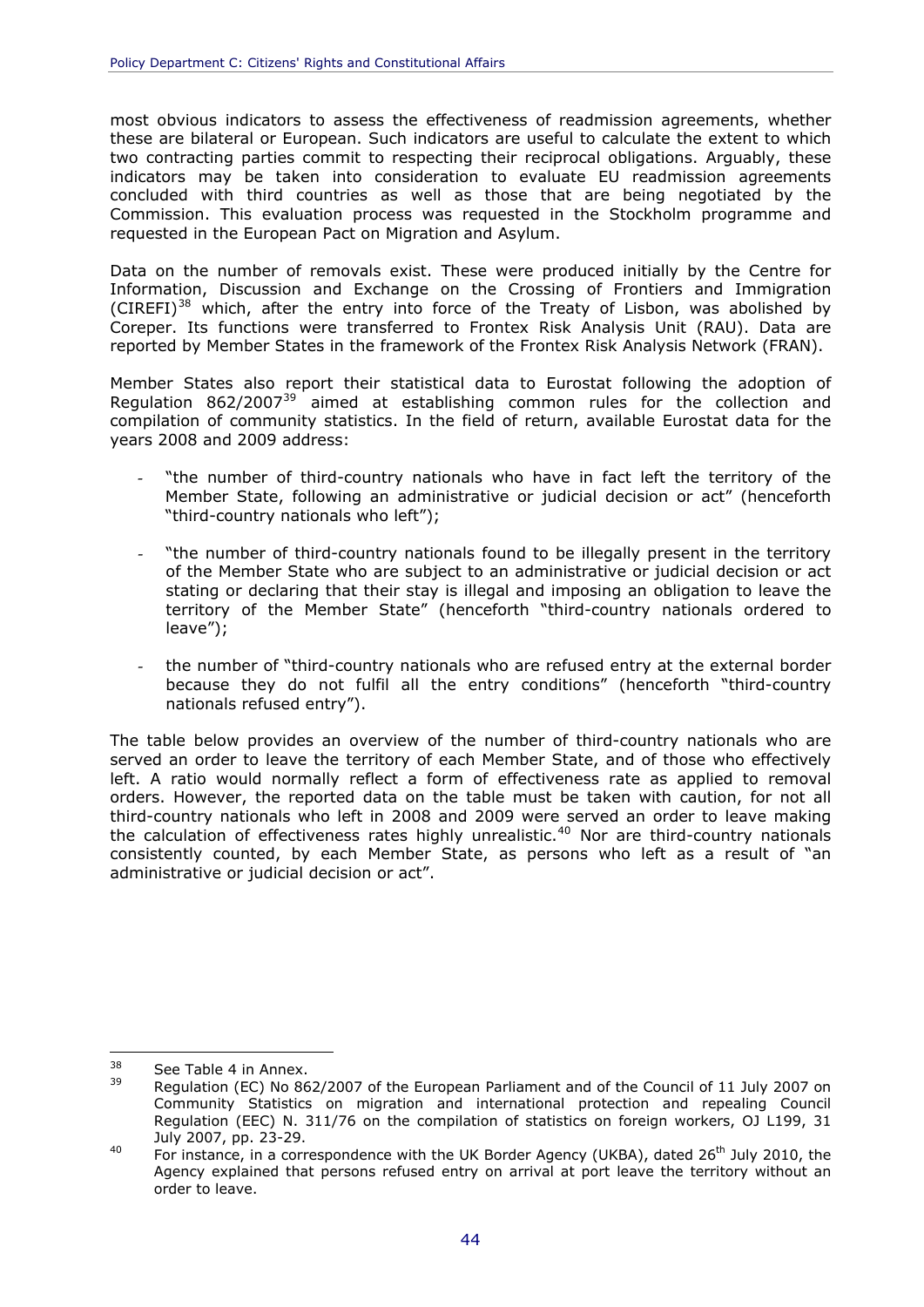most obvious indicators to assess the effectiveness of readmission agreements, whether these are bilateral or European. Such indicators are useful to calculate the extent to which two contracting parties commit to respecting their reciprocal obligations. Arguably, these indicators may be taken into consideration to evaluate EU readmission agreements concluded with third countries as well as those that are being negotiated by the Commission. This evaluation process was requested in the Stockholm programme and requested in the European Pact on Migration and Asylum.

Data on the number of removals exist. These were produced initially by the Centre for Information, Discussion and Exchange on the Crossing of Frontiers and Immigration (CIREFI)[38] which, after the entry into force of the Treaty of Lisbon, was abolished by Coreper. Its functions were transferred to Frontex Risk Analysis Unit (RAU). Data are reported by Member States in the framework of the Frontex Risk Analysis Network (FRAN).

Member States also report their statistical data to Eurostat following the adoption of Regulation 862/2007[39] aimed at establishing common rules for the collection and compilation of community statistics. In the field of return, available Eurostat data for the years 2008 and 2009 address:

- "the number of third-country nationals who have in fact left the territory of the Member State, following an administrative or judicial decision or act" (henceforth "third-country nationals who left");
- "the number of third-country nationals found to be illegally present in the territory of the Member State who are subject to an administrative or judicial decision or act stating or declaring that their stay is illegal and imposing an obligation to leave the territory of the Member State" (henceforth "third-country nationals ordered to leave");
- the number of "third-country nationals who are refused entry at the external border because they do not fulfil all the entry conditions" (henceforth "third-country nationals refused entry").

The table below provides an overview of the number of third-country nationals who are served an order to leave the territory of each Member State, and of those who effectively left. A ratio would normally reflect a form of effectiveness rate as applied to removal orders. However, the reported data on the table must be taken with caution, for not all third-country nationals who left in 2008 and 2009 were served an order to leave making the calculation of effectiveness rates highly unrealistic.[40] Nor are third-country nationals consistently counted, by each Member State, as persons who left as a result of "an administrative or judicial decision or act".

[38] See Table 4 in Annex.

[39] Regulation (EC) No 862/2007 of the European Parliament and of the Council of 11 July 2007 on Community Statistics on migration and international protection and repealing Council Regulation (EEC) N. 311/76 on the compilation of statistics on foreign workers, OJ L199, 31 July 2007, pp. 23-29.

[40] For instance, in a correspondence with the UK Border Agency (UKBA), dated 26th July 2010, the Agency explained that persons refused entry on arrival at port leave the territory without an order to leave.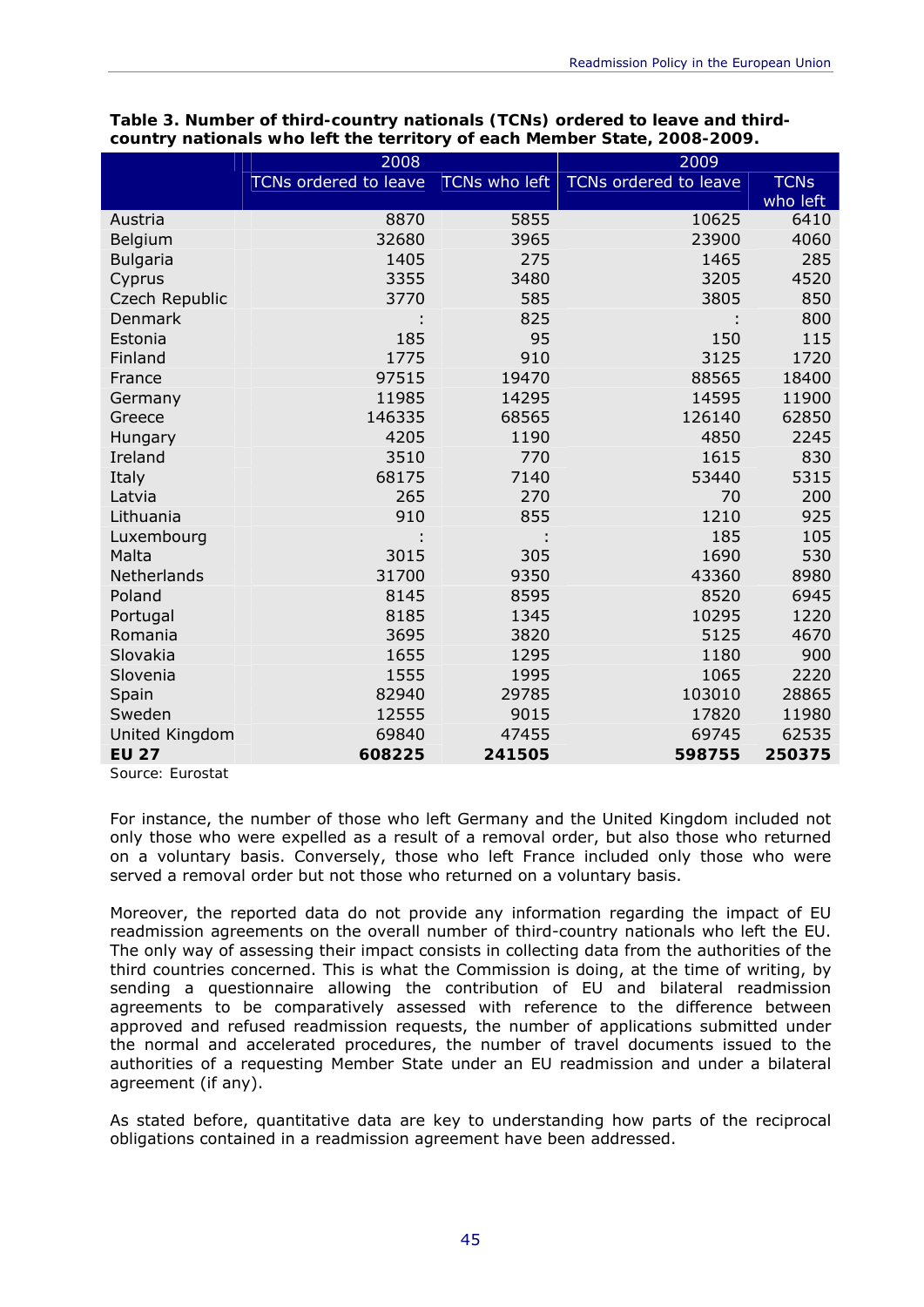**Table 3. Number of third-country nationals (TCNs) ordered to leave and third-country nationals who left the territory of each Member State, 2008-2009.**

| | 2008 | | 2009 | |
|---|---|---|---|---|
| | TCNs ordered to leave | TCNs who left | TCNs ordered to leave | TCNs who left |
| Austria | 8870 | 5855 | 10625 | 6410 |
| Belgium | 32680 | 3965 | 23900 | 4060 |
| Bulgaria | 1405 | 275 | 1465 | 285 |
| Cyprus | 3355 | 3480 | 3205 | 4520 |
| Czech Republic | 3770 | 585 | 3805 | 850 |
| Denmark | : | 825 | : | 800 |
| Estonia | 185 | 95 | 150 | 115 |
| Finland | 1775 | 910 | 3125 | 1720 |
| France | 97515 | 19470 | 88565 | 18400 |
| Germany | 11985 | 14295 | 14595 | 11900 |
| Greece | 146335 | 68565 | 126140 | 62850 |
| Hungary | 4205 | 1190 | 4850 | 2245 |
| Ireland | 3510 | 770 | 1615 | 830 |
| Italy | 68175 | 7140 | 53440 | 5315 |
| Latvia | 265 | 270 | 70 | 200 |
| Lithuania | 910 | 855 | 1210 | 925 |
| Luxembourg | : | : | 185 | 105 |
| Malta | 3015 | 305 | 1690 | 530 |
| Netherlands | 31700 | 9350 | 43360 | 8980 |
| Poland | 8145 | 8595 | 8520 | 6945 |
| Portugal | 8185 | 1345 | 10295 | 1220 |
| Romania | 3695 | 3820 | 5125 | 4670 |
| Slovakia | 1655 | 1295 | 1180 | 900 |
| Slovenia | 1555 | 1995 | 1065 | 2220 |
| Spain | 82940 | 29785 | 103010 | 28865 |
| Sweden | 12555 | 9015 | 17820 | 11980 |
| United Kingdom | 69840 | 47455 | 69745 | 62535 |
| **EU 27** | **608225** | **241505** | **598755** | **250375** |

Source: Eurostat

For instance, the number of those who left Germany and the United Kingdom included not only those who were expelled as a result of a removal order, but also those who returned on a voluntary basis. Conversely, those who left France included only those who were served a removal order but not those who returned on a voluntary basis.

Moreover, the reported data do not provide any information regarding the impact of EU readmission agreements on the overall number of third-country nationals who left the EU. The only way of assessing their impact consists in collecting data from the authorities of the third countries concerned. This is what the Commission is doing, at the time of writing, by sending a questionnaire allowing the contribution of EU and bilateral readmission agreements to be comparatively assessed with reference to the difference between approved and refused readmission requests, the number of applications submitted under the normal and accelerated procedures, the number of travel documents issued to the authorities of a requesting Member State under an EU readmission and under a bilateral agreement (if any).

As stated before, quantitative data are key to understanding how parts of the reciprocal obligations contained in a readmission agreement have been addressed.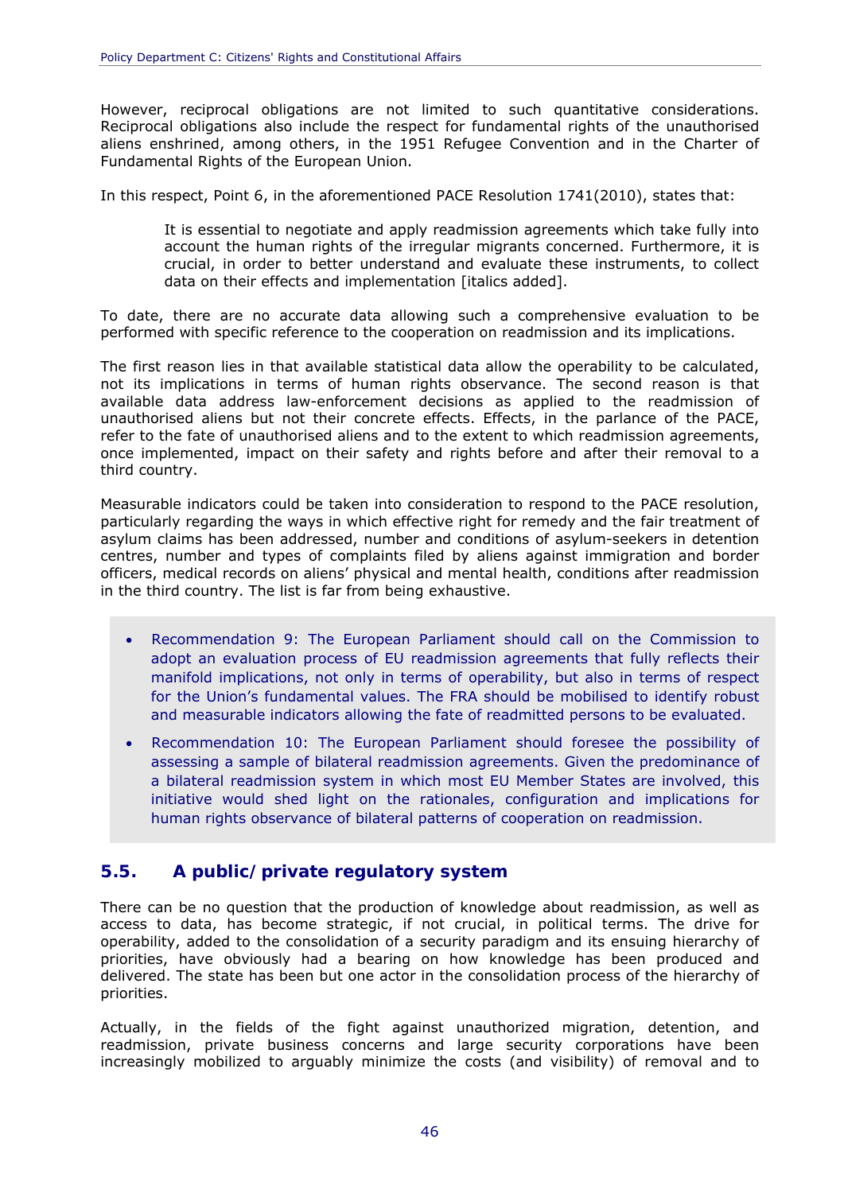However, reciprocal obligations are not limited to such quantitative considerations. Reciprocal obligations also include the respect for fundamental rights of the unauthorised aliens enshrined, among others, in the 1951 Refugee Convention and in the Charter of Fundamental Rights of the European Union.

In this respect, Point 6, in the aforementioned PACE Resolution 1741(2010), states that:

> It is essential to negotiate and apply readmission agreements which take fully into account the human rights of the irregular migrants concerned. Furthermore, it is crucial, in order to better understand and evaluate these instruments, to collect data on their effects and implementation [italics added].

To date, there are no accurate data allowing such a comprehensive evaluation to be performed with specific reference to the cooperation on readmission and its implications.

The first reason lies in that available statistical data allow the operability to be calculated, not its implications in terms of human rights observance. The second reason is that available data address law-enforcement decisions as applied to the readmission of unauthorised aliens but not their concrete effects. Effects, in the parlance of the PACE, refer to the fate of unauthorised aliens and to the extent to which readmission agreements, once implemented, impact on their safety and rights before and after their removal to a third country.

Measurable indicators could be taken into consideration to respond to the PACE resolution, particularly regarding the ways in which effective right for remedy and the fair treatment of asylum claims has been addressed, number and conditions of asylum-seekers in detention centres, number and types of complaints filed by aliens against immigration and border officers, medical records on aliens' physical and mental health, conditions after readmission in the third country. The list is far from being exhaustive.

- Recommendation 9: The European Parliament should call on the Commission to adopt an evaluation process of EU readmission agreements that fully reflects their manifold implications, not only in terms of operability, but also in terms of respect for the Union's fundamental values. The FRA should be mobilised to identify robust and measurable indicators allowing the fate of readmitted persons to be evaluated.
- Recommendation 10: The European Parliament should foresee the possibility of assessing a sample of bilateral readmission agreements. Given the predominance of a bilateral readmission system in which most EU Member States are involved, this initiative would shed light on the rationales, configuration and implications for human rights observance of bilateral patterns of cooperation on readmission.

## 5.5. A public/private regulatory system

There can be no question that the production of knowledge about readmission, as well as access to data, has become strategic, if not crucial, in political terms. The drive for operability, added to the consolidation of a security paradigm and its ensuing hierarchy of priorities, have obviously had a bearing on how knowledge has been produced and delivered. The state has been but one actor in the consolidation process of the hierarchy of priorities.

Actually, in the fields of the fight against unauthorized migration, detention, and readmission, private business concerns and large security corporations have been increasingly mobilized to arguably minimize the costs (and visibility) of removal and to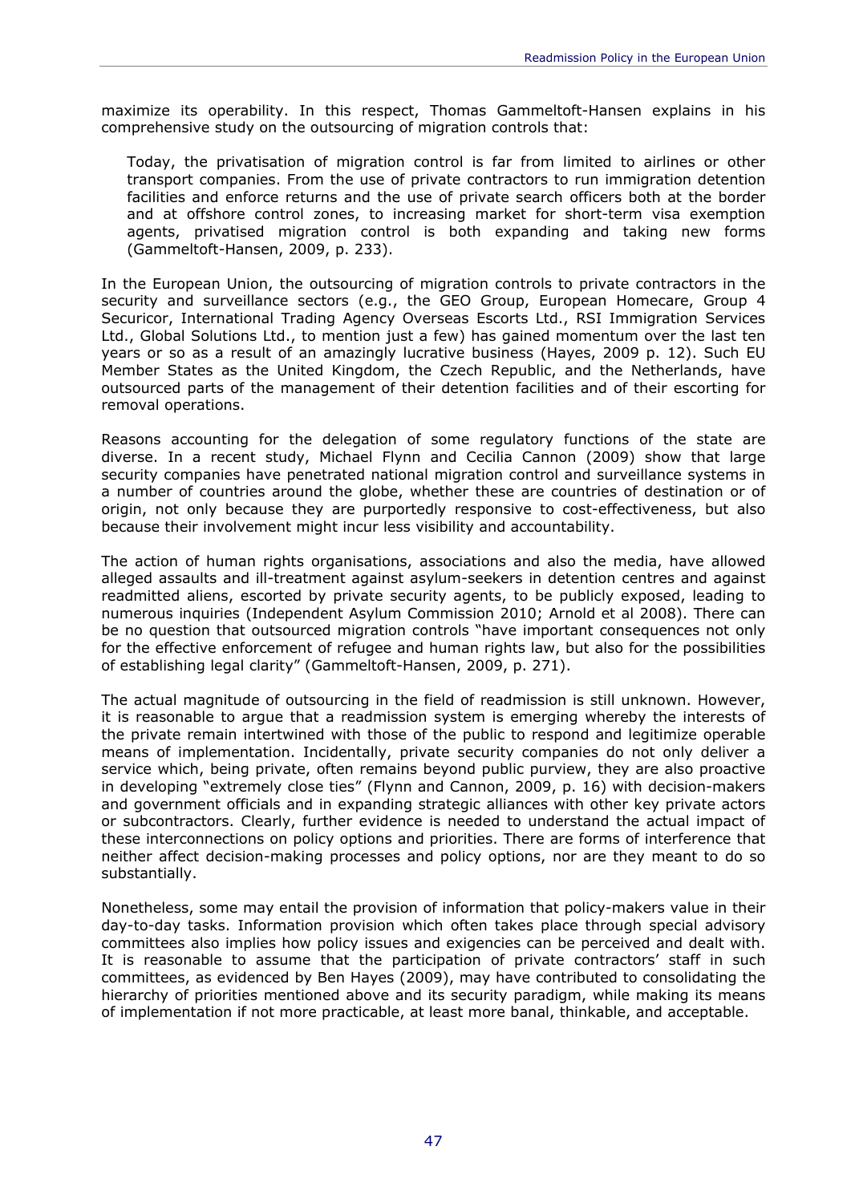maximize its operability. In this respect, Thomas Gammeltoft-Hansen explains in his comprehensive study on the outsourcing of migration controls that:

> Today, the privatisation of migration control is far from limited to airlines or other transport companies. From the use of private contractors to run immigration detention facilities and enforce returns and the use of private search officers both at the border and at offshore control zones, to increasing market for short-term visa exemption agents, privatised migration control is both expanding and taking new forms (Gammeltoft-Hansen, 2009, p. 233).

In the European Union, the outsourcing of migration controls to private contractors in the security and surveillance sectors (e.g., the GEO Group, European Homecare, Group 4 Securicor, International Trading Agency Overseas Escorts Ltd., RSI Immigration Services Ltd., Global Solutions Ltd., to mention just a few) has gained momentum over the last ten years or so as a result of an amazingly lucrative business (Hayes, 2009 p. 12). Such EU Member States as the United Kingdom, the Czech Republic, and the Netherlands, have outsourced parts of the management of their detention facilities and of their escorting for removal operations.

Reasons accounting for the delegation of some regulatory functions of the state are diverse. In a recent study, Michael Flynn and Cecilia Cannon (2009) show that large security companies have penetrated national migration control and surveillance systems in a number of countries around the globe, whether these are countries of destination or of origin, not only because they are purportedly responsive to cost-effectiveness, but also because their involvement might incur less visibility and accountability.

The action of human rights organisations, associations and also the media, have allowed alleged assaults and ill-treatment against asylum-seekers in detention centres and against readmitted aliens, escorted by private security agents, to be publicly exposed, leading to numerous inquiries (Independent Asylum Commission 2010; Arnold et al 2008). There can be no question that outsourced migration controls "have important consequences not only for the effective enforcement of refugee and human rights law, but also for the possibilities of establishing legal clarity" (Gammeltoft-Hansen, 2009, p. 271).

The actual magnitude of outsourcing in the field of readmission is still unknown. However, it is reasonable to argue that a readmission system is emerging whereby the interests of the private remain intertwined with those of the public to respond and legitimize operable means of implementation. Incidentally, private security companies do not only deliver a service which, being private, often remains beyond public purview, they are also proactive in developing "extremely close ties" (Flynn and Cannon, 2009, p. 16) with decision-makers and government officials and in expanding strategic alliances with other key private actors or subcontractors. Clearly, further evidence is needed to understand the actual impact of these interconnections on policy options and priorities. There are forms of interference that neither affect decision-making processes and policy options, nor are they meant to do so substantially.

Nonetheless, some may entail the provision of information that policy-makers value in their day-to-day tasks. Information provision which often takes place through special advisory committees also implies how policy issues and exigencies can be perceived and dealt with. It is reasonable to assume that the participation of private contractors' staff in such committees, as evidenced by Ben Hayes (2009), may have contributed to consolidating the hierarchy of priorities mentioned above and its security paradigm, while making its means of implementation if not more practicable, at least more banal, thinkable, and acceptable.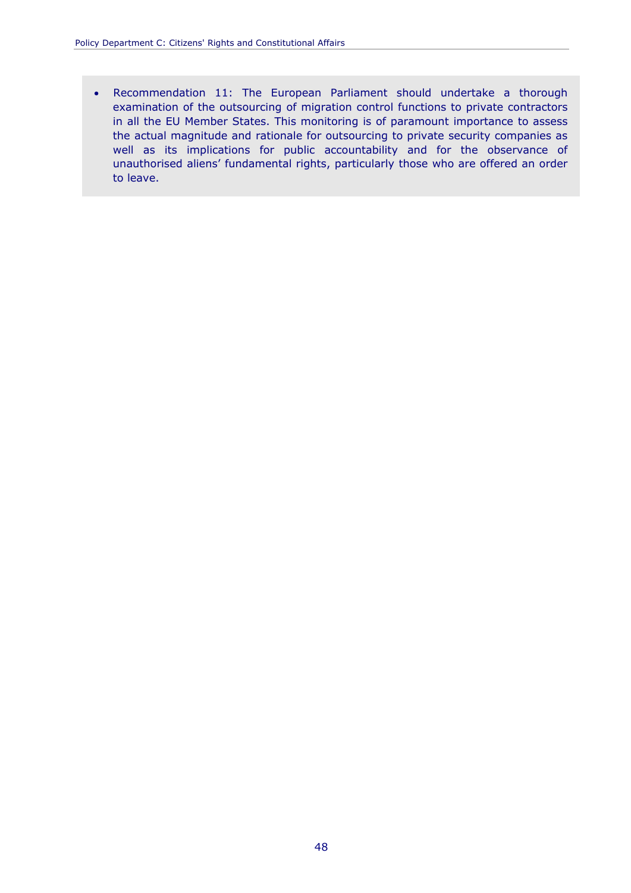- Recommendation 11: The European Parliament should undertake a thorough examination of the outsourcing of migration control functions to private contractors in all the EU Member States. This monitoring is of paramount importance to assess the actual magnitude and rationale for outsourcing to private security companies as well as its implications for public accountability and for the observance of unauthorised aliens' fundamental rights, particularly those who are offered an order to leave.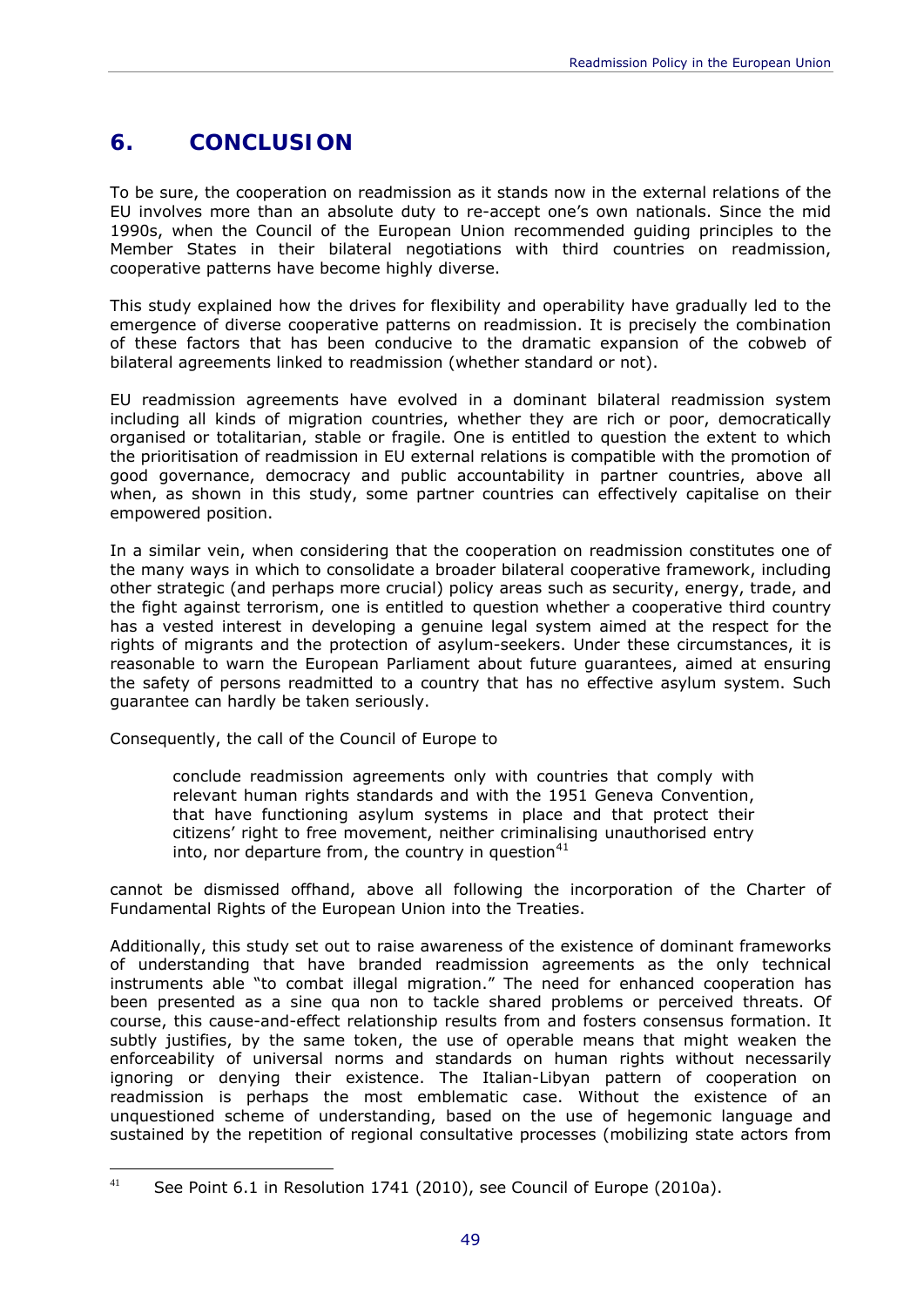# 6. CONCLUSION

To be sure, the cooperation on readmission as it stands now in the external relations of the EU involves more than an absolute duty to re-accept one's own nationals. Since the mid 1990s, when the Council of the European Union recommended guiding principles to the Member States in their bilateral negotiations with third countries on readmission, cooperative patterns have become highly diverse.

This study explained how the drives for flexibility and operability have gradually led to the emergence of diverse cooperative patterns on readmission. It is precisely the combination of these factors that has been conducive to the dramatic expansion of the cobweb of bilateral agreements linked to readmission (whether standard or not).

EU readmission agreements have evolved in a dominant bilateral readmission system including all kinds of migration countries, whether they are rich or poor, democratically organised or totalitarian, stable or fragile. One is entitled to question the extent to which the prioritisation of readmission in EU external relations is compatible with the promotion of good governance, democracy and public accountability in partner countries, above all when, as shown in this study, some partner countries can effectively capitalise on their empowered position.

In a similar vein, when considering that the cooperation on readmission constitutes one of the many ways in which to consolidate a broader bilateral cooperative framework, including other strategic (and perhaps more crucial) policy areas such as security, energy, trade, and the fight against terrorism, one is entitled to question whether a cooperative third country has a vested interest in developing a genuine legal system aimed at the respect for the rights of migrants and the protection of asylum-seekers. Under these circumstances, it is reasonable to warn the European Parliament about future guarantees, aimed at ensuring the safety of persons readmitted to a country that has no effective asylum system. Such guarantee can hardly be taken seriously.

Consequently, the call of the Council of Europe to

> conclude readmission agreements only with countries that comply with relevant human rights standards and with the 1951 Geneva Convention, that have functioning asylum systems in place and that protect their citizens' right to free movement, neither criminalising unauthorised entry into, nor departure from, the country in question[41]

cannot be dismissed offhand, above all following the incorporation of the Charter of Fundamental Rights of the European Union into the Treaties.

Additionally, this study set out to raise awareness of the existence of dominant frameworks of understanding that have branded readmission agreements as the only technical instruments able "to combat illegal migration." The need for enhanced cooperation has been presented as a sine qua non to tackle shared problems or perceived threats. Of course, this cause-and-effect relationship results from and fosters consensus formation. It subtly justifies, by the same token, the use of operable means that might weaken the enforceability of universal norms and standards on human rights without necessarily ignoring or denying their existence. The Italian-Libyan pattern of cooperation on readmission is perhaps the most emblematic case. Without the existence of an unquestioned scheme of understanding, based on the use of hegemonic language and sustained by the repetition of regional consultative processes (mobilizing state actors from

[41] See Point 6.1 in Resolution 1741 (2010), see Council of Europe (2010a).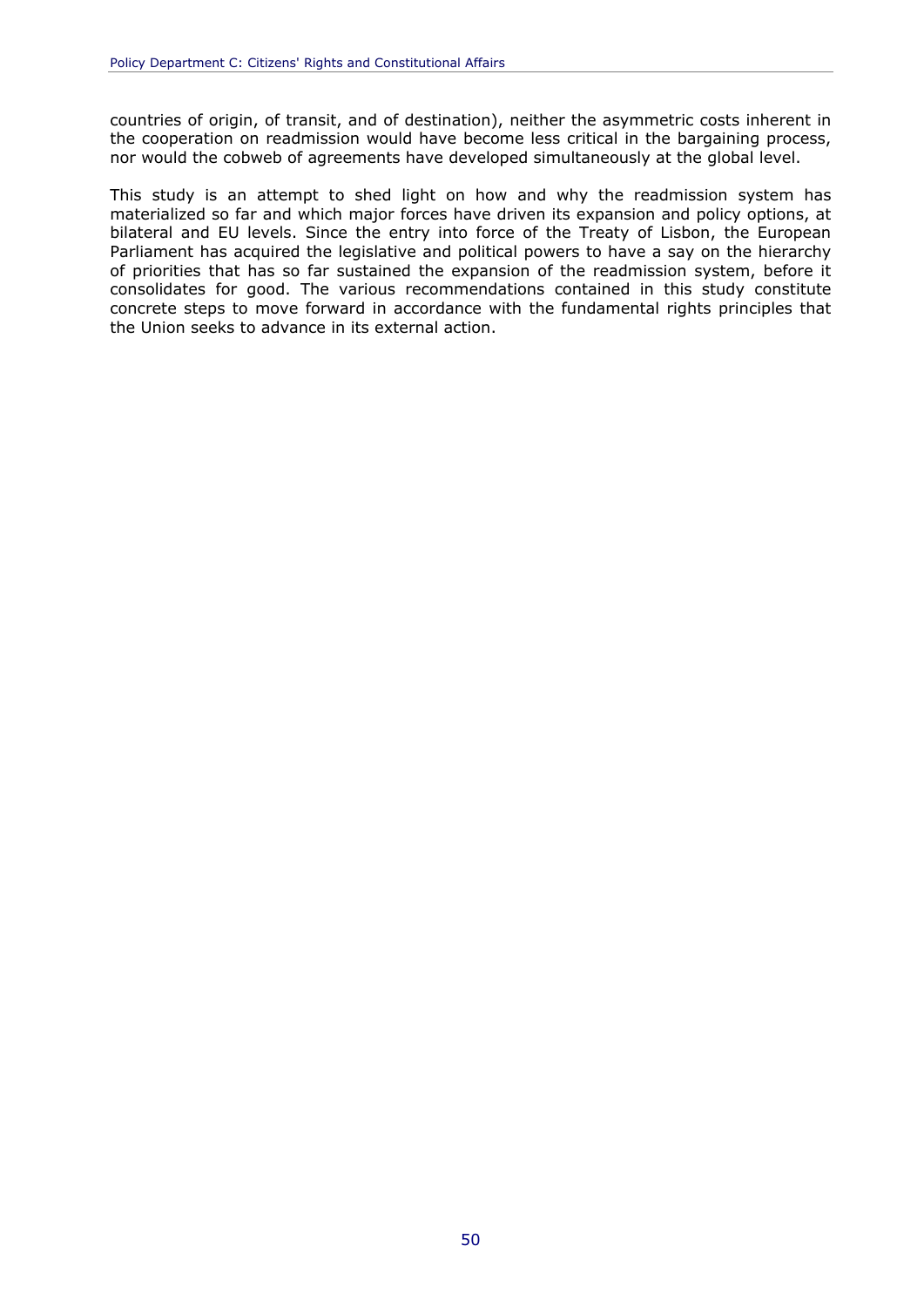countries of origin, of transit, and of destination), neither the asymmetric costs inherent in the cooperation on readmission would have become less critical in the bargaining process, nor would the cobweb of agreements have developed simultaneously at the global level.

This study is an attempt to shed light on how and why the readmission system has materialized so far and which major forces have driven its expansion and policy options, at bilateral and EU levels. Since the entry into force of the Treaty of Lisbon, the European Parliament has acquired the legislative and political powers to have a say on the hierarchy of priorities that has so far sustained the expansion of the readmission system, before it consolidates for good. The various recommendations contained in this study constitute concrete steps to move forward in accordance with the fundamental rights principles that the Union seeks to advance in its external action.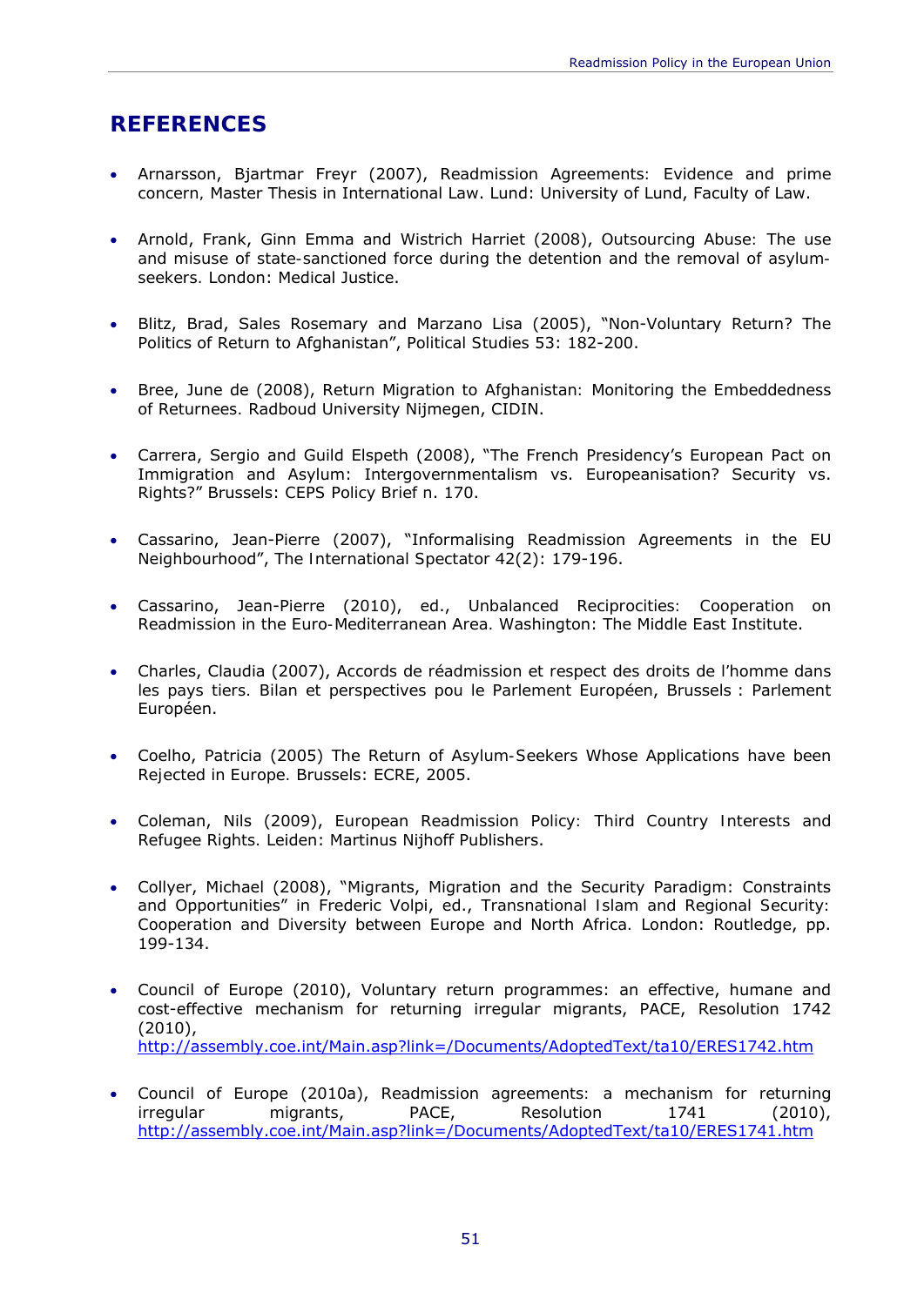## REFERENCES

- Arnarsson, Bjartmar Freyr (2007), Readmission Agreements: Evidence and prime concern, Master Thesis in International Law. Lund: University of Lund, Faculty of Law.

- Arnold, Frank, Ginn Emma and Wistrich Harriet (2008), Outsourcing Abuse: The use and misuse of state-sanctioned force during the detention and the removal of asylum-seekers. London: Medical Justice.

- Blitz, Brad, Sales Rosemary and Marzano Lisa (2005), "Non-Voluntary Return? The Politics of Return to Afghanistan", Political Studies 53: 182-200.

- Bree, June de (2008), Return Migration to Afghanistan: Monitoring the Embeddedness of Returnees. Radboud University Nijmegen, CIDIN.

- Carrera, Sergio and Guild Elspeth (2008), "The French Presidency's European Pact on Immigration and Asylum: Intergovernmentalism vs. Europeanisation? Security vs. Rights?" Brussels: CEPS Policy Brief n. 170.

- Cassarino, Jean-Pierre (2007), "Informalising Readmission Agreements in the EU Neighbourhood", The International Spectator 42(2): 179-196.

- Cassarino, Jean-Pierre (2010), ed., Unbalanced Reciprocities: Cooperation on Readmission in the Euro-Mediterranean Area. Washington: The Middle East Institute.

- Charles, Claudia (2007), Accords de réadmission et respect des droits de l'homme dans les pays tiers. Bilan et perspectives pou le Parlement Européen, Brussels : Parlement Européen.

- Coelho, Patricia (2005) The Return of Asylum-Seekers Whose Applications have been Rejected in Europe. Brussels: ECRE, 2005.

- Coleman, Nils (2009), European Readmission Policy: Third Country Interests and Refugee Rights. Leiden: Martinus Nijhoff Publishers.

- Collyer, Michael (2008), "Migrants, Migration and the Security Paradigm: Constraints and Opportunities" in Frederic Volpi, ed., Transnational Islam and Regional Security: Cooperation and Diversity between Europe and North Africa. London: Routledge, pp. 199-134.

- Council of Europe (2010), Voluntary return programmes: an effective, humane and cost-effective mechanism for returning irregular migrants, PACE, Resolution 1742 (2010), http://assembly.coe.int/Main.asp?link=/Documents/AdoptedText/ta10/ERES1742.htm

- Council of Europe (2010a), Readmission agreements: a mechanism for returning irregular migrants, PACE, Resolution 1741 (2010), http://assembly.coe.int/Main.asp?link=/Documents/AdoptedText/ta10/ERES1741.htm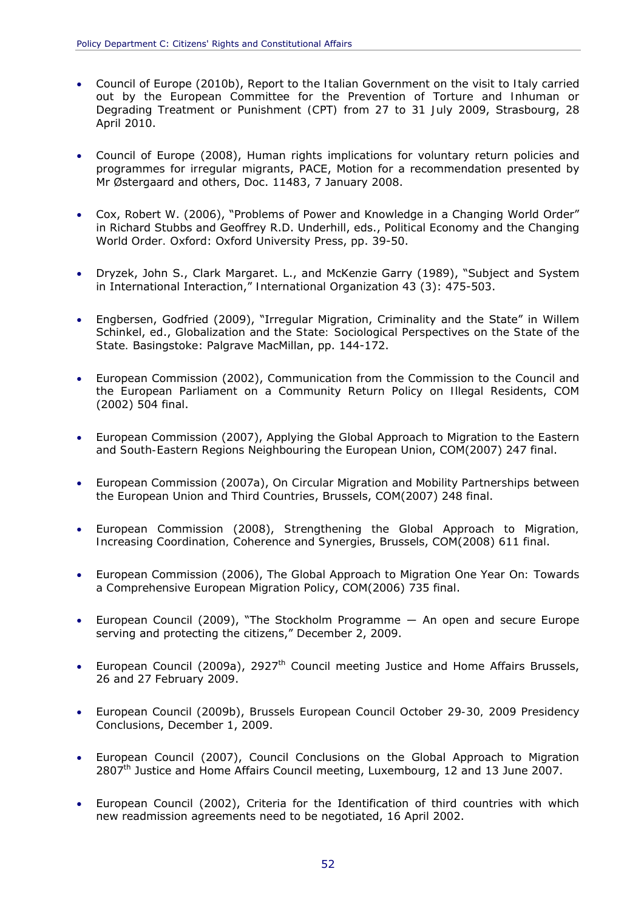- Council of Europe (2010b), Report to the Italian Government on the visit to Italy carried out by the European Committee for the Prevention of Torture and Inhuman or Degrading Treatment or Punishment (CPT) from 27 to 31 July 2009, Strasbourg, 28 April 2010.

- Council of Europe (2008), Human rights implications for voluntary return policies and programmes for irregular migrants, PACE, Motion for a recommendation presented by Mr Østergaard and others, Doc. 11483, 7 January 2008.

- Cox, Robert W. (2006), "Problems of Power and Knowledge in a Changing World Order" in Richard Stubbs and Geoffrey R.D. Underhill, eds., Political Economy and the Changing World Order. Oxford: Oxford University Press, pp. 39-50.

- Dryzek, John S., Clark Margaret. L., and McKenzie Garry (1989), "Subject and System in International Interaction," International Organization 43 (3): 475-503.

- Engbersen, Godfried (2009), "Irregular Migration, Criminality and the State" in Willem Schinkel, ed., Globalization and the State: Sociological Perspectives on the State of the State. Basingstoke: Palgrave MacMillan, pp. 144-172.

- European Commission (2002), Communication from the Commission to the Council and the European Parliament on a Community Return Policy on Illegal Residents, COM (2002) 504 final.

- European Commission (2007), Applying the Global Approach to Migration to the Eastern and South-Eastern Regions Neighbouring the European Union, COM(2007) 247 final.

- European Commission (2007a), On Circular Migration and Mobility Partnerships between the European Union and Third Countries, Brussels, COM(2007) 248 final.

- European Commission (2008), Strengthening the Global Approach to Migration, Increasing Coordination, Coherence and Synergies, Brussels, COM(2008) 611 final.

- European Commission (2006), The Global Approach to Migration One Year On: Towards a Comprehensive European Migration Policy, COM(2006) 735 final.

- European Council (2009), "The Stockholm Programme — An open and secure Europe serving and protecting the citizens," December 2, 2009.

- European Council (2009a), 2927th Council meeting Justice and Home Affairs Brussels, 26 and 27 February 2009.

- European Council (2009b), Brussels European Council October 29-30, 2009 Presidency Conclusions, December 1, 2009.

- European Council (2007), Council Conclusions on the Global Approach to Migration 2807th Justice and Home Affairs Council meeting, Luxembourg, 12 and 13 June 2007.

- European Council (2002), Criteria for the Identification of third countries with which new readmission agreements need to be negotiated, 16 April 2002.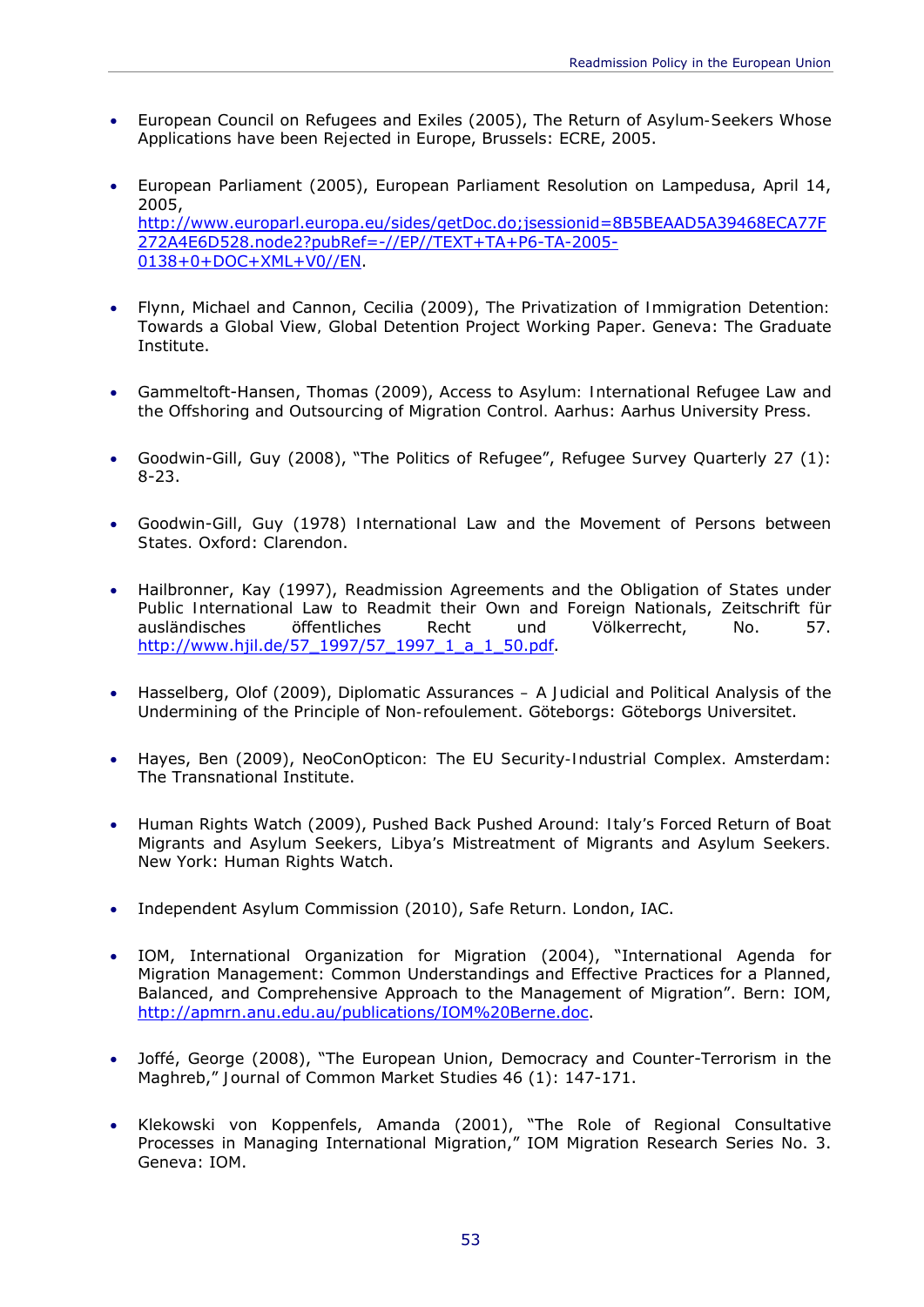- European Council on Refugees and Exiles (2005), The Return of Asylum-Seekers Whose Applications have been Rejected in Europe, Brussels: ECRE, 2005.

- European Parliament (2005), European Parliament Resolution on Lampedusa, April 14, 2005, http://www.europarl.europa.eu/sides/getDoc.do;jsessionid=8B5BEAAD5A39468ECA77F272A4E6D528.node2?pubRef=-//EP//TEXT+TA+P6-TA-2005-0138+0+DOC+XML+V0//EN.

- Flynn, Michael and Cannon, Cecilia (2009), The Privatization of Immigration Detention: Towards a Global View, Global Detention Project Working Paper. Geneva: The Graduate Institute.

- Gammeltoft-Hansen, Thomas (2009), Access to Asylum: International Refugee Law and the Offshoring and Outsourcing of Migration Control. Aarhus: Aarhus University Press.

- Goodwin-Gill, Guy (2008), "The Politics of Refugee", Refugee Survey Quarterly 27 (1): 8-23.

- Goodwin-Gill, Guy (1978) International Law and the Movement of Persons between States. Oxford: Clarendon.

- Hailbronner, Kay (1997), Readmission Agreements and the Obligation of States under Public International Law to Readmit their Own and Foreign Nationals, Zeitschrift für ausländisches öffentliches Recht und Völkerrecht, No. 57. http://www.hjil.de/57_1997/57_1997_1_a_1_50.pdf.

- Hasselberg, Olof (2009), Diplomatic Assurances – A Judicial and Political Analysis of the Undermining of the Principle of Non-refoulement. Göteborgs: Göteborgs Universitet.

- Hayes, Ben (2009), NeoConOpticon: The EU Security-Industrial Complex. Amsterdam: The Transnational Institute.

- Human Rights Watch (2009), Pushed Back Pushed Around: Italy's Forced Return of Boat Migrants and Asylum Seekers, Libya's Mistreatment of Migrants and Asylum Seekers. New York: Human Rights Watch.

- Independent Asylum Commission (2010), Safe Return. London, IAC.

- IOM, International Organization for Migration (2004), "International Agenda for Migration Management: Common Understandings and Effective Practices for a Planned, Balanced, and Comprehensive Approach to the Management of Migration". Bern: IOM, http://apmrn.anu.edu.au/publications/IOM%20Berne.doc.

- Joffé, George (2008), "The European Union, Democracy and Counter-Terrorism in the Maghreb," Journal of Common Market Studies 46 (1): 147-171.

- Klekowski von Koppenfels, Amanda (2001), "The Role of Regional Consultative Processes in Managing International Migration," IOM Migration Research Series No. 3. Geneva: IOM.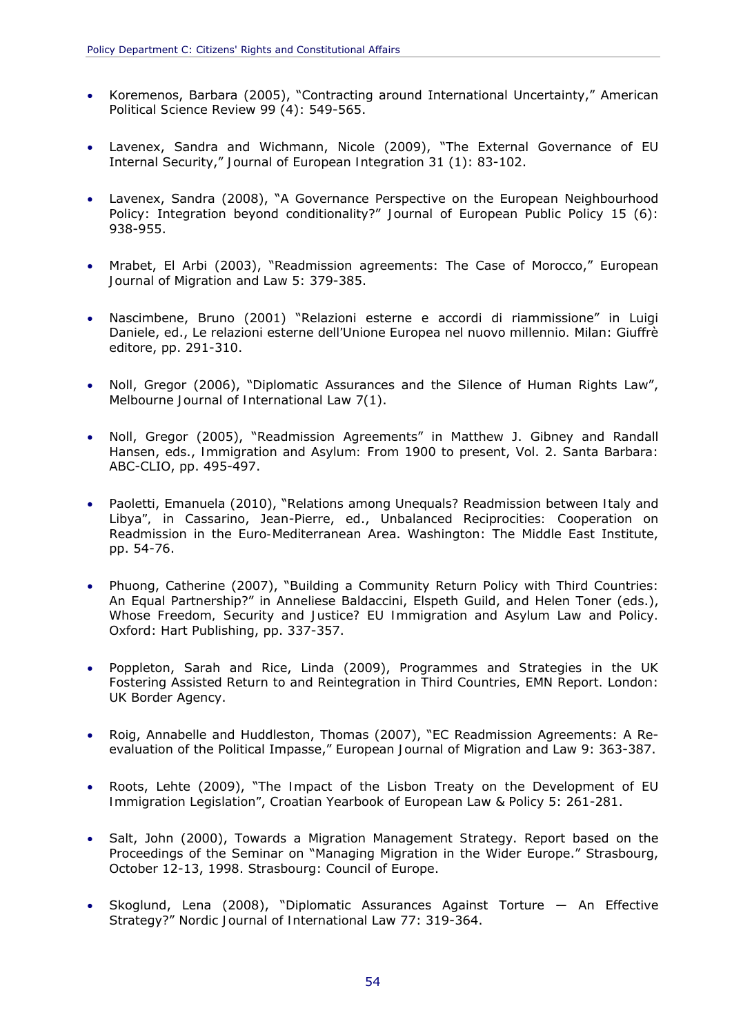- Koremenos, Barbara (2005), "Contracting around International Uncertainty," American Political Science Review 99 (4): 549-565.

- Lavenex, Sandra and Wichmann, Nicole (2009), "The External Governance of EU Internal Security," Journal of European Integration 31 (1): 83-102.

- Lavenex, Sandra (2008), "A Governance Perspective on the European Neighbourhood Policy: Integration beyond conditionality?" Journal of European Public Policy 15 (6): 938-955.

- Mrabet, El Arbi (2003), "Readmission agreements: The Case of Morocco," European Journal of Migration and Law 5: 379-385.

- Nascimbene, Bruno (2001) "Relazioni esterne e accordi di riammissione" in Luigi Daniele, ed., Le relazioni esterne dell'Unione Europea nel nuovo millennio. Milan: Giuffrè editore, pp. 291-310.

- Noll, Gregor (2006), "Diplomatic Assurances and the Silence of Human Rights Law", Melbourne Journal of International Law 7(1).

- Noll, Gregor (2005), "Readmission Agreements" in Matthew J. Gibney and Randall Hansen, eds., Immigration and Asylum: From 1900 to present, Vol. 2. Santa Barbara: ABC-CLIO, pp. 495-497.

- Paoletti, Emanuela (2010), "Relations among Unequals? Readmission between Italy and Libya", in Cassarino, Jean-Pierre, ed., Unbalanced Reciprocities: Cooperation on Readmission in the Euro-Mediterranean Area. Washington: The Middle East Institute, pp. 54-76.

- Phuong, Catherine (2007), "Building a Community Return Policy with Third Countries: An Equal Partnership?" in Anneliese Baldaccini, Elspeth Guild, and Helen Toner (eds.), Whose Freedom, Security and Justice? EU Immigration and Asylum Law and Policy. Oxford: Hart Publishing, pp. 337-357.

- Poppleton, Sarah and Rice, Linda (2009), Programmes and Strategies in the UK Fostering Assisted Return to and Reintegration in Third Countries, EMN Report. London: UK Border Agency.

- Roig, Annabelle and Huddleston, Thomas (2007), "EC Readmission Agreements: A Re-evaluation of the Political Impasse," European Journal of Migration and Law 9: 363-387.

- Roots, Lehte (2009), "The Impact of the Lisbon Treaty on the Development of EU Immigration Legislation", Croatian Yearbook of European Law & Policy 5: 261-281.

- Salt, John (2000), Towards a Migration Management Strategy. Report based on the Proceedings of the Seminar on "Managing Migration in the Wider Europe." Strasbourg, October 12-13, 1998. Strasbourg: Council of Europe.

- Skoglund, Lena (2008), "Diplomatic Assurances Against Torture — An Effective Strategy?" Nordic Journal of International Law 77: 319-364.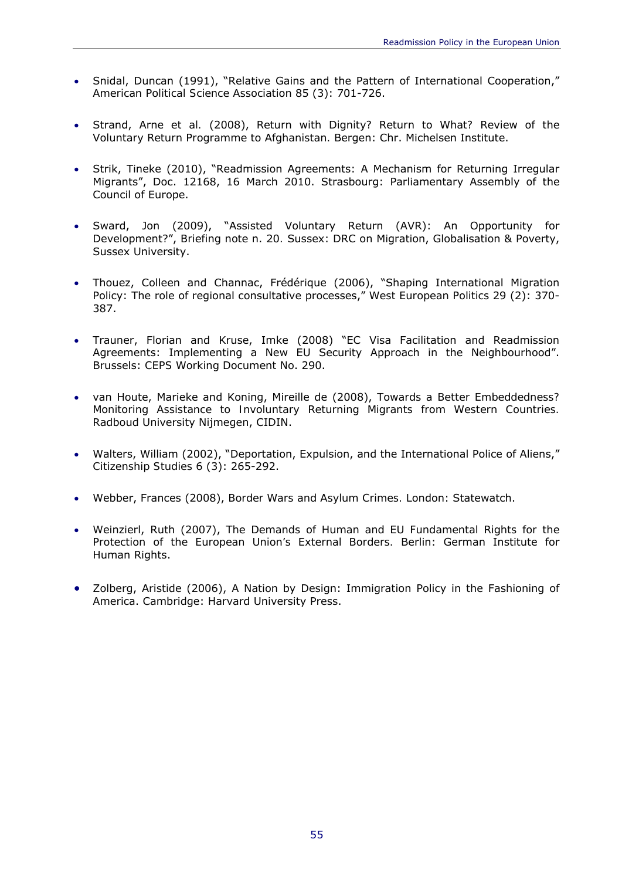- Snidal, Duncan (1991), "Relative Gains and the Pattern of International Cooperation," American Political Science Association 85 (3): 701-726.

- Strand, Arne et al. (2008), Return with Dignity? Return to What? Review of the Voluntary Return Programme to Afghanistan. Bergen: Chr. Michelsen Institute.

- Strik, Tineke (2010), "Readmission Agreements: A Mechanism for Returning Irregular Migrants", Doc. 12168, 16 March 2010. Strasbourg: Parliamentary Assembly of the Council of Europe.

- Sward, Jon (2009), "Assisted Voluntary Return (AVR): An Opportunity for Development?", Briefing note n. 20. Sussex: DRC on Migration, Globalisation & Poverty, Sussex University.

- Thouez, Colleen and Channac, Frédérique (2006), "Shaping International Migration Policy: The role of regional consultative processes," West European Politics 29 (2): 370-387.

- Trauner, Florian and Kruse, Imke (2008) "EC Visa Facilitation and Readmission Agreements: Implementing a New EU Security Approach in the Neighbourhood". Brussels: CEPS Working Document No. 290.

- van Houte, Marieke and Koning, Mireille de (2008), Towards a Better Embeddedness? Monitoring Assistance to Involuntary Returning Migrants from Western Countries. Radboud University Nijmegen, CIDIN.

- Walters, William (2002), "Deportation, Expulsion, and the International Police of Aliens," Citizenship Studies 6 (3): 265-292.

- Webber, Frances (2008), Border Wars and Asylum Crimes. London: Statewatch.

- Weinzierl, Ruth (2007), The Demands of Human and EU Fundamental Rights for the Protection of the European Union's External Borders. Berlin: German Institute for Human Rights.

- Zolberg, Aristide (2006), A Nation by Design: Immigration Policy in the Fashioning of America. Cambridge: Harvard University Press.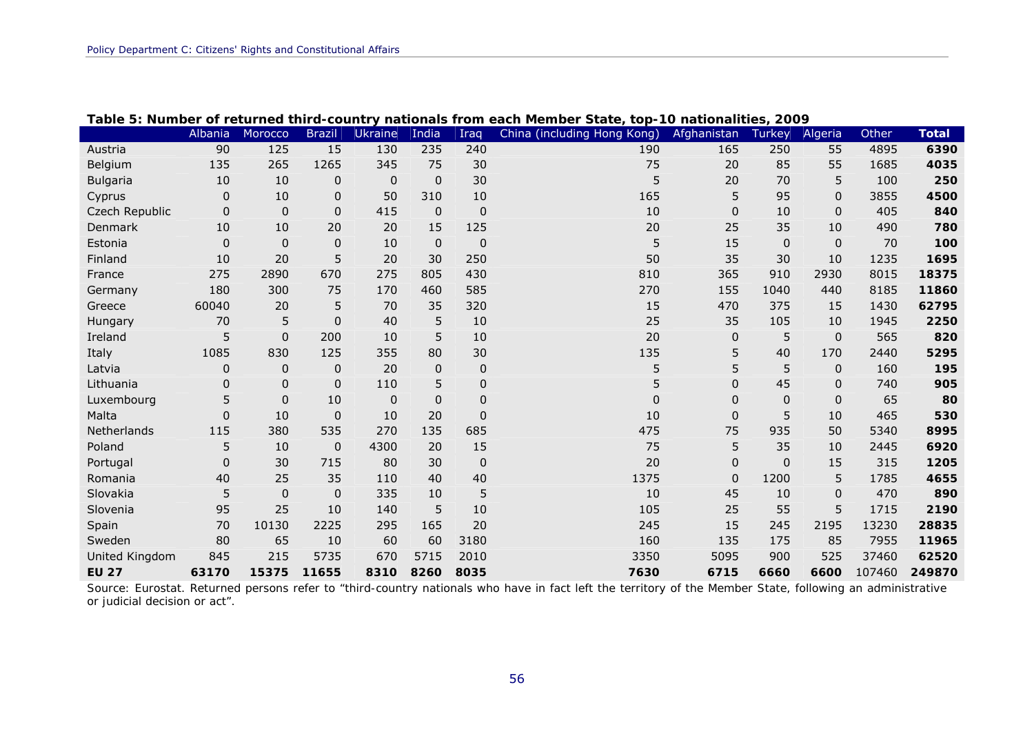**Table 5: Number of returned third-country nationals from each Member State, top-10 nationalities, 2009**

| | Albania | Morocco | Brazil | Ukraine | India | Iraq | China (including Hong Kong) | Afghanistan | Turkey | Algeria | Other | **Total** |
|---|---|---|---|---|---|---|---|---|---|---|---|---|
| Austria | 90 | 125 | 15 | 130 | 235 | 240 | 190 | 165 | 250 | 55 | 4895 | **6390** |
| Belgium | 135 | 265 | 1265 | 345 | 75 | 30 | 75 | 20 | 85 | 55 | 1685 | **4035** |
| Bulgaria | 10 | 10 | 0 | 0 | 0 | 30 | 5 | 20 | 70 | 5 | 100 | **250** |
| Cyprus | 0 | 10 | 0 | 50 | 310 | 10 | 165 | 5 | 95 | 0 | 3855 | **4500** |
| Czech Republic | 0 | 0 | 0 | 415 | 0 | 0 | 10 | 0 | 10 | 0 | 405 | **840** |
| Denmark | 10 | 10 | 20 | 20 | 15 | 125 | 20 | 25 | 35 | 10 | 490 | **780** |
| Estonia | 0 | 0 | 0 | 10 | 0 | 0 | 5 | 15 | 0 | 0 | 70 | **100** |
| Finland | 10 | 20 | 5 | 20 | 30 | 250 | 50 | 35 | 30 | 10 | 1235 | **1695** |
| France | 275 | 2890 | 670 | 275 | 805 | 430 | 810 | 365 | 910 | 2930 | 8015 | **18375** |
| Germany | 180 | 300 | 75 | 170 | 460 | 585 | 270 | 155 | 1040 | 440 | 8185 | **11860** |
| Greece | 60040 | 20 | 5 | 70 | 35 | 320 | 15 | 470 | 375 | 15 | 1430 | **62795** |
| Hungary | 70 | 5 | 0 | 40 | 5 | 10 | 25 | 35 | 105 | 10 | 1945 | **2250** |
| Ireland | 5 | 0 | 200 | 10 | 5 | 10 | 20 | 0 | 5 | 0 | 565 | **820** |
| Italy | 1085 | 830 | 125 | 355 | 80 | 30 | 135 | 5 | 40 | 170 | 2440 | **5295** |
| Latvia | 0 | 0 | 0 | 20 | 0 | 0 | 5 | 5 | 5 | 0 | 160 | **195** |
| Lithuania | 0 | 0 | 0 | 110 | 5 | 0 | 5 | 0 | 45 | 0 | 740 | **905** |
| Luxembourg | 5 | 0 | 10 | 0 | 0 | 0 | 0 | 0 | 0 | 0 | 65 | **80** |
| Malta | 0 | 10 | 0 | 10 | 20 | 0 | 10 | 0 | 5 | 10 | 465 | **530** |
| Netherlands | 115 | 380 | 535 | 270 | 135 | 685 | 475 | 75 | 935 | 50 | 5340 | **8995** |
| Poland | 5 | 10 | 0 | 4300 | 20 | 15 | 75 | 5 | 35 | 10 | 2445 | **6920** |
| Portugal | 0 | 30 | 715 | 80 | 30 | 0 | 20 | 0 | 0 | 15 | 315 | **1205** |
| Romania | 40 | 25 | 35 | 110 | 40 | 40 | 1375 | 0 | 1200 | 5 | 1785 | **4655** |
| Slovakia | 5 | 0 | 0 | 335 | 10 | 5 | 10 | 45 | 10 | 0 | 470 | **890** |
| Slovenia | 95 | 25 | 10 | 140 | 5 | 10 | 105 | 25 | 55 | 5 | 1715 | **2190** |
| Spain | 70 | 10130 | 2225 | 295 | 165 | 20 | 245 | 15 | 245 | 2195 | 13230 | **28835** |
| Sweden | 80 | 65 | 10 | 60 | 60 | 3180 | 160 | 135 | 175 | 85 | 7955 | **11965** |
| United Kingdom | 845 | 215 | 5735 | 670 | 5715 | 2010 | 3350 | 5095 | 900 | 525 | 37460 | **62520** |
| **EU 27** | **63170** | **15375** | **11655** | **8310** | **8260** | **8035** | **7630** | **6715** | **6660** | **6600** | 107460 | **249870** |

Source: Eurostat. Returned persons refer to "third-country nationals who have in fact left the territory of the Member State, following an administrative or judicial decision or act".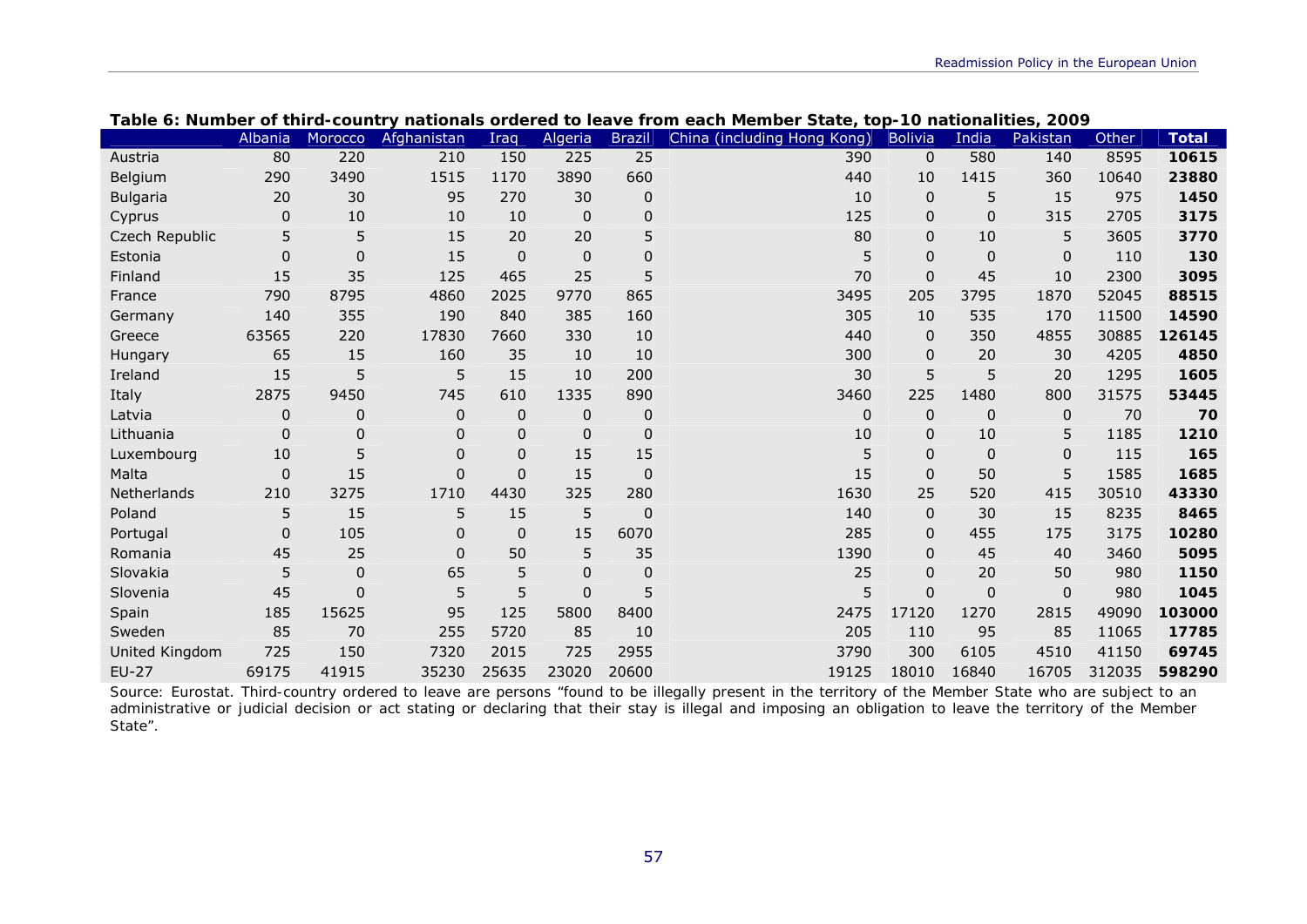**Table 6: Number of third-country nationals ordered to leave from each Member State, top-10 nationalities, 2009**

| | Albania | Morocco | Afghanistan | Iraq | Algeria | Brazil | China (including Hong Kong) | Bolivia | India | Pakistan | Other | **Total** |
|---|---|---|---|---|---|---|---|---|---|---|---|---|
| Austria | 80 | 220 | 210 | 150 | 225 | 25 | 390 | 0 | 580 | 140 | 8595 | **10615** |
| Belgium | 290 | 3490 | 1515 | 1170 | 3890 | 660 | 440 | 10 | 1415 | 360 | 10640 | **23880** |
| Bulgaria | 20 | 30 | 95 | 270 | 30 | 0 | 10 | 0 | 5 | 15 | 975 | **1450** |
| Cyprus | 0 | 10 | 10 | 10 | 0 | 0 | 125 | 0 | 0 | 315 | 2705 | **3175** |
| Czech Republic | 5 | 5 | 15 | 20 | 20 | 5 | 80 | 0 | 10 | 5 | 3605 | **3770** |
| Estonia | 0 | 0 | 15 | 0 | 0 | 0 | 5 | 0 | 0 | 0 | 110 | **130** |
| Finland | 15 | 35 | 125 | 465 | 25 | 5 | 70 | 0 | 45 | 10 | 2300 | **3095** |
| France | 790 | 8795 | 4860 | 2025 | 9770 | 865 | 3495 | 205 | 3795 | 1870 | 52045 | **88515** |
| Germany | 140 | 355 | 190 | 840 | 385 | 160 | 305 | 10 | 535 | 170 | 11500 | **14590** |
| Greece | 63565 | 220 | 17830 | 7660 | 330 | 10 | 440 | 0 | 350 | 4855 | 30885 | **126145** |
| Hungary | 65 | 15 | 160 | 35 | 10 | 10 | 300 | 0 | 20 | 30 | 4205 | **4850** |
| Ireland | 15 | 5 | 5 | 15 | 10 | 200 | 30 | 5 | 5 | 20 | 1295 | **1605** |
| Italy | 2875 | 9450 | 745 | 610 | 1335 | 890 | 3460 | 225 | 1480 | 800 | 31575 | **53445** |
| Latvia | 0 | 0 | 0 | 0 | 0 | 0 | 0 | 0 | 0 | 0 | 70 | **70** |
| Lithuania | 0 | 0 | 0 | 0 | 0 | 0 | 10 | 0 | 10 | 5 | 1185 | **1210** |
| Luxembourg | 10 | 5 | 0 | 0 | 15 | 15 | 5 | 0 | 0 | 0 | 115 | **165** |
| Malta | 0 | 15 | 0 | 0 | 15 | 0 | 15 | 0 | 50 | 5 | 1585 | **1685** |
| Netherlands | 210 | 3275 | 1710 | 4430 | 325 | 280 | 1630 | 25 | 520 | 415 | 30510 | **43330** |
| Poland | 5 | 15 | 5 | 15 | 5 | 0 | 140 | 0 | 30 | 15 | 8235 | **8465** |
| Portugal | 0 | 105 | 0 | 0 | 15 | 6070 | 285 | 0 | 455 | 175 | 3175 | **10280** |
| Romania | 45 | 25 | 0 | 50 | 5 | 35 | 1390 | 0 | 45 | 40 | 3460 | **5095** |
| Slovakia | 5 | 0 | 65 | 5 | 0 | 0 | 25 | 0 | 20 | 50 | 980 | **1150** |
| Slovenia | 45 | 0 | 5 | 5 | 0 | 5 | 5 | 0 | 0 | 0 | 980 | **1045** |
| Spain | 185 | 15625 | 95 | 125 | 5800 | 8400 | 2475 | 17120 | 1270 | 2815 | 49090 | **103000** |
| Sweden | 85 | 70 | 255 | 5720 | 85 | 10 | 205 | 110 | 95 | 85 | 11065 | **17785** |
| United Kingdom | 725 | 150 | 7320 | 2015 | 725 | 2955 | 3790 | 300 | 6105 | 4510 | 41150 | **69745** |
| EU-27 | 69175 | 41915 | 35230 | 25635 | 23020 | 20600 | 19125 | 18010 | 16840 | 16705 | 312035 | **598290** |

Source: Eurostat. Third-country ordered to leave are persons "found to be illegally present in the territory of the Member State who are subject to an administrative or judicial decision or act stating or declaring that their stay is illegal and imposing an obligation to leave the territory of the Member State".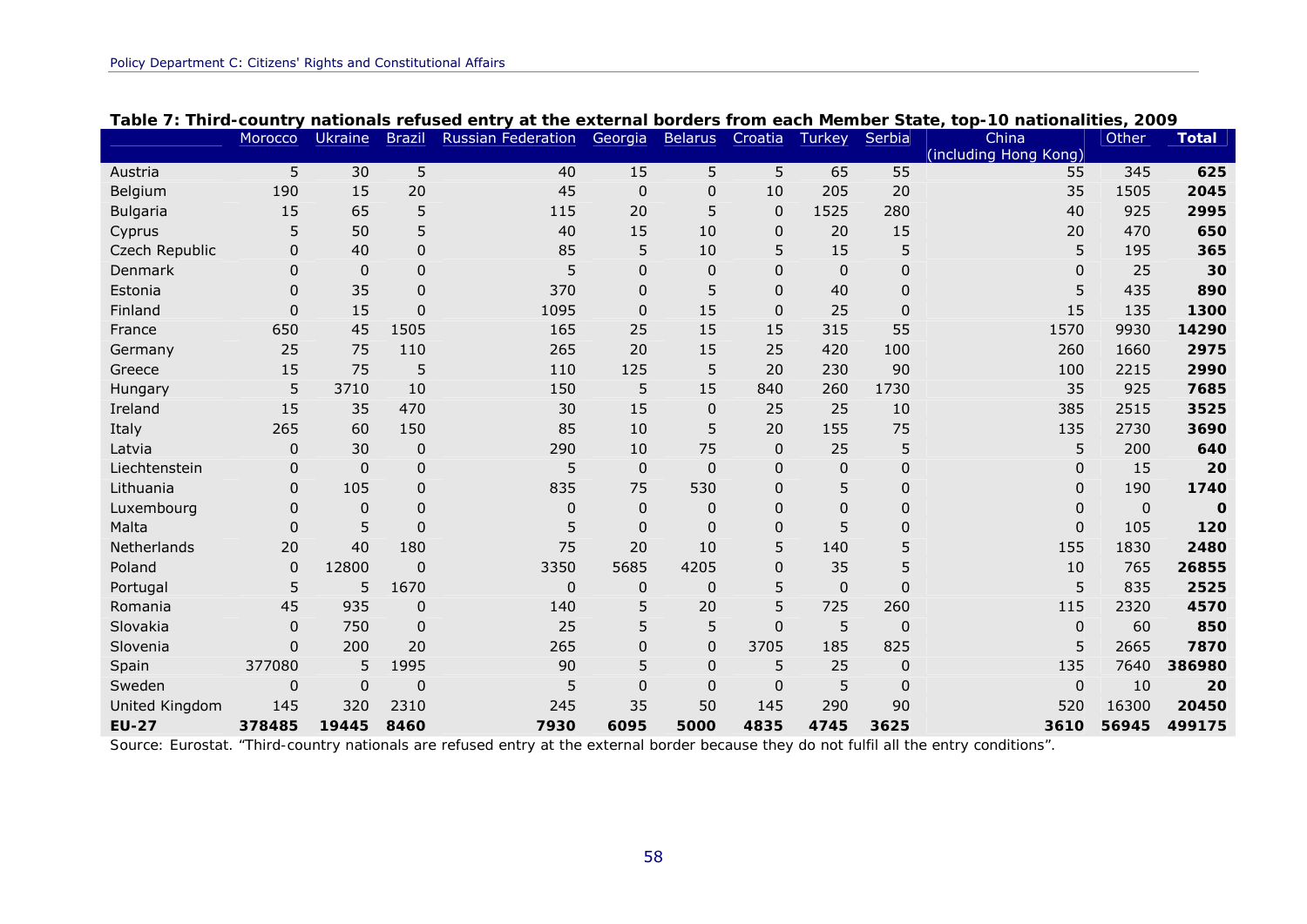**Table 7: Third-country nationals refused entry at the external borders from each Member State, top-10 nationalities, 2009**

| | Morocco | Ukraine | Brazil | Russian Federation | Georgia | Belarus | Croatia | Turkey | Serbia | China (including Hong Kong) | Other | Total |
|---|---|---|---|---|---|---|---|---|---|---|---|---|
| Austria | 5 | 30 | 5 | 40 | 15 | 5 | 5 | 65 | 55 | 55 | 345 | **625** |
| Belgium | 190 | 15 | 20 | 45 | 0 | 0 | 10 | 205 | 20 | 35 | 1505 | **2045** |
| Bulgaria | 15 | 65 | 5 | 115 | 20 | 5 | 0 | 1525 | 280 | 40 | 925 | **2995** |
| Cyprus | 5 | 50 | 5 | 40 | 15 | 10 | 0 | 20 | 15 | 20 | 470 | **650** |
| Czech Republic | 0 | 40 | 0 | 85 | 5 | 10 | 5 | 15 | 5 | 5 | 195 | **365** |
| Denmark | 0 | 0 | 0 | 5 | 0 | 0 | 0 | 0 | 0 | 0 | 25 | **30** |
| Estonia | 0 | 35 | 0 | 370 | 0 | 5 | 0 | 40 | 0 | 5 | 435 | **890** |
| Finland | 0 | 15 | 0 | 1095 | 0 | 15 | 0 | 25 | 0 | 15 | 135 | **1300** |
| France | 650 | 45 | 1505 | 165 | 25 | 15 | 15 | 315 | 55 | 1570 | 9930 | **14290** |
| Germany | 25 | 75 | 110 | 265 | 20 | 15 | 25 | 420 | 100 | 260 | 1660 | **2975** |
| Greece | 15 | 75 | 5 | 110 | 125 | 5 | 20 | 230 | 90 | 100 | 2215 | **2990** |
| Hungary | 5 | 3710 | 10 | 150 | 5 | 15 | 840 | 260 | 1730 | 35 | 925 | **7685** |
| Ireland | 15 | 35 | 470 | 30 | 15 | 0 | 25 | 25 | 10 | 385 | 2515 | **3525** |
| Italy | 265 | 60 | 150 | 85 | 10 | 5 | 20 | 155 | 75 | 135 | 2730 | **3690** |
| Latvia | 0 | 30 | 0 | 290 | 10 | 75 | 0 | 25 | 5 | 5 | 200 | **640** |
| Liechtenstein | 0 | 0 | 0 | 5 | 0 | 0 | 0 | 0 | 0 | 0 | 15 | **20** |
| Lithuania | 0 | 105 | 0 | 835 | 75 | 530 | 0 | 5 | 0 | 0 | 190 | **1740** |
| Luxembourg | 0 | 0 | 0 | 0 | 0 | 0 | 0 | 0 | 0 | 0 | 0 | **0** |
| Malta | 0 | 5 | 0 | 5 | 0 | 0 | 0 | 5 | 0 | 0 | 105 | **120** |
| Netherlands | 20 | 40 | 180 | 75 | 20 | 10 | 5 | 140 | 5 | 155 | 1830 | **2480** |
| Poland | 0 | 12800 | 0 | 3350 | 5685 | 4205 | 0 | 35 | 5 | 10 | 765 | **26855** |
| Portugal | 5 | 5 | 1670 | 0 | 0 | 0 | 5 | 0 | 0 | 5 | 835 | **2525** |
| Romania | 45 | 935 | 0 | 140 | 5 | 20 | 5 | 725 | 260 | 115 | 2320 | **4570** |
| Slovakia | 0 | 750 | 0 | 25 | 5 | 5 | 0 | 5 | 0 | 0 | 60 | **850** |
| Slovenia | 0 | 200 | 20 | 265 | 0 | 0 | 3705 | 185 | 825 | 5 | 2665 | **7870** |
| Spain | 377080 | 5 | 1995 | 90 | 5 | 0 | 5 | 25 | 0 | 135 | 7640 | **386980** |
| Sweden | 0 | 0 | 0 | 5 | 0 | 0 | 0 | 5 | 0 | 0 | 10 | **20** |
| United Kingdom | 145 | 320 | 2310 | 245 | 35 | 50 | 145 | 290 | 90 | 520 | 16300 | **20450** |
| **EU-27** | **378485** | **19445** | **8460** | **7930** | **6095** | **5000** | **4835** | **4745** | **3625** | **3610** | **56945** | **499175** |

Source: Eurostat. "Third-country nationals are refused entry at the external border because they do not fulfil all the entry conditions".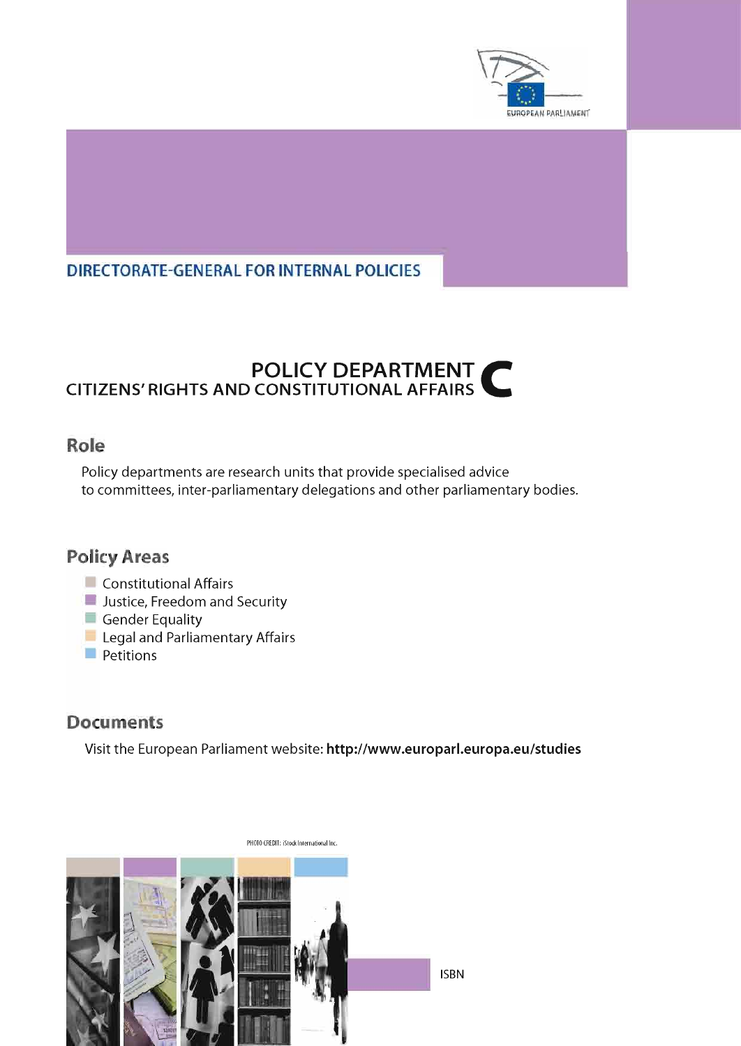EUROPEAN PARLIAMENT

DIRECTORATE-GENERAL FOR INTERNAL POLICIES

# POLICY DEPARTMENT C
## CITIZENS' RIGHTS AND CONSTITUTIONAL AFFAIRS

## Role

Policy departments are research units that provide specialised advice to committees, inter-parliamentary delegations and other parliamentary bodies.

## Policy Areas

- Constitutional Affairs
- Justice, Freedom and Security
- Gender Equality
- Legal and Parliamentary Affairs
- Petitions

## Documents

Visit the European Parliament website: **http://www.europarl.europa.eu/studies**

PHOTO CREDIT: iStock International Inc.

ISBN